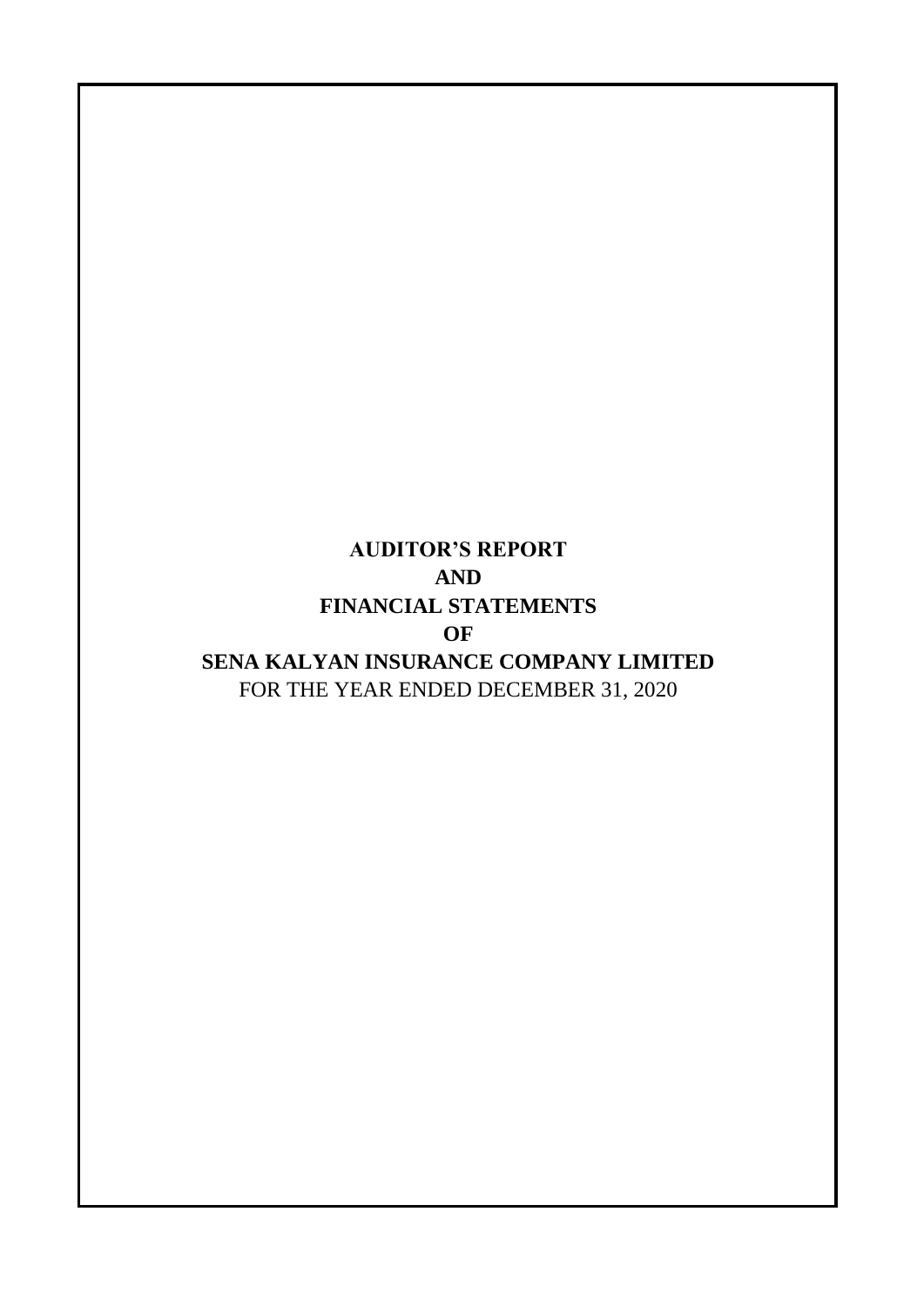# AUDITOR'S REPORT

# AND

# FINANCIAL STATEMENTS

# OF

# SENA KALYAN INSURANCE COMPANY LIMITED

FOR THE YEAR ENDED DECEMBER 31, 2020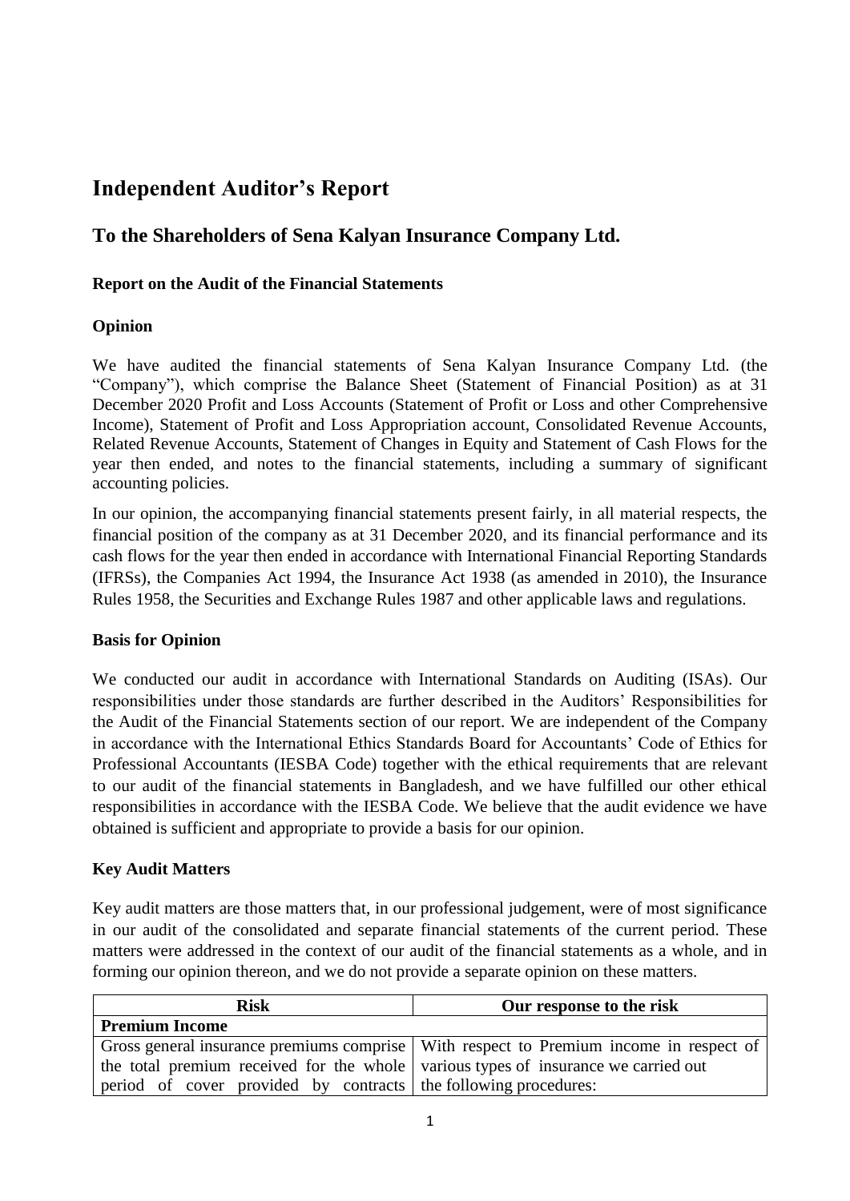# Independent Auditor's Report

## To the Shareholders of Sena Kalyan Insurance Company Ltd.

### Report on the Audit of the Financial Statements

### Opinion

We have audited the financial statements of Sena Kalyan Insurance Company Ltd. (the "Company"), which comprise the Balance Sheet (Statement of Financial Position) as at 31 December 2020 Profit and Loss Accounts (Statement of Profit or Loss and other Comprehensive Income), Statement of Profit and Loss Appropriation account, Consolidated Revenue Accounts, Related Revenue Accounts, Statement of Changes in Equity and Statement of Cash Flows for the year then ended, and notes to the financial statements, including a summary of significant accounting policies.

In our opinion, the accompanying financial statements present fairly, in all material respects, the financial position of the company as at 31 December 2020, and its financial performance and its cash flows for the year then ended in accordance with International Financial Reporting Standards (IFRSs), the Companies Act 1994, the Insurance Act 1938 (as amended in 2010), the Insurance Rules 1958, the Securities and Exchange Rules 1987 and other applicable laws and regulations.

### Basis for Opinion

We conducted our audit in accordance with International Standards on Auditing (ISAs). Our responsibilities under those standards are further described in the Auditors' Responsibilities for the Audit of the Financial Statements section of our report. We are independent of the Company in accordance with the International Ethics Standards Board for Accountants' Code of Ethics for Professional Accountants (IESBA Code) together with the ethical requirements that are relevant to our audit of the financial statements in Bangladesh, and we have fulfilled our other ethical responsibilities in accordance with the IESBA Code. We believe that the audit evidence we have obtained is sufficient and appropriate to provide a basis for our opinion.

### Key Audit Matters

Key audit matters are those matters that, in our professional judgement, were of most significance in our audit of the consolidated and separate financial statements of the current period. These matters were addressed in the context of our audit of the financial statements as a whole, and in forming our opinion thereon, and we do not provide a separate opinion on these matters.

| Risk | Our response to the risk |
|---|---|
| **Premium Income** | |
| Gross general insurance premiums comprise the total premium received for the whole period of cover provided by contracts | With respect to Premium income in respect of various types of insurance we carried out the following procedures: |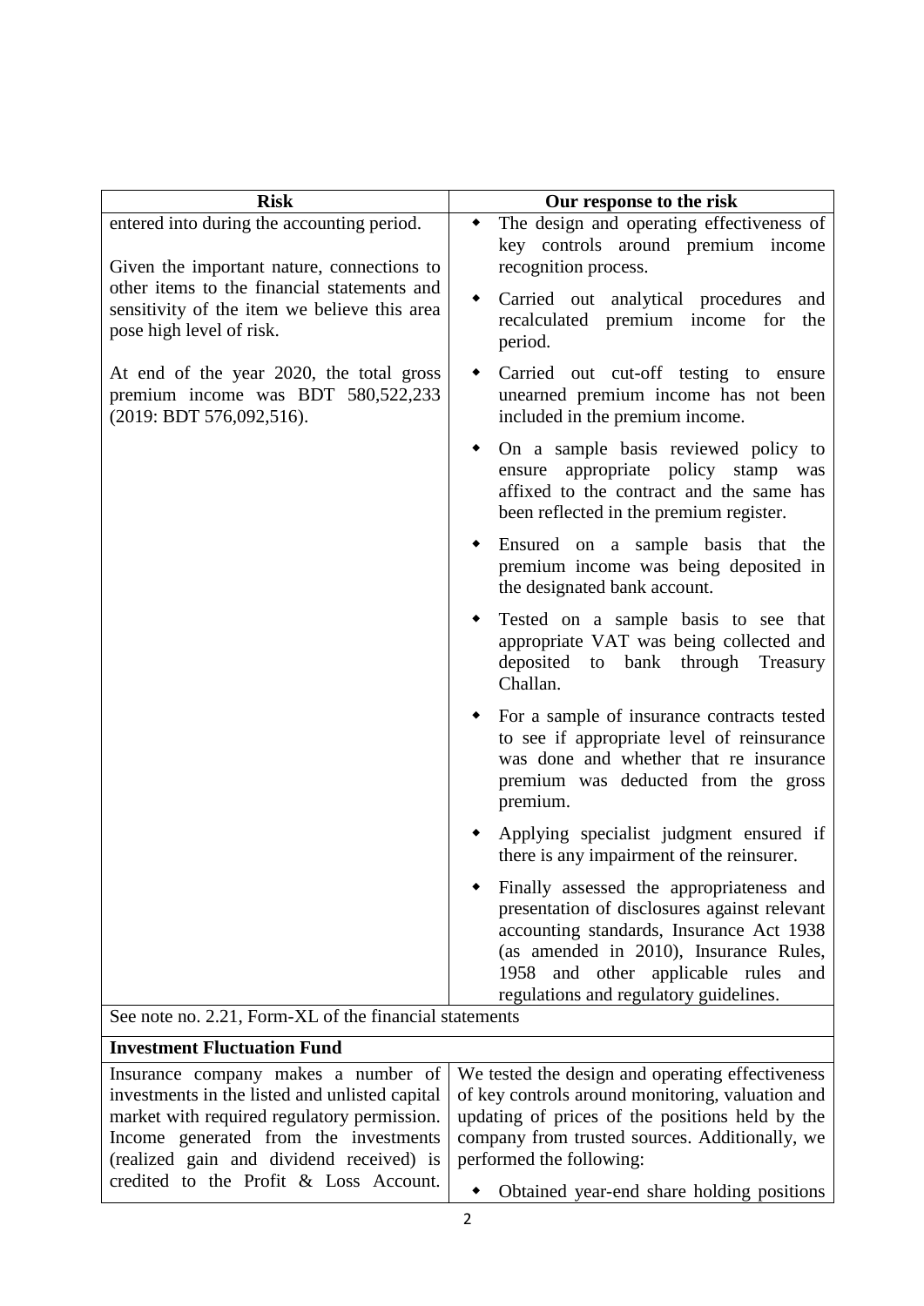| Risk | Our response to the risk |
|---|---|
| entered into during the accounting period.<br><br>Given the important nature, connections to other items to the financial statements and sensitivity of the item we believe this area pose high level of risk.<br><br>At end of the year 2020, the total gross premium income was BDT 580,522,233 (2019: BDT 576,092,516). | ◆ The design and operating effectiveness of key controls around premium income recognition process.<br><br>◆ Carried out analytical procedures and recalculated premium income for the period.<br><br>◆ Carried out cut-off testing to ensure unearned premium income has not been included in the premium income.<br><br>◆ On a sample basis reviewed policy to ensure appropriate policy stamp was affixed to the contract and the same has been reflected in the premium register.<br><br>◆ Ensured on a sample basis that the premium income was being deposited in the designated bank account.<br><br>◆ Tested on a sample basis to see that appropriate VAT was being collected and deposited to bank through Treasury Challan.<br><br>◆ For a sample of insurance contracts tested to see if appropriate level of reinsurance was done and whether that re insurance premium was deducted from the gross premium.<br><br>◆ Applying specialist judgment ensured if there is any impairment of the reinsurer.<br><br>◆ Finally assessed the appropriateness and presentation of disclosures against relevant accounting standards, Insurance Act 1938 (as amended in 2010), Insurance Rules, 1958 and other applicable rules and regulations and regulatory guidelines. |
| See note no. 2.21, Form-XL of the financial statements | |
| **Investment Fluctuation Fund** | |
| Insurance company makes a number of investments in the listed and unlisted capital market with required regulatory permission. Income generated from the investments (realized gain and dividend received) is credited to the Profit & Loss Account. | We tested the design and operating effectiveness of key controls around monitoring, valuation and updating of prices of the positions held by the company from trusted sources. Additionally, we performed the following:<br><br>◆ Obtained year-end share holding positions |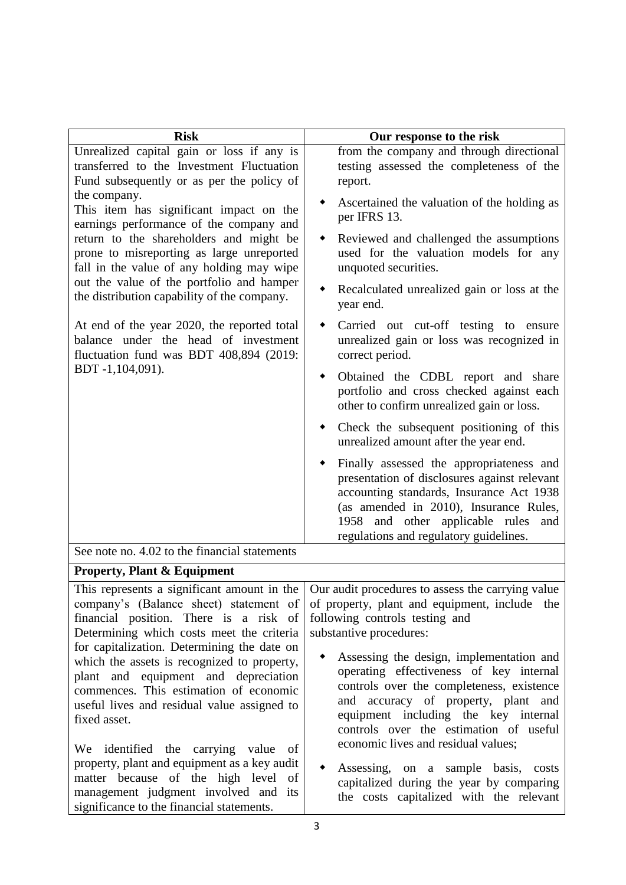| Risk | Our response to the risk |
| --- | --- |
| Unrealized capital gain or loss if any is transferred to the Investment Fluctuation Fund subsequently or as per the policy of the company.<br>This item has significant impact on the earnings performance of the company and return to the shareholders and might be prone to misreporting as large unreported fall in the value of any holding may wipe out the value of the portfolio and hamper the distribution capability of the company.<br><br>At end of the year 2020, the reported total balance under the head of investment fluctuation fund was BDT 408,894 (2019: BDT -1,104,091). | from the company and through directional testing assessed the completeness of the report.<br>• Ascertained the valuation of the holding as per IFRS 13.<br>• Reviewed and challenged the assumptions used for the valuation models for any unquoted securities.<br>• Recalculated unrealized gain or loss at the year end.<br>• Carried out cut-off testing to ensure unrealized gain or loss was recognized in correct period.<br>• Obtained the CDBL report and share portfolio and cross checked against each other to confirm unrealized gain or loss.<br>• Check the subsequent positioning of this unrealized amount after the year end.<br>• Finally assessed the appropriateness and presentation of disclosures against relevant accounting standards, Insurance Act 1938 (as amended in 2010), Insurance Rules, 1958 and other applicable rules and regulations and regulatory guidelines. |
| See note no. 4.02 to the financial statements | |
| **Property, Plant & Equipment** | |
| This represents a significant amount in the company's (Balance sheet) statement of financial position. There is a risk of Determining which costs meet the criteria for capitalization. Determining the date on which the assets is recognized to property, plant and equipment and depreciation commences. This estimation of economic useful lives and residual value assigned to fixed asset.<br><br>We identified the carrying value of property, plant and equipment as a key audit matter because of the high level of management judgment involved and its significance to the financial statements. | Our audit procedures to assess the carrying value of property, plant and equipment, include the following controls testing and substantive procedures:<br>• Assessing the design, implementation and operating effectiveness of key internal controls over the completeness, existence and accuracy of property, plant and equipment including the key internal controls over the estimation of useful economic lives and residual values;<br>• Assessing, on a sample basis, costs capitalized during the year by comparing the costs capitalized with the relevant |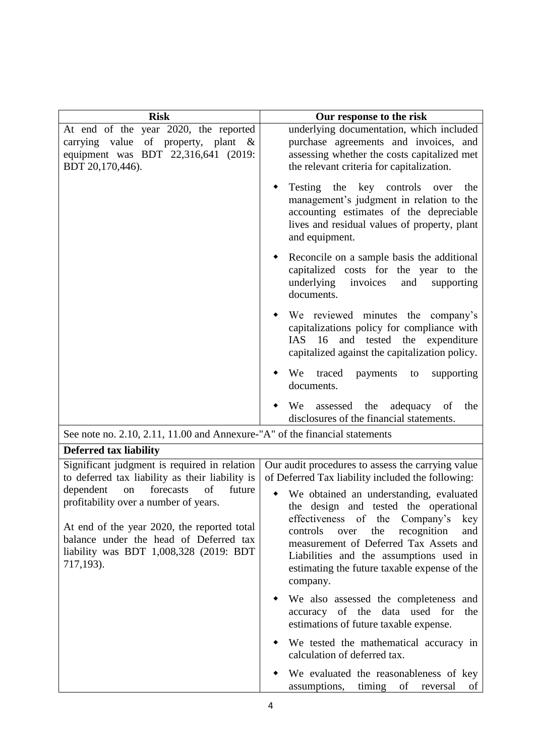| Risk | Our response to the risk |
|---|---|
| At end of the year 2020, the reported carrying value of property, plant & equipment was BDT 22,316,641 (2019: BDT 20,170,446). | underlying documentation, which included purchase agreements and invoices, and assessing whether the costs capitalized met the relevant criteria for capitalization.<br><br>◆ Testing the key controls over the management's judgment in relation to the accounting estimates of the depreciable lives and residual values of property, plant and equipment.<br><br>◆ Reconcile on a sample basis the additional capitalized costs for the year to the underlying invoices and supporting documents.<br><br>◆ We reviewed minutes the company's capitalizations policy for compliance with IAS 16 and tested the expenditure capitalized against the capitalization policy.<br><br>◆ We traced payments to supporting documents.<br><br>◆ We assessed the adequacy of the disclosures of the financial statements. |
| See note no. 2.10, 2.11, 11.00 and Annexure-"A" of the financial statements | |
| **Deferred tax liability** | |
| Significant judgment is required in relation to deferred tax liability as their liability is dependent on forecasts of future profitability over a number of years.<br><br>At end of the year 2020, the reported total balance under the head of Deferred tax liability was BDT 1,008,328 (2019: BDT 717,193). | Our audit procedures to assess the carrying value of Deferred Tax liability included the following:<br><br>◆ We obtained an understanding, evaluated the design and tested the operational effectiveness of the Company's key controls over the recognition and measurement of Deferred Tax Assets and Liabilities and the assumptions used in estimating the future taxable expense of the company.<br><br>◆ We also assessed the completeness and accuracy of the data used for the estimations of future taxable expense.<br><br>◆ We tested the mathematical accuracy in calculation of deferred tax.<br><br>◆ We evaluated the reasonableness of key assumptions, timing of reversal of |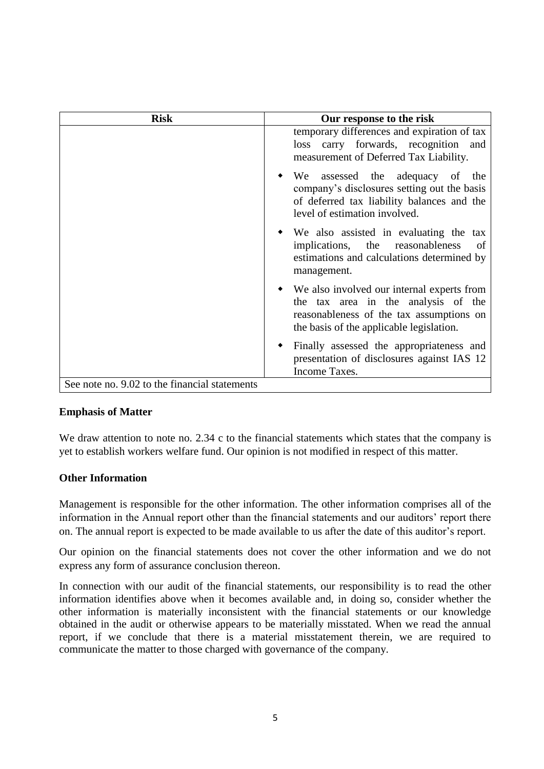| Risk | Our response to the risk |
|---|---|
| | temporary differences and expiration of tax loss carry forwards, recognition and measurement of Deferred Tax Liability.<br>◆ We assessed the adequacy of the company's disclosures setting out the basis of deferred tax liability balances and the level of estimation involved.<br>◆ We also assisted in evaluating the tax implications, the reasonableness of estimations and calculations determined by management.<br>◆ We also involved our internal experts from the tax area in the analysis of the reasonableness of the tax assumptions on the basis of the applicable legislation.<br>◆ Finally assessed the appropriateness and presentation of disclosures against IAS 12 Income Taxes. |
| See note no. 9.02 to the financial statements | |

**Emphasis of Matter**

We draw attention to note no. 2.34 c to the financial statements which states that the company is yet to establish workers welfare fund. Our opinion is not modified in respect of this matter.

**Other Information**

Management is responsible for the other information. The other information comprises all of the information in the Annual report other than the financial statements and our auditors' report there on. The annual report is expected to be made available to us after the date of this auditor's report.

Our opinion on the financial statements does not cover the other information and we do not express any form of assurance conclusion thereon.

In connection with our audit of the financial statements, our responsibility is to read the other information identifies above when it becomes available and, in doing so, consider whether the other information is materially inconsistent with the financial statements or our knowledge obtained in the audit or otherwise appears to be materially misstated. When we read the annual report, if we conclude that there is a material misstatement therein, we are required to communicate the matter to those charged with governance of the company.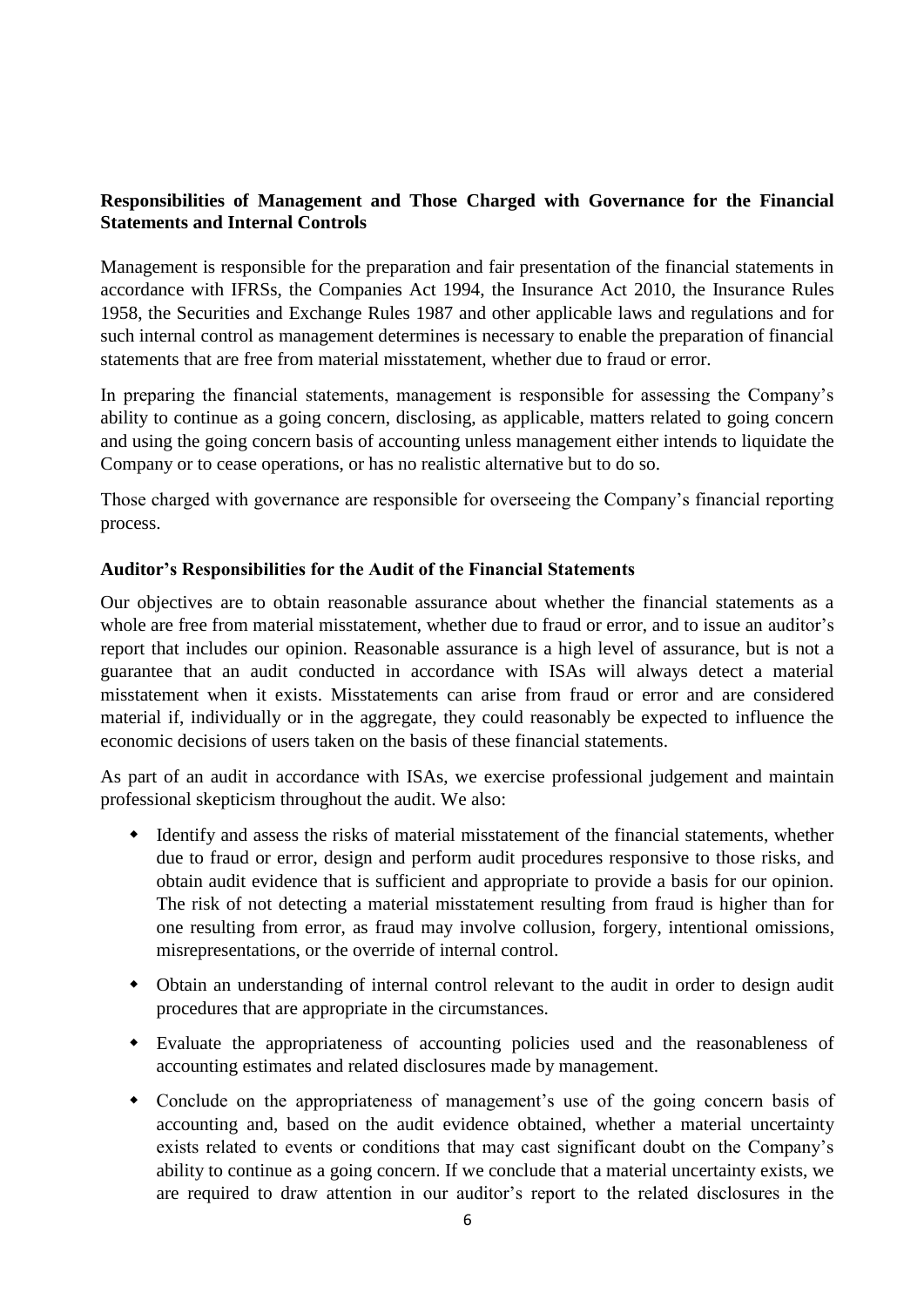**Responsibilities of Management and Those Charged with Governance for the Financial Statements and Internal Controls**

Management is responsible for the preparation and fair presentation of the financial statements in accordance with IFRSs, the Companies Act 1994, the Insurance Act 2010, the Insurance Rules 1958, the Securities and Exchange Rules 1987 and other applicable laws and regulations and for such internal control as management determines is necessary to enable the preparation of financial statements that are free from material misstatement, whether due to fraud or error.

In preparing the financial statements, management is responsible for assessing the Company's ability to continue as a going concern, disclosing, as applicable, matters related to going concern and using the going concern basis of accounting unless management either intends to liquidate the Company or to cease operations, or has no realistic alternative but to do so.

Those charged with governance are responsible for overseeing the Company's financial reporting process.

**Auditor's Responsibilities for the Audit of the Financial Statements**

Our objectives are to obtain reasonable assurance about whether the financial statements as a whole are free from material misstatement, whether due to fraud or error, and to issue an auditor's report that includes our opinion. Reasonable assurance is a high level of assurance, but is not a guarantee that an audit conducted in accordance with ISAs will always detect a material misstatement when it exists. Misstatements can arise from fraud or error and are considered material if, individually or in the aggregate, they could reasonably be expected to influence the economic decisions of users taken on the basis of these financial statements.

As part of an audit in accordance with ISAs, we exercise professional judgement and maintain professional skepticism throughout the audit. We also:

- Identify and assess the risks of material misstatement of the financial statements, whether due to fraud or error, design and perform audit procedures responsive to those risks, and obtain audit evidence that is sufficient and appropriate to provide a basis for our opinion. The risk of not detecting a material misstatement resulting from fraud is higher than for one resulting from error, as fraud may involve collusion, forgery, intentional omissions, misrepresentations, or the override of internal control.
- Obtain an understanding of internal control relevant to the audit in order to design audit procedures that are appropriate in the circumstances.
- Evaluate the appropriateness of accounting policies used and the reasonableness of accounting estimates and related disclosures made by management.
- Conclude on the appropriateness of management's use of the going concern basis of accounting and, based on the audit evidence obtained, whether a material uncertainty exists related to events or conditions that may cast significant doubt on the Company's ability to continue as a going concern. If we conclude that a material uncertainty exists, we are required to draw attention in our auditor's report to the related disclosures in the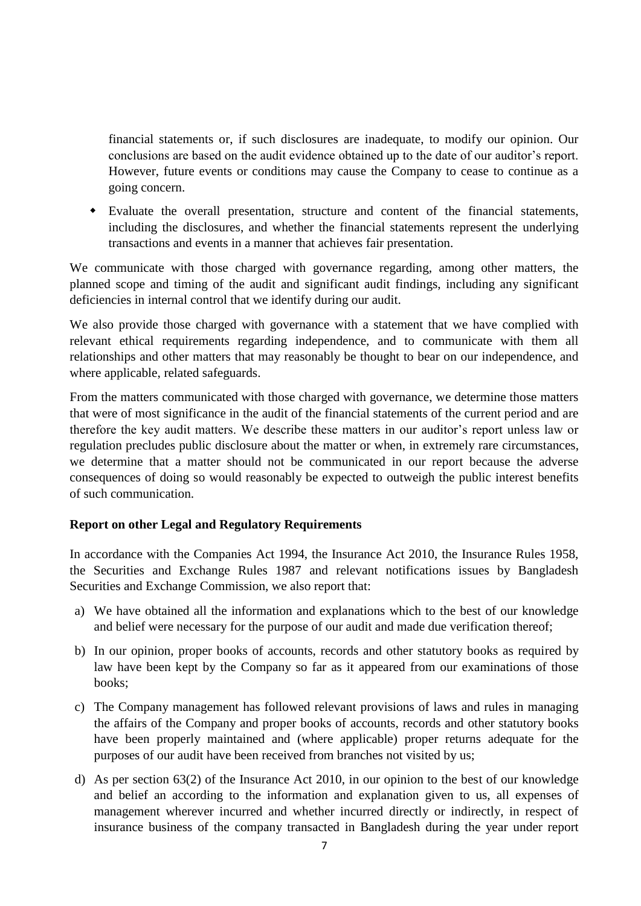financial statements or, if such disclosures are inadequate, to modify our opinion. Our conclusions are based on the audit evidence obtained up to the date of our auditor's report. However, future events or conditions may cause the Company to cease to continue as a going concern.

- Evaluate the overall presentation, structure and content of the financial statements, including the disclosures, and whether the financial statements represent the underlying transactions and events in a manner that achieves fair presentation.

We communicate with those charged with governance regarding, among other matters, the planned scope and timing of the audit and significant audit findings, including any significant deficiencies in internal control that we identify during our audit.

We also provide those charged with governance with a statement that we have complied with relevant ethical requirements regarding independence, and to communicate with them all relationships and other matters that may reasonably be thought to bear on our independence, and where applicable, related safeguards.

From the matters communicated with those charged with governance, we determine those matters that were of most significance in the audit of the financial statements of the current period and are therefore the key audit matters. We describe these matters in our auditor's report unless law or regulation precludes public disclosure about the matter or when, in extremely rare circumstances, we determine that a matter should not be communicated in our report because the adverse consequences of doing so would reasonably be expected to outweigh the public interest benefits of such communication.

**Report on other Legal and Regulatory Requirements**

In accordance with the Companies Act 1994, the Insurance Act 2010, the Insurance Rules 1958, the Securities and Exchange Rules 1987 and relevant notifications issues by Bangladesh Securities and Exchange Commission, we also report that:

a) We have obtained all the information and explanations which to the best of our knowledge and belief were necessary for the purpose of our audit and made due verification thereof;

b) In our opinion, proper books of accounts, records and other statutory books as required by law have been kept by the Company so far as it appeared from our examinations of those books;

c) The Company management has followed relevant provisions of laws and rules in managing the affairs of the Company and proper books of accounts, records and other statutory books have been properly maintained and (where applicable) proper returns adequate for the purposes of our audit have been received from branches not visited by us;

d) As per section 63(2) of the Insurance Act 2010, in our opinion to the best of our knowledge and belief an according to the information and explanation given to us, all expenses of management wherever incurred and whether incurred directly or indirectly, in respect of insurance business of the company transacted in Bangladesh during the year under report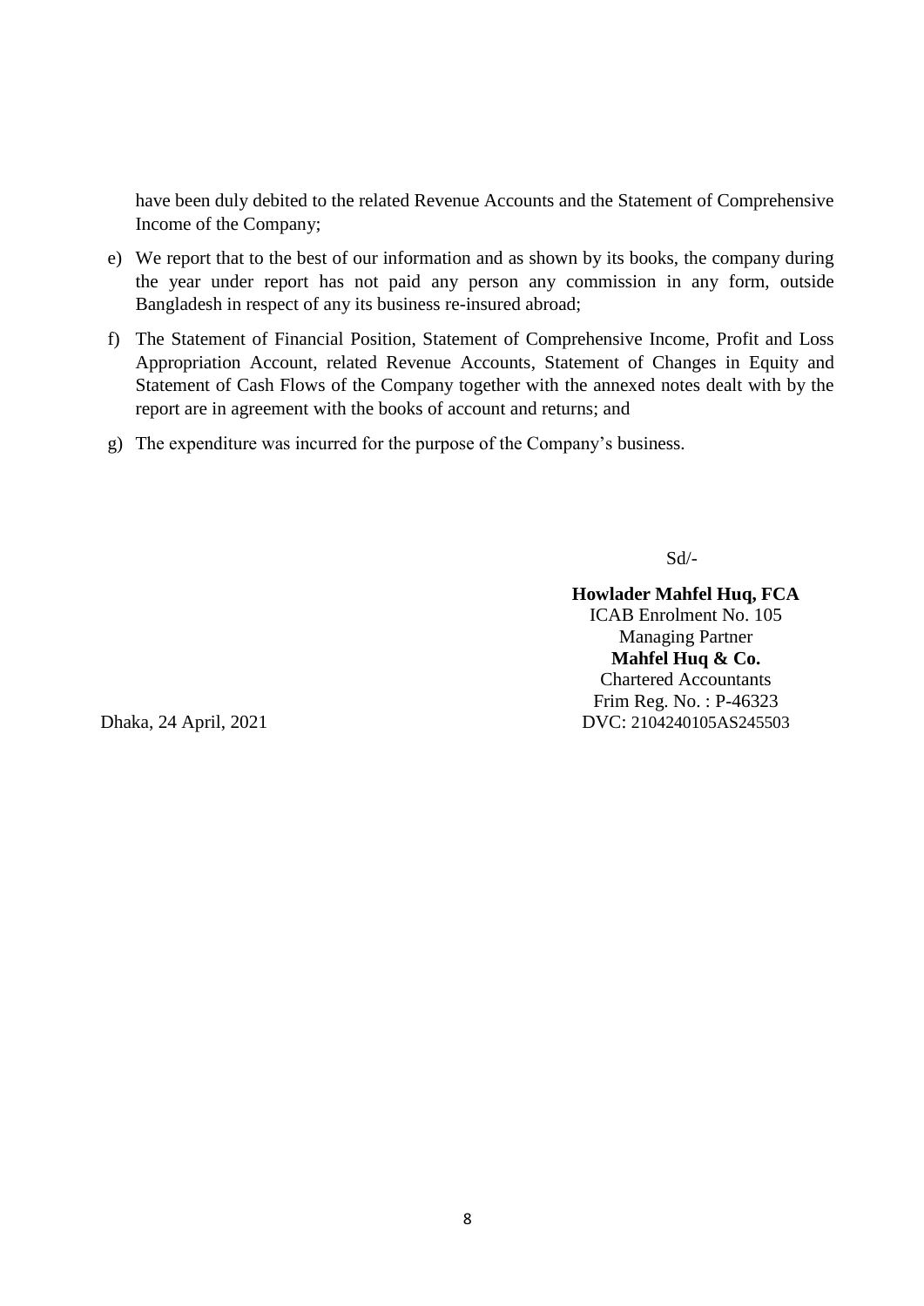have been duly debited to the related Revenue Accounts and the Statement of Comprehensive Income of the Company;

e) We report that to the best of our information and as shown by its books, the company during the year under report has not paid any person any commission in any form, outside Bangladesh in respect of any its business re-insured abroad;

f) The Statement of Financial Position, Statement of Comprehensive Income, Profit and Loss Appropriation Account, related Revenue Accounts, Statement of Changes in Equity and Statement of Cash Flows of the Company together with the annexed notes dealt with by the report are in agreement with the books of account and returns; and

g) The expenditure was incurred for the purpose of the Company's business.

Sd/-

**Howlader Mahfel Huq, FCA**
ICAB Enrolment No. 105
Managing Partner
**Mahfel Huq & Co.**
Chartered Accountants
Frim Reg. No. : P-46323
DVC: 2104240105AS245503

Dhaka, 24 April, 2021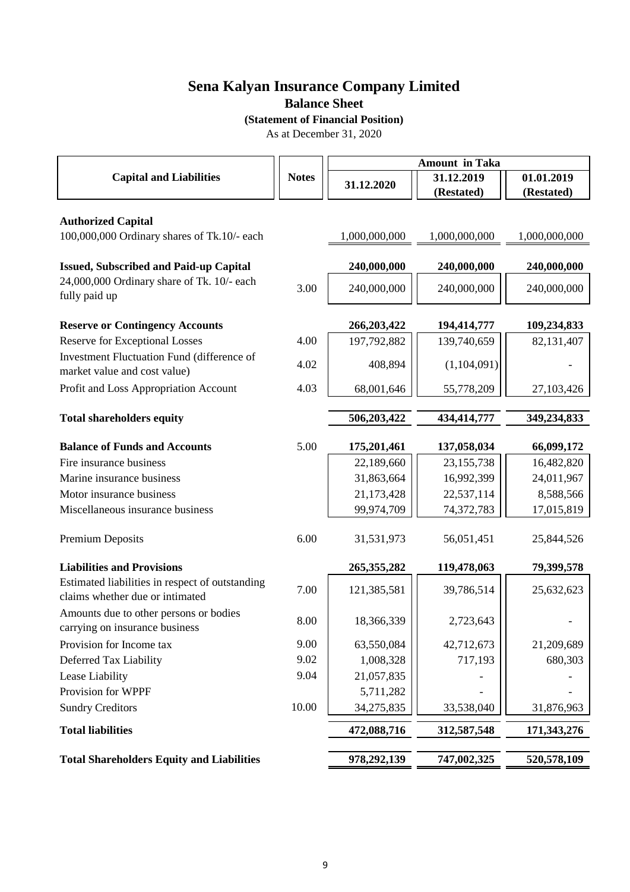# Sena Kalyan Insurance Company Limited

## Balance Sheet

### (Statement of Financial Position)

As at December 31, 2020

| Capital and Liabilities | Notes | Amount in Taka | | |
|---|---|---|---|---|
| | | 31.12.2020 | 31.12.2019 (Restated) | 01.01.2019 (Restated) |
| **Authorized Capital** | | | | |
| 100,000,000 Ordinary shares of Tk.10/- each | | 1,000,000,000 | 1,000,000,000 | 1,000,000,000 |
| **Issued, Subscribed and Paid-up Capital** | | **240,000,000** | **240,000,000** | **240,000,000** |
| 24,000,000 Ordinary share of Tk. 10/- each fully paid up | 3.00 | 240,000,000 | 240,000,000 | 240,000,000 |
| **Reserve or Contingency Accounts** | | **266,203,422** | **194,414,777** | **109,234,833** |
| Reserve for Exceptional Losses | 4.00 | 197,792,882 | 139,740,659 | 82,131,407 |
| Investment Fluctuation Fund (difference of market value and cost value) | 4.02 | 408,894 | (1,104,091) | - |
| Profit and Loss Appropriation Account | 4.03 | 68,001,646 | 55,778,209 | 27,103,426 |
| **Total shareholders equity** | | **506,203,422** | **434,414,777** | **349,234,833** |
| **Balance of Funds and Accounts** | 5.00 | **175,201,461** | **137,058,034** | **66,099,172** |
| Fire insurance business | | 22,189,660 | 23,155,738 | 16,482,820 |
| Marine insurance business | | 31,863,664 | 16,992,399 | 24,011,967 |
| Motor insurance business | | 21,173,428 | 22,537,114 | 8,588,566 |
| Miscellaneous insurance business | | 99,974,709 | 74,372,783 | 17,015,819 |
| Premium Deposits | 6.00 | 31,531,973 | 56,051,451 | 25,844,526 |
| **Liabilities and Provisions** | | **265,355,282** | **119,478,063** | **79,399,578** |
| Estimated liabilities in respect of outstanding claims whether due or intimated | 7.00 | 121,385,581 | 39,786,514 | 25,632,623 |
| Amounts due to other persons or bodies carrying on insurance business | 8.00 | 18,366,339 | 2,723,643 | - |
| Provision for Income tax | 9.00 | 63,550,084 | 42,712,673 | 21,209,689 |
| Deferred Tax Liability | 9.02 | 1,008,328 | 717,193 | 680,303 |
| Lease Liability | 9.04 | 21,057,835 | - | - |
| Provision for WPPF | | 5,711,282 | - | - |
| Sundry Creditors | 10.00 | 34,275,835 | 33,538,040 | 31,876,963 |
| **Total liabilities** | | **472,088,716** | **312,587,548** | **171,343,276** |
| **Total Shareholders Equity and Liabilities** | | **978,292,139** | **747,002,325** | **520,578,109** |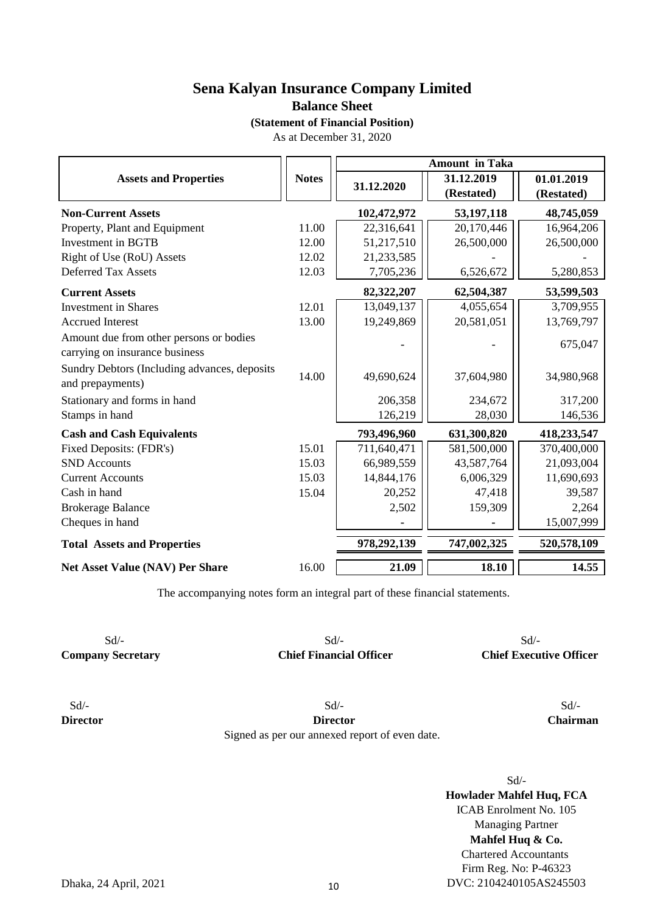# Sena Kalyan Insurance Company Limited

## Balance Sheet

### (Statement of Financial Position)

As at December 31, 2020

| Assets and Properties | Notes | Amount in Taka | | |
|---|---|---|---|---|
| | | 31.12.2020 | 31.12.2019 (Restated) | 01.01.2019 (Restated) |
| **Non-Current Assets** | | **102,472,972** | **53,197,118** | **48,745,059** |
| Property, Plant and Equipment | 11.00 | 22,316,641 | 20,170,446 | 16,964,206 |
| Investment in BGTB | 12.00 | 51,217,510 | 26,500,000 | 26,500,000 |
| Right of Use (RoU) Assets | 12.02 | 21,233,585 | - | - |
| Deferred Tax Assets | 12.03 | 7,705,236 | 6,526,672 | 5,280,853 |
| **Current Assets** | | **82,322,207** | **62,504,387** | **53,599,503** |
| Investment in Shares | 12.01 | 13,049,137 | 4,055,654 | 3,709,955 |
| Accrued Interest | 13.00 | 19,249,869 | 20,581,051 | 13,769,797 |
| Amount due from other persons or bodies carrying on insurance business | | - | - | 675,047 |
| Sundry Debtors (Including advances, deposits and prepayments) | 14.00 | 49,690,624 | 37,604,980 | 34,980,968 |
| Stationary and forms in hand | | 206,358 | 234,672 | 317,200 |
| Stamps in hand | | 126,219 | 28,030 | 146,536 |
| **Cash and Cash Equivalents** | | **793,496,960** | **631,300,820** | **418,233,547** |
| Fixed Deposits: (FDR's) | 15.01 | 711,640,471 | 581,500,000 | 370,400,000 |
| SND Accounts | 15.03 | 66,989,559 | 43,587,764 | 21,093,004 |
| Current Accounts | 15.03 | 14,844,176 | 6,006,329 | 11,690,693 |
| Cash in hand | 15.04 | 20,252 | 47,418 | 39,587 |
| Brokerage Balance | | 2,502 | 159,309 | 2,264 |
| Cheques in hand | | - | - | 15,007,999 |
| **Total Assets and Properties** | | **978,292,139** | **747,002,325** | **520,578,109** |
| **Net Asset Value (NAV) Per Share** | 16.00 | **21.09** | **18.10** | **14.55** |

The accompanying notes form an integral part of these financial statements.

| Sd/- | Sd/- | Sd/- |
|---|---|---|
| **Company Secretary** | **Chief Financial Officer** | **Chief Executive Officer** |

| Sd/- | Sd/- | Sd/- |
|---|---|---|
| **Director** | **Director** | **Chairman** |

Signed as per our annexed report of even date.

Sd/-
**Howlader Mahfel Huq, FCA**
ICAB Enrolment No. 105
Managing Partner
**Mahfel Huq & Co.**
Chartered Accountants
Firm Reg. No: P-46323
DVC: 2104240105AS245503

Dhaka, 24 April, 2021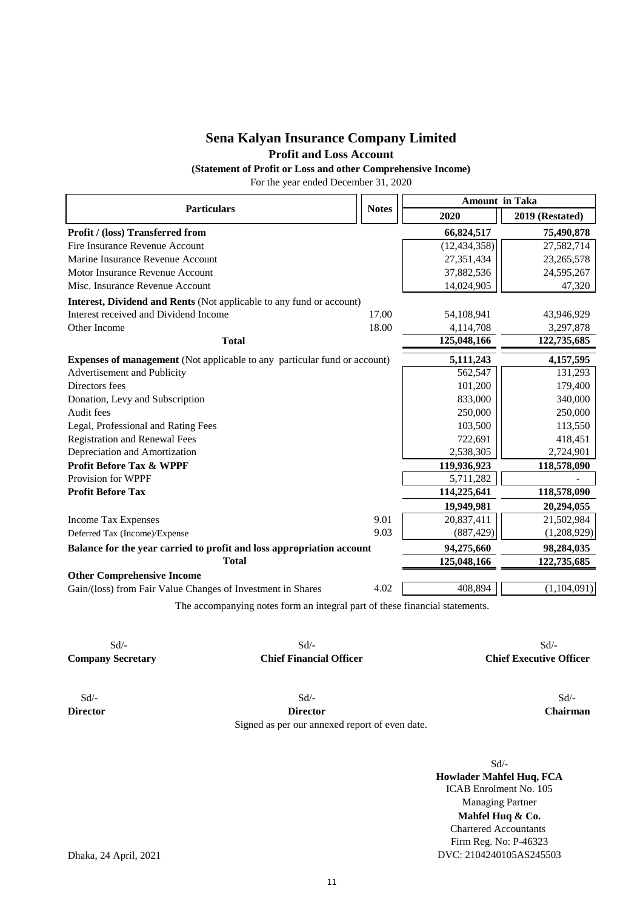# Sena Kalyan Insurance Company Limited

## Profit and Loss Account

**(Statement of Profit or Loss and other Comprehensive Income)**

For the year ended December 31, 2020

| Particulars | Notes | Amount in Taka 2020 | Amount in Taka 2019 (Restated) |
|---|---|---|---|
| **Profit / (loss) Transferred from** | | **66,824,517** | **75,490,878** |
| Fire Insurance Revenue Account | | (12,434,358) | 27,582,714 |
| Marine Insurance Revenue Account | | 27,351,434 | 23,265,578 |
| Motor Insurance Revenue Account | | 37,882,536 | 24,595,267 |
| Misc. Insurance Revenue Account | | 14,024,905 | 47,320 |
| **Interest, Dividend and Rents** (Not applicable to any fund or account) | | | |
| Interest received and Dividend Income | 17.00 | 54,108,941 | 43,946,929 |
| Other Income | 18.00 | 4,114,708 | 3,297,878 |
| **Total** | | **125,048,166** | **122,735,685** |
| **Expenses of management** (Not applicable to any particular fund or account) | | **5,111,243** | **4,157,595** |
| Advertisement and Publicity | | 562,547 | 131,293 |
| Directors fees | | 101,200 | 179,400 |
| Donation, Levy and Subscription | | 833,000 | 340,000 |
| Audit fees | | 250,000 | 250,000 |
| Legal, Professional and Rating Fees | | 103,500 | 113,550 |
| Registration and Renewal Fees | | 722,691 | 418,451 |
| Depreciation and Amortization | | 2,538,305 | 2,724,901 |
| **Profit Before Tax & WPPF** | | **119,936,923** | **118,578,090** |
| Provision for WPPF | | 5,711,282 | - |
| **Profit Before Tax** | | **114,225,641** | **118,578,090** |
| | | **19,949,981** | **20,294,055** |
| Income Tax Expenses | 9.01 | 20,837,411 | 21,502,984 |
| Deferred Tax (Income)/Expense | 9.03 | (887,429) | (1,208,929) |
| **Balance for the year carried to profit and loss appropriation account** | | **94,275,660** | **98,284,035** |
| **Total** | | **125,048,166** | **122,735,685** |
| **Other Comprehensive Income** | | | |
| Gain/(loss) from Fair Value Changes of Investment in Shares | 4.02 | 408,894 | (1,104,091) |

The accompanying notes form an integral part of these financial statements.

| Sd/- | Sd/- | Sd/- |
|---|---|---|
| **Company Secretary** | **Chief Financial Officer** | **Chief Executive Officer** |
| Sd/- | Sd/- | Sd/- |
| **Director** | **Director** | **Chairman** |

Signed as per our annexed report of even date.

Sd/-
**Howlader Mahfel Huq, FCA**
ICAB Enrolment No. 105
Managing Partner
**Mahfel Huq & Co.**
Chartered Accountants
Firm Reg. No: P-46323
DVC: 2104240105AS245503

Dhaka, 24 April, 2021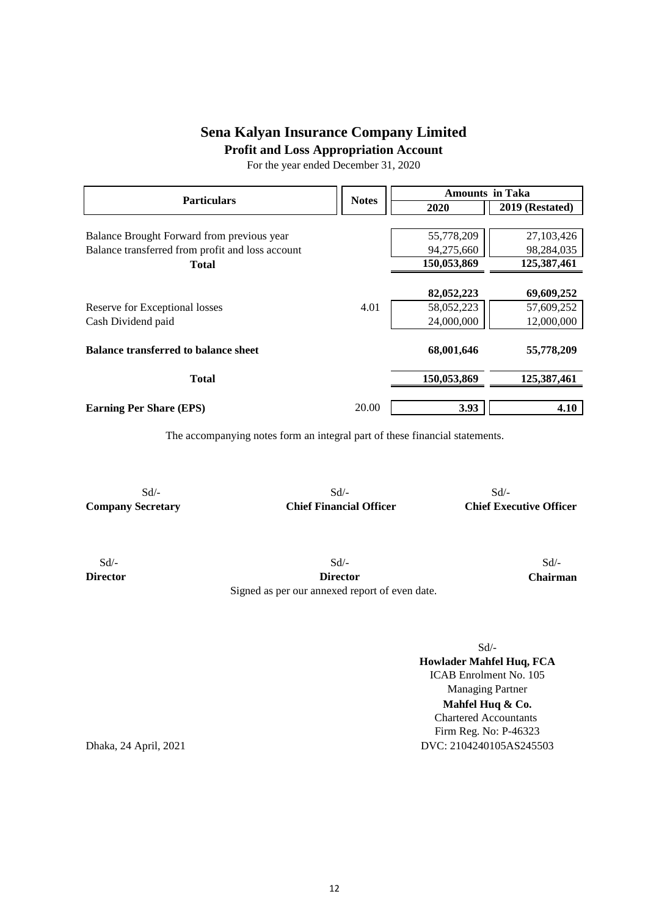# Sena Kalyan Insurance Company Limited

## Profit and Loss Appropriation Account

For the year ended December 31, 2020

| Particulars | Notes | Amounts in Taka | |
|---|---|---|---|
| | | 2020 | 2019 (Restated) |
| Balance Brought Forward from previous year | | 55,778,209 | 27,103,426 |
| Balance transferred from profit and loss account | | 94,275,660 | 98,284,035 |
| **Total** | | **150,053,869** | **125,387,461** |
| | | **82,052,223** | **69,609,252** |
| Reserve for Exceptional losses | 4.01 | 58,052,223 | 57,609,252 |
| Cash Dividend paid | | 24,000,000 | 12,000,000 |
| **Balance transferred to balance sheet** | | **68,001,646** | **55,778,209** |
| **Total** | | **150,053,869** | **125,387,461** |
| **Earning Per Share (EPS)** | 20.00 | **3.93** | **4.10** |

The accompanying notes form an integral part of these financial statements.

| Sd/- | Sd/- | Sd/- |
|---|---|---|
| **Company Secretary** | **Chief Financial Officer** | **Chief Executive Officer** |

| Sd/- | Sd/- | Sd/- |
|---|---|---|
| **Director** | **Director** | **Chairman** |

Signed as per our annexed report of even date.

Sd/-
**Howlader Mahfel Huq, FCA**
ICAB Enrolment No. 105
Managing Partner
**Mahfel Huq & Co.**
Chartered Accountants
Firm Reg. No: P-46323
DVC: 2104240105AS245503

Dhaka, 24 April, 2021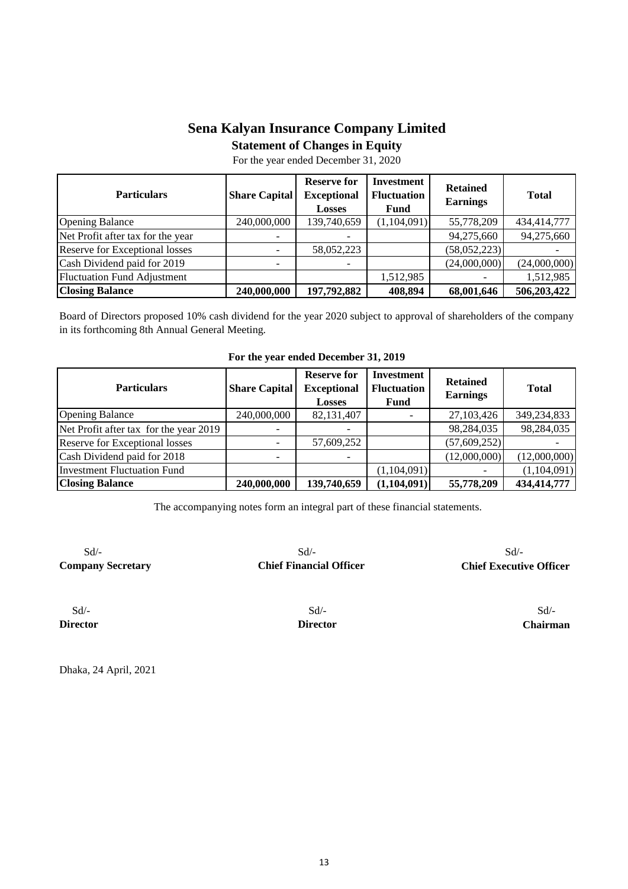# Sena Kalyan Insurance Company Limited

## Statement of Changes in Equity

For the year ended December 31, 2020

| Particulars | Share Capital | Reserve for Exceptional Losses | Investment Fluctuation Fund | Retained Earnings | Total |
|---|---|---|---|---|---|
| Opening Balance | 240,000,000 | 139,740,659 | (1,104,091) | 55,778,209 | 434,414,777 |
| Net Profit after tax for the year | - | - | | 94,275,660 | 94,275,660 |
| Reserve for Exceptional losses | - | 58,052,223 | | (58,052,223) | - |
| Cash Dividend paid for 2019 | - | - | | (24,000,000) | (24,000,000) |
| Fluctuation Fund Adjustment | | | 1,512,985 | - | 1,512,985 |
| **Closing Balance** | **240,000,000** | **197,792,882** | **408,894** | **68,001,646** | **506,203,422** |

Board of Directors proposed 10% cash dividend for the year 2020 subject to approval of shareholders of the company in its forthcoming 8th Annual General Meeting.

**For the year ended December 31, 2019**

| Particulars | Share Capital | Reserve for Exceptional Losses | Investment Fluctuation Fund | Retained Earnings | Total |
|---|---|---|---|---|---|
| Opening Balance | 240,000,000 | 82,131,407 | - | 27,103,426 | 349,234,833 |
| Net Profit after tax for the year 2019 | - | - | | 98,284,035 | 98,284,035 |
| Reserve for Exceptional losses | - | 57,609,252 | | (57,609,252) | - |
| Cash Dividend paid for 2018 | - | - | | (12,000,000) | (12,000,000) |
| Investment Fluctuation Fund | | | (1,104,091) | - | (1,104,091) |
| **Closing Balance** | **240,000,000** | **139,740,659** | **(1,104,091)** | **55,778,209** | **434,414,777** |

The accompanying notes form an integral part of these financial statements.

| Sd/- | Sd/- | Sd/- |
|---|---|---|
| **Company Secretary** | **Chief Financial Officer** | **Chief Executive Officer** |
| Sd/- | Sd/- | Sd/- |
| **Director** | **Director** | **Chairman** |

Dhaka, 24 April, 2021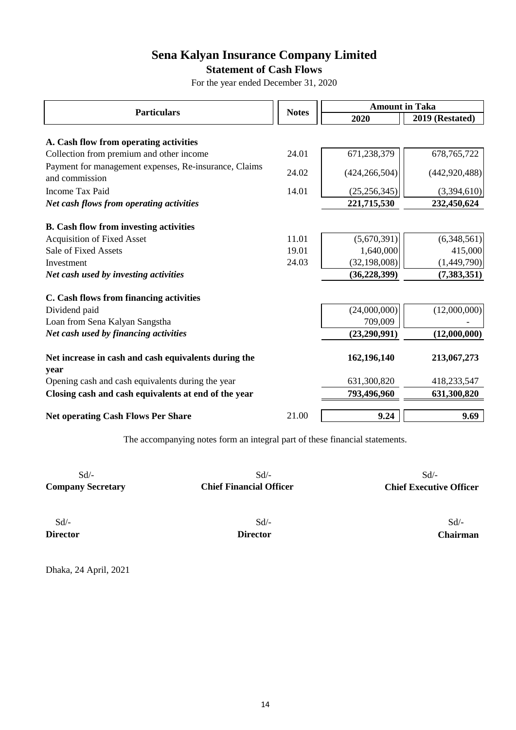# Sena Kalyan Insurance Company Limited

## Statement of Cash Flows

For the year ended December 31, 2020

| Particulars | Notes | Amount in Taka | |
|---|---|---|---|
| | | 2020 | 2019 (Restated) |
| **A. Cash flow from operating activities** | | | |
| Collection from premium and other income | 24.01 | 671,238,379 | 678,765,722 |
| Payment for management expenses, Re-insurance, Claims and commission | 24.02 | (424,266,504) | (442,920,488) |
| Income Tax Paid | 14.01 | (25,256,345) | (3,394,610) |
| ***Net cash flows from operating activities*** | | **221,715,530** | **232,450,624** |
| **B. Cash flow from investing activities** | | | |
| Acquisition of Fixed Asset | 11.01 | (5,670,391) | (6,348,561) |
| Sale of Fixed Assets | 19.01 | 1,640,000 | 415,000 |
| Investment | 24.03 | (32,198,008) | (1,449,790) |
| ***Net cash used by investing activities*** | | **(36,228,399)** | **(7,383,351)** |
| **C. Cash flows from financing activities** | | | |
| Dividend paid | | (24,000,000) | (12,000,000) |
| Loan from Sena Kalyan Sangstha | | 709,009 | - |
| ***Net cash used by financing activities*** | | **(23,290,991)** | **(12,000,000)** |
| **Net increase in cash and cash equivalents during the year** | | **162,196,140** | **213,067,273** |
| Opening cash and cash equivalents during the year | | 631,300,820 | 418,233,547 |
| **Closing cash and cash equivalents at end of the year** | | **793,496,960** | **631,300,820** |
| **Net operating Cash Flows Per Share** | 21.00 | **9.24** | **9.69** |

The accompanying notes form an integral part of these financial statements.

| Sd/- | Sd/- | Sd/- |
|---|---|---|
| **Company Secretary** | **Chief Financial Officer** | **Chief Executive Officer** |
| Sd/- | Sd/- | Sd/- |
| **Director** | **Director** | **Chairman** |

Dhaka, 24 April, 2021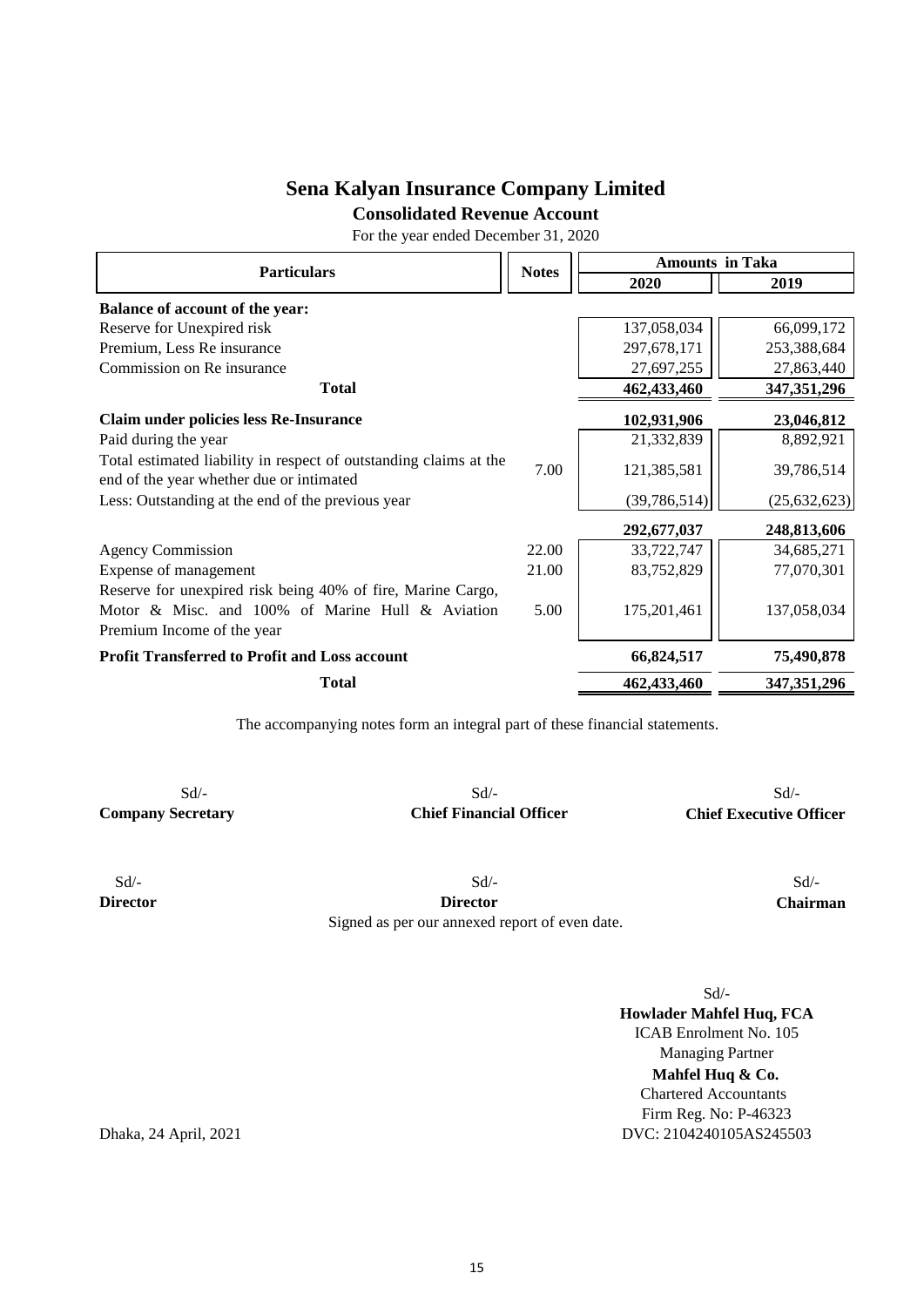# Sena Kalyan Insurance Company Limited

## Consolidated Revenue Account

For the year ended December 31, 2020

| Particulars | Notes | Amounts in Taka | |
|---|---|---|---|
| | | 2020 | 2019 |
| **Balance of account of the year:** | | | |
| Reserve for Unexpired risk | | 137,058,034 | 66,099,172 |
| Premium, Less Re insurance | | 297,678,171 | 253,388,684 |
| Commission on Re insurance | | 27,697,255 | 27,863,440 |
| **Total** | | **462,433,460** | **347,351,296** |
| **Claim under policies less Re-Insurance** | | **102,931,906** | **23,046,812** |
| Paid during the year | | 21,332,839 | 8,892,921 |
| Total estimated liability in respect of outstanding claims at the end of the year whether due or intimated | 7.00 | 121,385,581 | 39,786,514 |
| Less: Outstanding at the end of the previous year | | (39,786,514) | (25,632,623) |
| | | **292,677,037** | **248,813,606** |
| Agency Commission | 22.00 | 33,722,747 | 34,685,271 |
| Expense of management | 21.00 | 83,752,829 | 77,070,301 |
| Reserve for unexpired risk being 40% of fire, Marine Cargo, Motor & Misc. and 100% of Marine Hull & Aviation Premium Income of the year | 5.00 | 175,201,461 | 137,058,034 |
| **Profit Transferred to Profit and Loss account** | | **66,824,517** | **75,490,878** |
| **Total** | | **462,433,460** | **347,351,296** |

The accompanying notes form an integral part of these financial statements.

| Sd/- | Sd/- | Sd/- |
|---|---|---|
| **Company Secretary** | **Chief Financial Officer** | **Chief Executive Officer** |

| Sd/- | Sd/- | Sd/- |
|---|---|---|
| **Director** | **Director** | **Chairman** |

Signed as per our annexed report of even date.

Sd/-
**Howlader Mahfel Huq, FCA**
ICAB Enrolment No. 105
Managing Partner
**Mahfel Huq & Co.**
Chartered Accountants
Firm Reg. No: P-46323
DVC: 2104240105AS245503

Dhaka, 24 April, 2021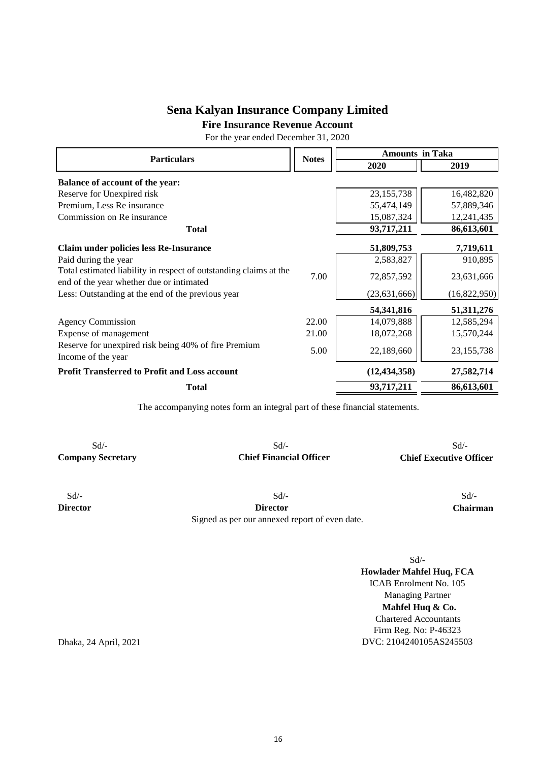# Sena Kalyan Insurance Company Limited

## Fire Insurance Revenue Account

For the year ended December 31, 2020

| Particulars | Notes | Amounts in Taka | |
|---|---|---|---|
| | | **2020** | **2019** |
| **Balance of account of the year:** | | | |
| Reserve for Unexpired risk | | 23,155,738 | 16,482,820 |
| Premium, Less Re insurance | | 55,474,149 | 57,889,346 |
| Commission on Re insurance | | 15,087,324 | 12,241,435 |
| **Total** | | **93,717,211** | **86,613,601** |
| **Claim under policies less Re-Insurance** | | **51,809,753** | **7,719,611** |
| Paid during the year | | 2,583,827 | 910,895 |
| Total estimated liability in respect of outstanding claims at the end of the year whether due or intimated | 7.00 | 72,857,592 | 23,631,666 |
| Less: Outstanding at the end of the previous year | | (23,631,666) | (16,822,950) |
| | | **54,341,816** | **51,311,276** |
| Agency Commission | 22.00 | 14,079,888 | 12,585,294 |
| Expense of management | 21.00 | 18,072,268 | 15,570,244 |
| Reserve for unexpired risk being 40% of fire Premium Income of the year | 5.00 | 22,189,660 | 23,155,738 |
| **Profit Transferred to Profit and Loss account** | | **(12,434,358)** | **27,582,714** |
| **Total** | | **93,717,211** | **86,613,601** |

The accompanying notes form an integral part of these financial statements.

| Sd/- | Sd/- | Sd/- |
|---|---|---|
| **Company Secretary** | **Chief Financial Officer** | **Chief Executive Officer** |

| Sd/- | Sd/- | Sd/- |
|---|---|---|
| **Director** | **Director** | **Chairman** |

Signed as per our annexed report of even date.

Sd/-
**Howlader Mahfel Huq, FCA**
ICAB Enrolment No. 105
Managing Partner
**Mahfel Huq & Co.**
Chartered Accountants
Firm Reg. No: P-46323
DVC: 2104240105AS245503

Dhaka, 24 April, 2021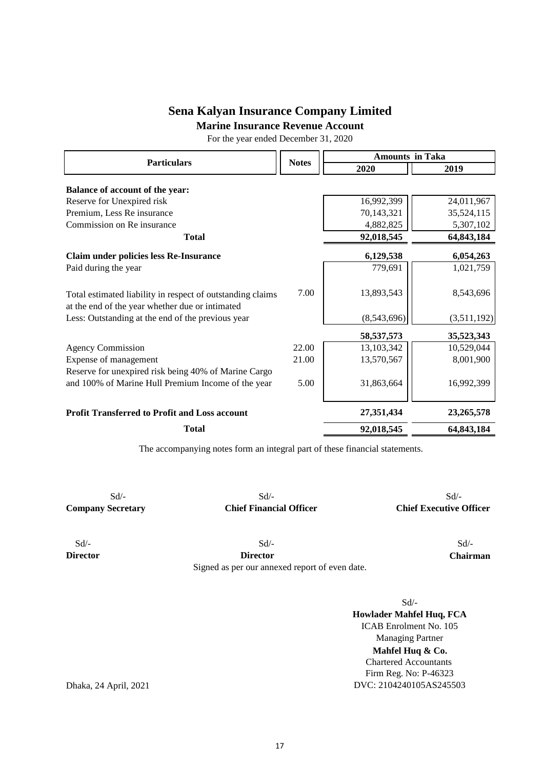# Sena Kalyan Insurance Company Limited

## Marine Insurance Revenue Account

For the year ended December 31, 2020

| Particulars | Notes | Amounts in Taka | |
|---|---|---|---|
| | | 2020 | 2019 |
| **Balance of account of the year:** | | | |
| Reserve for Unexpired risk | | 16,992,399 | 24,011,967 |
| Premium, Less Re insurance | | 70,143,321 | 35,524,115 |
| Commission on Re insurance | | 4,882,825 | 5,307,102 |
| **Total** | | **92,018,545** | **64,843,184** |
| **Claim under policies less Re-Insurance** | | **6,129,538** | **6,054,263** |
| Paid during the year | | 779,691 | 1,021,759 |
| Total estimated liability in respect of outstanding claims at the end of the year whether due or intimated | 7.00 | 13,893,543 | 8,543,696 |
| Less: Outstanding at the end of the previous year | | (8,543,696) | (3,511,192) |
| | | **58,537,573** | **35,523,343** |
| Agency Commission | 22.00 | 13,103,342 | 10,529,044 |
| Expense of management | 21.00 | 13,570,567 | 8,001,900 |
| Reserve for unexpired risk being 40% of Marine Cargo and 100% of Marine Hull Premium Income of the year | 5.00 | 31,863,664 | 16,992,399 |
| **Profit Transferred to Profit and Loss account** | | **27,351,434** | **23,265,578** |
| **Total** | | **92,018,545** | **64,843,184** |

The accompanying notes form an integral part of these financial statements.

| Sd/- | Sd/- | Sd/- |
|---|---|---|
| **Company Secretary** | **Chief Financial Officer** | **Chief Executive Officer** |

| Sd/- | Sd/- | Sd/- |
|---|---|---|
| **Director** | **Director** | **Chairman** |

Signed as per our annexed report of even date.

Sd/-
**Howlader Mahfel Huq, FCA**
ICAB Enrolment No. 105
Managing Partner
**Mahfel Huq & Co.**
Chartered Accountants
Firm Reg. No: P-46323
DVC: 2104240105AS245503

Dhaka, 24 April, 2021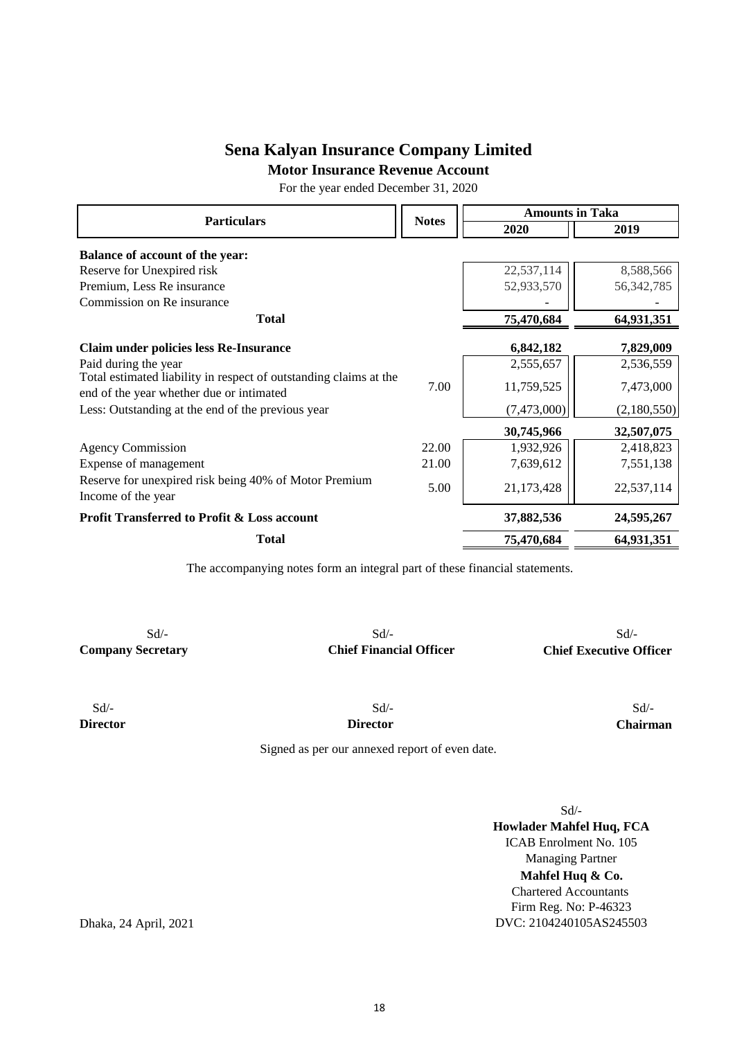# Sena Kalyan Insurance Company Limited

## Motor Insurance Revenue Account

For the year ended December 31, 2020

| Particulars | Notes | Amounts in Taka | |
|---|---|---|---|
| | | 2020 | 2019 |
| **Balance of account of the year:** | | | |
| Reserve for Unexpired risk | | 22,537,114 | 8,588,566 |
| Premium, Less Re insurance | | 52,933,570 | 56,342,785 |
| Commission on Re insurance | | - | - |
| **Total** | | **75,470,684** | **64,931,351** |
| **Claim under policies less Re-Insurance** | | **6,842,182** | **7,829,009** |
| Paid during the year | | 2,555,657 | 2,536,559 |
| Total estimated liability in respect of outstanding claims at the end of the year whether due or intimated | 7.00 | 11,759,525 | 7,473,000 |
| Less: Outstanding at the end of the previous year | | (7,473,000) | (2,180,550) |
| | | **30,745,966** | **32,507,075** |
| Agency Commission | 22.00 | 1,932,926 | 2,418,823 |
| Expense of management | 21.00 | 7,639,612 | 7,551,138 |
| Reserve for unexpired risk being 40% of Motor Premium Income of the year | 5.00 | 21,173,428 | 22,537,114 |
| **Profit Transferred to Profit & Loss account** | | **37,882,536** | **24,595,267** |
| **Total** | | **75,470,684** | **64,931,351** |

The accompanying notes form an integral part of these financial statements.

Sd/-
**Company Secretary**

Sd/-
**Chief Financial Officer**

Sd/-
**Chief Executive Officer**

Sd/-
**Director**

Sd/-
**Director**

Sd/-
**Chairman**

Signed as per our annexed report of even date.

Sd/-
**Howlader Mahfel Huq, FCA**
ICAB Enrolment No. 105
Managing Partner
**Mahfel Huq & Co.**
Chartered Accountants
Firm Reg. No: P-46323
DVC: 2104240105AS245503

Dhaka, 24 April, 2021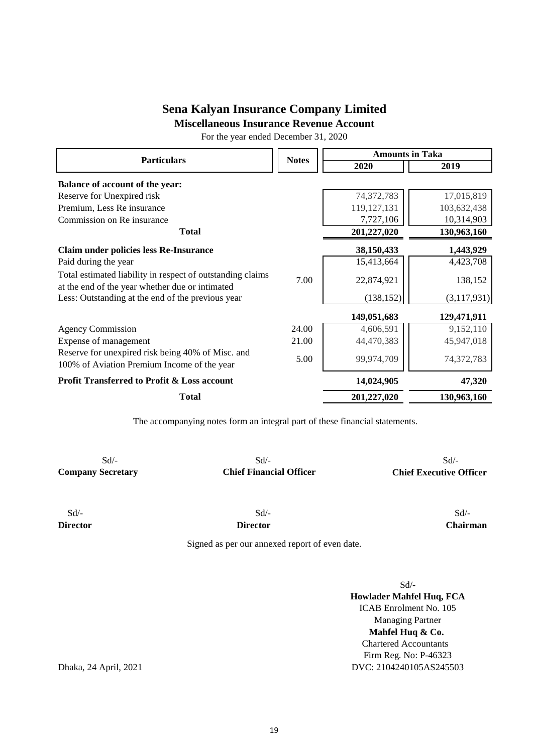# Sena Kalyan Insurance Company Limited

## Miscellaneous Insurance Revenue Account

For the year ended December 31, 2020

| Particulars | Notes | Amounts in Taka | |
|---|---|---|---|
| | | 2020 | 2019 |
| **Balance of account of the year:** | | | |
| Reserve for Unexpired risk | | 74,372,783 | 17,015,819 |
| Premium, Less Re insurance | | 119,127,131 | 103,632,438 |
| Commission on Re insurance | | 7,727,106 | 10,314,903 |
| **Total** | | **201,227,020** | **130,963,160** |
| **Claim under policies less Re-Insurance** | | **38,150,433** | **1,443,929** |
| Paid during the year | | 15,413,664 | 4,423,708 |
| Total estimated liability in respect of outstanding claims at the end of the year whether due or intimated | 7.00 | 22,874,921 | 138,152 |
| Less: Outstanding at the end of the previous year | | (138,152) | (3,117,931) |
| | | **149,051,683** | **129,471,911** |
| Agency Commission | 24.00 | 4,606,591 | 9,152,110 |
| Expense of management | 21.00 | 44,470,383 | 45,947,018 |
| Reserve for unexpired risk being 40% of Misc. and 100% of Aviation Premium Income of the year | 5.00 | 99,974,709 | 74,372,783 |
| **Profit Transferred to Profit & Loss account** | | **14,024,905** | **47,320** |
| **Total** | | **201,227,020** | **130,963,160** |

The accompanying notes form an integral part of these financial statements.

| Sd/- | Sd/- | Sd/- |
|---|---|---|
| **Company Secretary** | **Chief Financial Officer** | **Chief Executive Officer** |

| Sd/- | Sd/- | Sd/- |
|---|---|---|
| **Director** | **Director** | **Chairman** |

Signed as per our annexed report of even date.

Sd/-
**Howlader Mahfel Huq, FCA**
ICAB Enrolment No. 105
Managing Partner
**Mahfel Huq & Co.**
Chartered Accountants
Firm Reg. No: P-46323
DVC: 2104240105AS245503

Dhaka, 24 April, 2021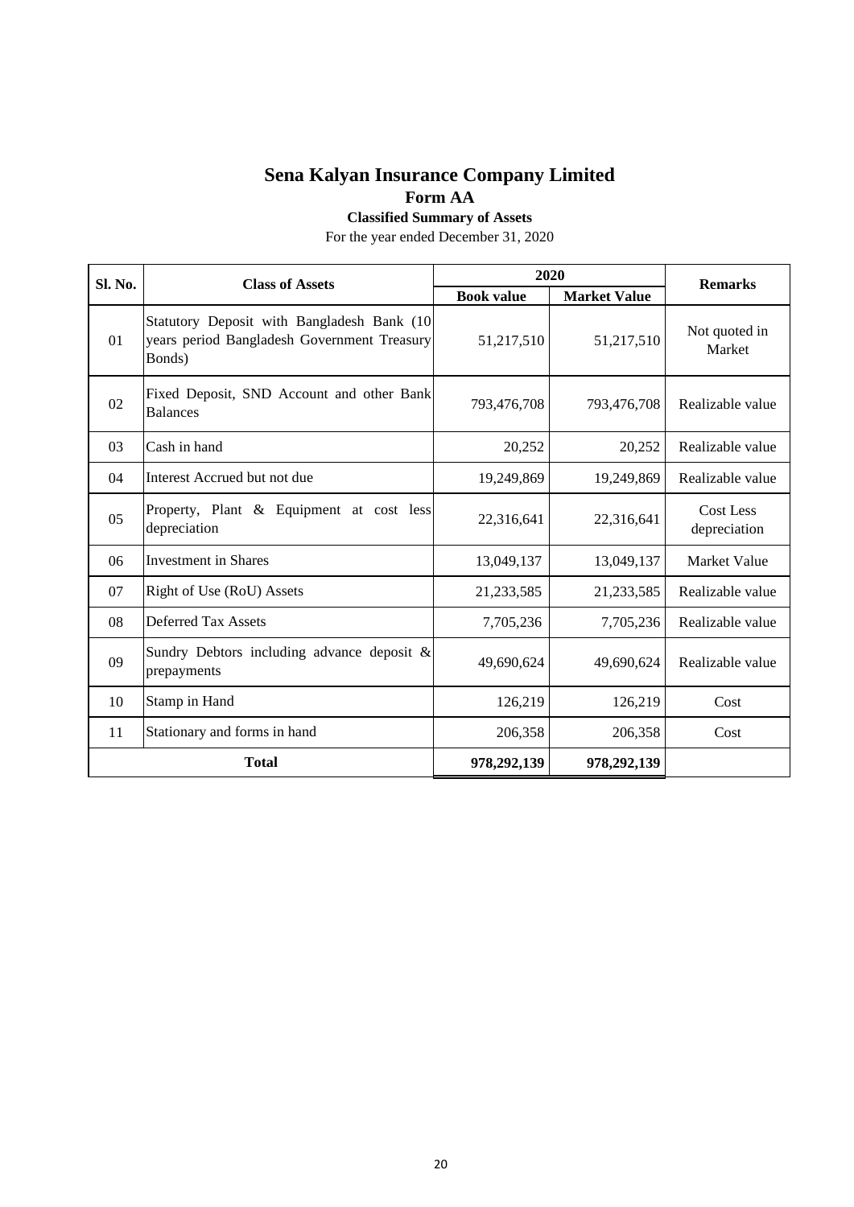# Sena Kalyan Insurance Company Limited

## Form AA

### Classified Summary of Assets

For the year ended December 31, 2020

| Sl. No. | Class of Assets | 2020 | | Remarks |
|---|---|---|---|---|
| | | Book value | Market Value | |
| 01 | Statutory Deposit with Bangladesh Bank (10 years period Bangladesh Government Treasury Bonds) | 51,217,510 | 51,217,510 | Not quoted in Market |
| 02 | Fixed Deposit, SND Account and other Bank Balances | 793,476,708 | 793,476,708 | Realizable value |
| 03 | Cash in hand | 20,252 | 20,252 | Realizable value |
| 04 | Interest Accrued but not due | 19,249,869 | 19,249,869 | Realizable value |
| 05 | Property, Plant & Equipment at cost less depreciation | 22,316,641 | 22,316,641 | Cost Less depreciation |
| 06 | Investment in Shares | 13,049,137 | 13,049,137 | Market Value |
| 07 | Right of Use (RoU) Assets | 21,233,585 | 21,233,585 | Realizable value |
| 08 | Deferred Tax Assets | 7,705,236 | 7,705,236 | Realizable value |
| 09 | Sundry Debtors including advance deposit & prepayments | 49,690,624 | 49,690,624 | Realizable value |
| 10 | Stamp in Hand | 126,219 | 126,219 | Cost |
| 11 | Stationary and forms in hand | 206,358 | 206,358 | Cost |
| **Total** | | **978,292,139** | **978,292,139** | |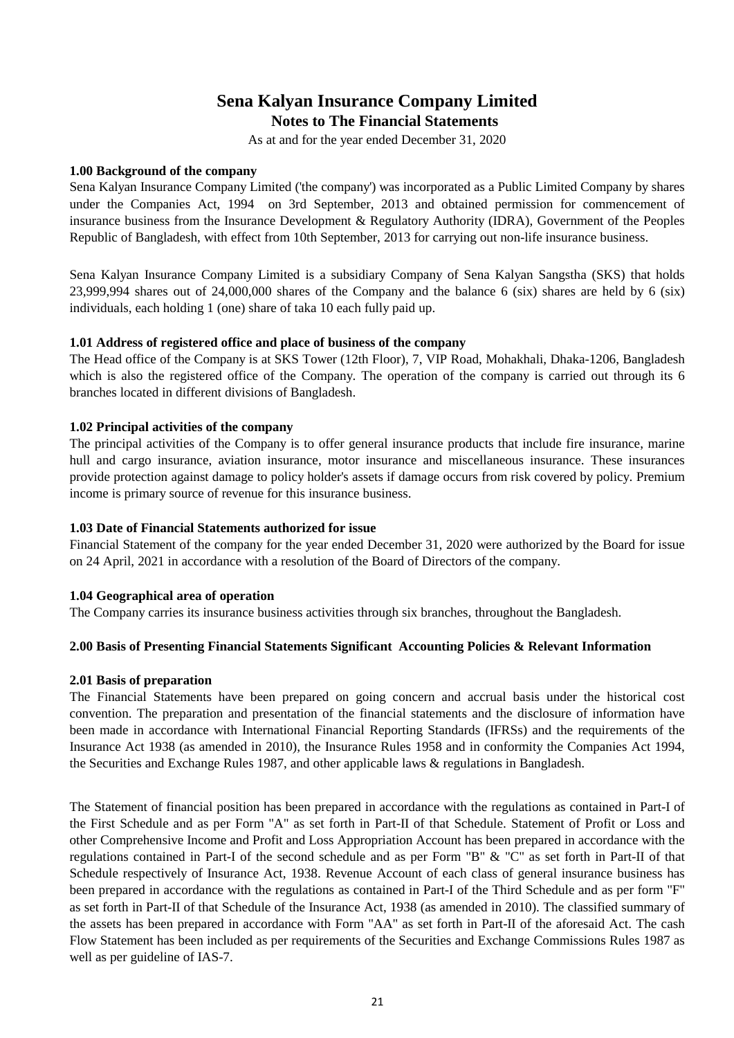# Sena Kalyan Insurance Company Limited

## Notes to The Financial Statements

As at and for the year ended December 31, 2020

### 1.00 Background of the company

Sena Kalyan Insurance Company Limited ('the company') was incorporated as a Public Limited Company by shares under the Companies Act, 1994 on 3rd September, 2013 and obtained permission for commencement of insurance business from the Insurance Development & Regulatory Authority (IDRA), Government of the Peoples Republic of Bangladesh, with effect from 10th September, 2013 for carrying out non-life insurance business.

Sena Kalyan Insurance Company Limited is a subsidiary Company of Sena Kalyan Sangstha (SKS) that holds 23,999,994 shares out of 24,000,000 shares of the Company and the balance 6 (six) shares are held by 6 (six) individuals, each holding 1 (one) share of taka 10 each fully paid up.

### 1.01 Address of registered office and place of business of the company

The Head office of the Company is at SKS Tower (12th Floor), 7, VIP Road, Mohakhali, Dhaka-1206, Bangladesh which is also the registered office of the Company. The operation of the company is carried out through its 6 branches located in different divisions of Bangladesh.

### 1.02 Principal activities of the company

The principal activities of the Company is to offer general insurance products that include fire insurance, marine hull and cargo insurance, aviation insurance, motor insurance and miscellaneous insurance. These insurances provide protection against damage to policy holder's assets if damage occurs from risk covered by policy. Premium income is primary source of revenue for this insurance business.

### 1.03 Date of Financial Statements authorized for issue

Financial Statement of the company for the year ended December 31, 2020 were authorized by the Board for issue on 24 April, 2021 in accordance with a resolution of the Board of Directors of the company.

### 1.04 Geographical area of operation

The Company carries its insurance business activities through six branches, throughout the Bangladesh.

### 2.00 Basis of Presenting Financial Statements Significant Accounting Policies & Relevant Information

### 2.01 Basis of preparation

The Financial Statements have been prepared on going concern and accrual basis under the historical cost convention. The preparation and presentation of the financial statements and the disclosure of information have been made in accordance with International Financial Reporting Standards (IFRSs) and the requirements of the Insurance Act 1938 (as amended in 2010), the Insurance Rules 1958 and in conformity the Companies Act 1994, the Securities and Exchange Rules 1987, and other applicable laws & regulations in Bangladesh.

The Statement of financial position has been prepared in accordance with the regulations as contained in Part-I of the First Schedule and as per Form "A" as set forth in Part-II of that Schedule. Statement of Profit or Loss and other Comprehensive Income and Profit and Loss Appropriation Account has been prepared in accordance with the regulations contained in Part-I of the second schedule and as per Form "B" & "C" as set forth in Part-II of that Schedule respectively of Insurance Act, 1938. Revenue Account of each class of general insurance business has been prepared in accordance with the regulations as contained in Part-I of the Third Schedule and as per form "F" as set forth in Part-II of that Schedule of the Insurance Act, 1938 (as amended in 2010). The classified summary of the assets has been prepared in accordance with Form "AA" as set forth in Part-II of the aforesaid Act. The cash Flow Statement has been included as per requirements of the Securities and Exchange Commissions Rules 1987 as well as per guideline of IAS-7.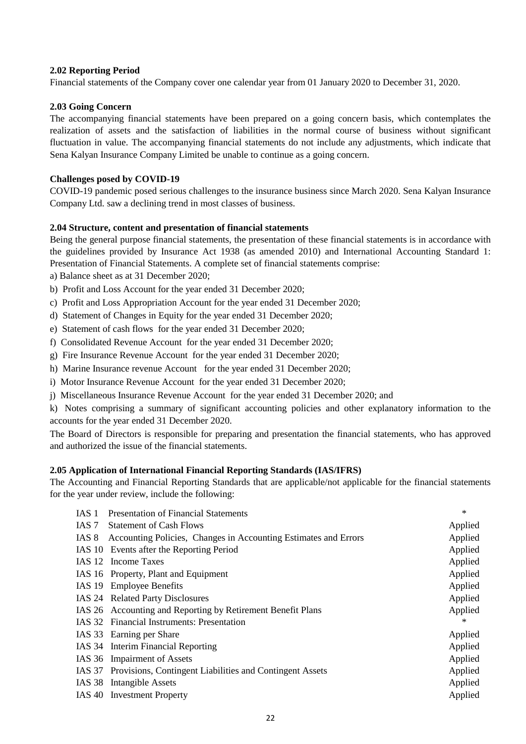**2.02 Reporting Period**

Financial statements of the Company cover one calendar year from 01 January 2020 to December 31, 2020.

**2.03 Going Concern**

The accompanying financial statements have been prepared on a going concern basis, which contemplates the realization of assets and the satisfaction of liabilities in the normal course of business without significant fluctuation in value. The accompanying financial statements do not include any adjustments, which indicate that Sena Kalyan Insurance Company Limited be unable to continue as a going concern.

**Challenges posed by COVID-19**

COVID-19 pandemic posed serious challenges to the insurance business since March 2020. Sena Kalyan Insurance Company Ltd. saw a declining trend in most classes of business.

**2.04 Structure, content and presentation of financial statements**

Being the general purpose financial statements, the presentation of these financial statements is in accordance with the guidelines provided by Insurance Act 1938 (as amended 2010) and International Accounting Standard 1: Presentation of Financial Statements. A complete set of financial statements comprise:

a) Balance sheet as at 31 December 2020;

b) Profit and Loss Account for the year ended 31 December 2020;

c) Profit and Loss Appropriation Account for the year ended 31 December 2020;

d) Statement of Changes in Equity for the year ended 31 December 2020;

e) Statement of cash flows for the year ended 31 December 2020;

f) Consolidated Revenue Account for the year ended 31 December 2020;

g) Fire Insurance Revenue Account for the year ended 31 December 2020;

h) Marine Insurance revenue Account for the year ended 31 December 2020;

i) Motor Insurance Revenue Account for the year ended 31 December 2020;

j) Miscellaneous Insurance Revenue Account for the year ended 31 December 2020; and

k) Notes comprising a summary of significant accounting policies and other explanatory information to the accounts for the year ended 31 December 2020.

The Board of Directors is responsible for preparing and presentation the financial statements, who has approved and authorized the issue of the financial statements.

**2.05 Application of International Financial Reporting Standards (IAS/IFRS)**

The Accounting and Financial Reporting Standards that are applicable/not applicable for the financial statements for the year under review, include the following:

| | | |
|---|---|---|
| IAS 1 | Presentation of Financial Statements | * |
| IAS 7 | Statement of Cash Flows | Applied |
| IAS 8 | Accounting Policies, Changes in Accounting Estimates and Errors | Applied |
| IAS 10 | Events after the Reporting Period | Applied |
| IAS 12 | Income Taxes | Applied |
| IAS 16 | Property, Plant and Equipment | Applied |
| IAS 19 | Employee Benefits | Applied |
| IAS 24 | Related Party Disclosures | Applied |
| IAS 26 | Accounting and Reporting by Retirement Benefit Plans | Applied |
| IAS 32 | Financial Instruments: Presentation | * |
| IAS 33 | Earning per Share | Applied |
| IAS 34 | Interim Financial Reporting | Applied |
| IAS 36 | Impairment of Assets | Applied |
| IAS 37 | Provisions, Contingent Liabilities and Contingent Assets | Applied |
| IAS 38 | Intangible Assets | Applied |
| IAS 40 | Investment Property | Applied |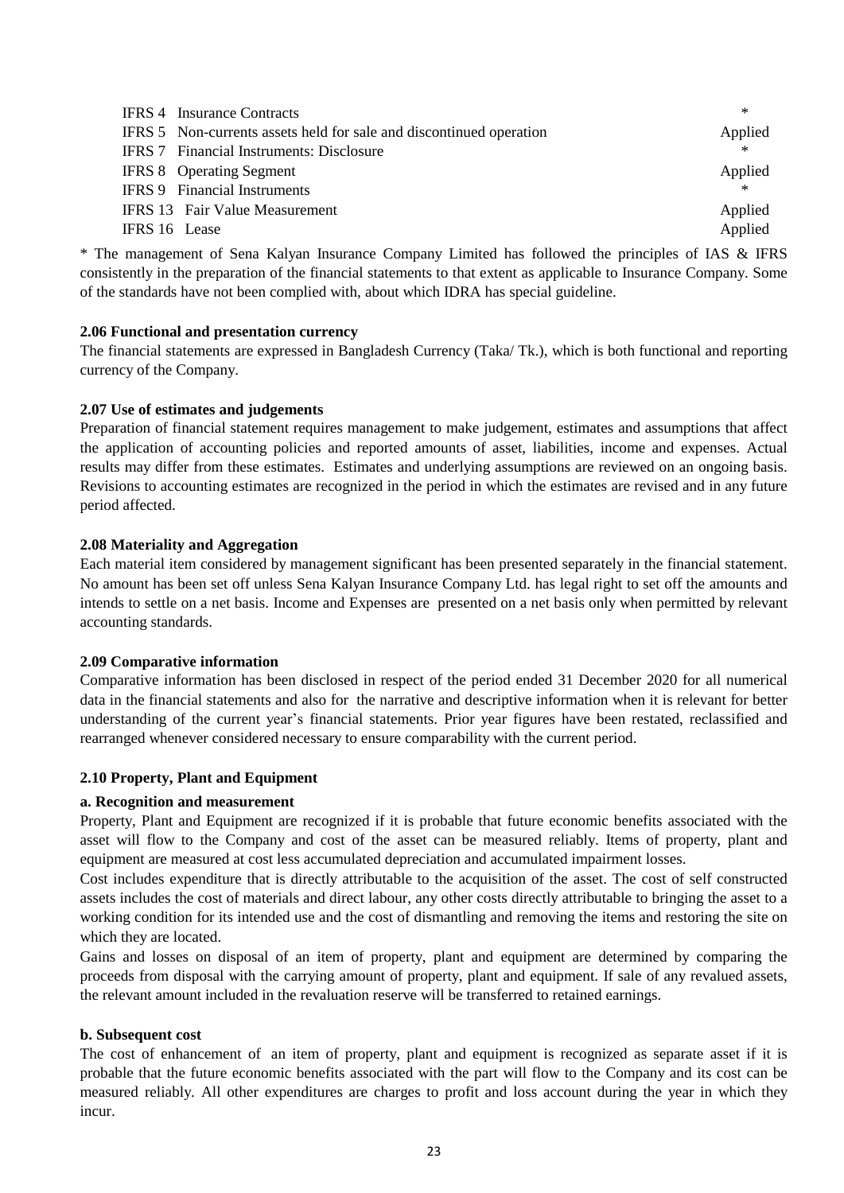| | |
|---|---|
| IFRS 4 Insurance Contracts | * |
| IFRS 5 Non-currents assets held for sale and discontinued operation | Applied |
| IFRS 7 Financial Instruments: Disclosure | * |
| IFRS 8 Operating Segment | Applied |
| IFRS 9 Financial Instruments | * |
| IFRS 13 Fair Value Measurement | Applied |
| IFRS 16 Lease | Applied |

* The management of Sena Kalyan Insurance Company Limited has followed the principles of IAS & IFRS consistently in the preparation of the financial statements to that extent as applicable to Insurance Company. Some of the standards have not been complied with, about which IDRA has special guideline.

**2.06 Functional and presentation currency**

The financial statements are expressed in Bangladesh Currency (Taka/ Tk.), which is both functional and reporting currency of the Company.

**2.07 Use of estimates and judgements**

Preparation of financial statement requires management to make judgement, estimates and assumptions that affect the application of accounting policies and reported amounts of asset, liabilities, income and expenses. Actual results may differ from these estimates. Estimates and underlying assumptions are reviewed on an ongoing basis. Revisions to accounting estimates are recognized in the period in which the estimates are revised and in any future period affected.

**2.08 Materiality and Aggregation**

Each material item considered by management significant has been presented separately in the financial statement. No amount has been set off unless Sena Kalyan Insurance Company Ltd. has legal right to set off the amounts and intends to settle on a net basis. Income and Expenses are presented on a net basis only when permitted by relevant accounting standards.

**2.09 Comparative information**

Comparative information has been disclosed in respect of the period ended 31 December 2020 for all numerical data in the financial statements and also for the narrative and descriptive information when it is relevant for better understanding of the current year's financial statements. Prior year figures have been restated, reclassified and rearranged whenever considered necessary to ensure comparability with the current period.

**2.10 Property, Plant and Equipment**

**a. Recognition and measurement**

Property, Plant and Equipment are recognized if it is probable that future economic benefits associated with the asset will flow to the Company and cost of the asset can be measured reliably. Items of property, plant and equipment are measured at cost less accumulated depreciation and accumulated impairment losses.

Cost includes expenditure that is directly attributable to the acquisition of the asset. The cost of self constructed assets includes the cost of materials and direct labour, any other costs directly attributable to bringing the asset to a working condition for its intended use and the cost of dismantling and removing the items and restoring the site on which they are located.

Gains and losses on disposal of an item of property, plant and equipment are determined by comparing the proceeds from disposal with the carrying amount of property, plant and equipment. If sale of any revalued assets, the relevant amount included in the revaluation reserve will be transferred to retained earnings.

**b. Subsequent cost**

The cost of enhancement of an item of property, plant and equipment is recognized as separate asset if it is probable that the future economic benefits associated with the part will flow to the Company and its cost can be measured reliably. All other expenditures are charges to profit and loss account during the year in which they incur.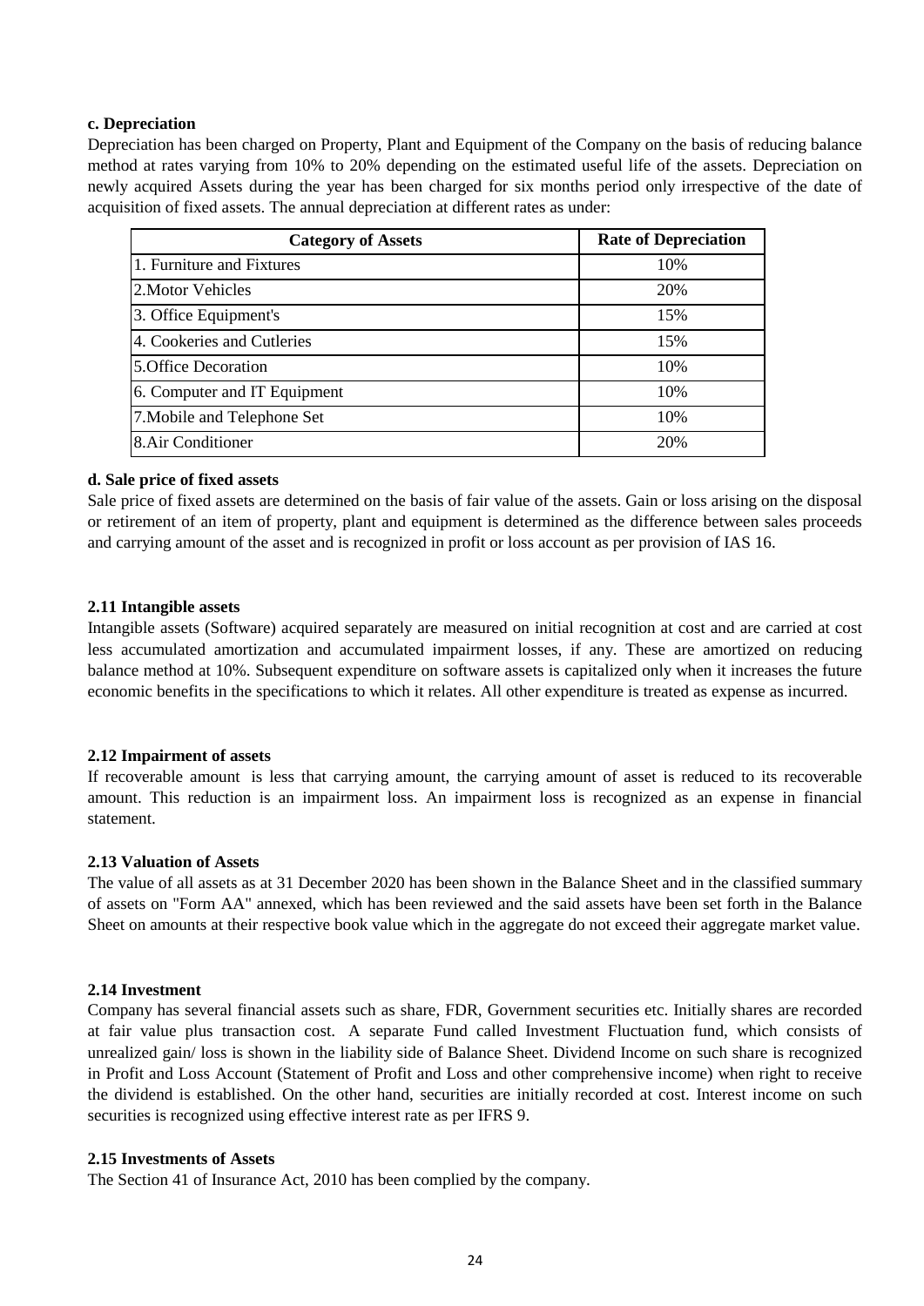**c. Depreciation**

Depreciation has been charged on Property, Plant and Equipment of the Company on the basis of reducing balance method at rates varying from 10% to 20% depending on the estimated useful life of the assets. Depreciation on newly acquired Assets during the year has been charged for six months period only irrespective of the date of acquisition of fixed assets. The annual depreciation at different rates as under:

| Category of Assets | Rate of Depreciation |
|---|---|
| 1. Furniture and Fixtures | 10% |
| 2.Motor Vehicles | 20% |
| 3. Office Equipment's | 15% |
| 4. Cookeries and Cutleries | 15% |
| 5.Office Decoration | 10% |
| 6. Computer and IT Equipment | 10% |
| 7.Mobile and Telephone Set | 10% |
| 8.Air Conditioner | 20% |

**d. Sale price of fixed assets**

Sale price of fixed assets are determined on the basis of fair value of the assets. Gain or loss arising on the disposal or retirement of an item of property, plant and equipment is determined as the difference between sales proceeds and carrying amount of the asset and is recognized in profit or loss account as per provision of IAS 16.

**2.11 Intangible assets**

Intangible assets (Software) acquired separately are measured on initial recognition at cost and are carried at cost less accumulated amortization and accumulated impairment losses, if any. These are amortized on reducing balance method at 10%. Subsequent expenditure on software assets is capitalized only when it increases the future economic benefits in the specifications to which it relates. All other expenditure is treated as expense as incurred.

**2.12 Impairment of assets**

If recoverable amount is less that carrying amount, the carrying amount of asset is reduced to its recoverable amount. This reduction is an impairment loss. An impairment loss is recognized as an expense in financial statement.

**2.13 Valuation of Assets**

The value of all assets as at 31 December 2020 has been shown in the Balance Sheet and in the classified summary of assets on "Form AA" annexed, which has been reviewed and the said assets have been set forth in the Balance Sheet on amounts at their respective book value which in the aggregate do not exceed their aggregate market value.

**2.14 Investment**

Company has several financial assets such as share, FDR, Government securities etc. Initially shares are recorded at fair value plus transaction cost. A separate Fund called Investment Fluctuation fund, which consists of unrealized gain/ loss is shown in the liability side of Balance Sheet. Dividend Income on such share is recognized in Profit and Loss Account (Statement of Profit and Loss and other comprehensive income) when right to receive the dividend is established. On the other hand, securities are initially recorded at cost. Interest income on such securities is recognized using effective interest rate as per IFRS 9.

**2.15 Investments of Assets**

The Section 41 of Insurance Act, 2010 has been complied by the company.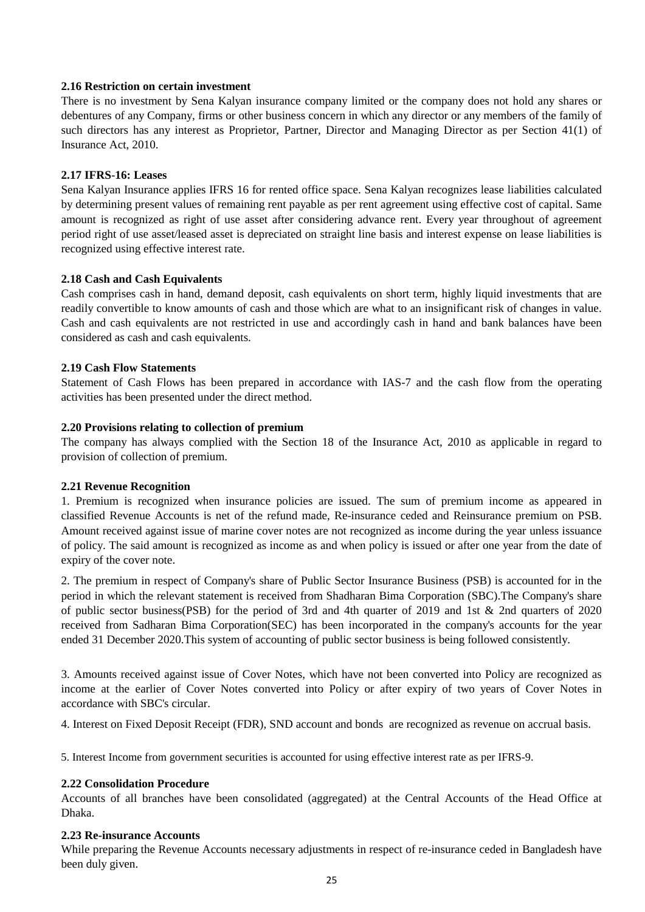**2.16 Restriction on certain investment**

There is no investment by Sena Kalyan insurance company limited or the company does not hold any shares or debentures of any Company, firms or other business concern in which any director or any members of the family of such directors has any interest as Proprietor, Partner, Director and Managing Director as per Section 41(1) of Insurance Act, 2010.

**2.17 IFRS-16: Leases**

Sena Kalyan Insurance applies IFRS 16 for rented office space. Sena Kalyan recognizes lease liabilities calculated by determining present values of remaining rent payable as per rent agreement using effective cost of capital. Same amount is recognized as right of use asset after considering advance rent. Every year throughout of agreement period right of use asset/leased asset is depreciated on straight line basis and interest expense on lease liabilities is recognized using effective interest rate.

**2.18 Cash and Cash Equivalents**

Cash comprises cash in hand, demand deposit, cash equivalents on short term, highly liquid investments that are readily convertible to know amounts of cash and those which are what to an insignificant risk of changes in value. Cash and cash equivalents are not restricted in use and accordingly cash in hand and bank balances have been considered as cash and cash equivalents.

**2.19 Cash Flow Statements**

Statement of Cash Flows has been prepared in accordance with IAS-7 and the cash flow from the operating activities has been presented under the direct method.

**2.20 Provisions relating to collection of premium**

The company has always complied with the Section 18 of the Insurance Act, 2010 as applicable in regard to provision of collection of premium.

**2.21 Revenue Recognition**

1. Premium is recognized when insurance policies are issued. The sum of premium income as appeared in classified Revenue Accounts is net of the refund made, Re-insurance ceded and Reinsurance premium on PSB. Amount received against issue of marine cover notes are not recognized as income during the year unless issuance of policy. The said amount is recognized as income as and when policy is issued or after one year from the date of expiry of the cover note.

2. The premium in respect of Company's share of Public Sector Insurance Business (PSB) is accounted for in the period in which the relevant statement is received from Shadharan Bima Corporation (SBC).The Company's share of public sector business(PSB) for the period of 3rd and 4th quarter of 2019 and 1st & 2nd quarters of 2020 received from Sadharan Bima Corporation(SEC) has been incorporated in the company's accounts for the year ended 31 December 2020.This system of accounting of public sector business is being followed consistently.

3. Amounts received against issue of Cover Notes, which have not been converted into Policy are recognized as income at the earlier of Cover Notes converted into Policy or after expiry of two years of Cover Notes in accordance with SBC's circular.

4. Interest on Fixed Deposit Receipt (FDR), SND account and bonds are recognized as revenue on accrual basis.

5. Interest Income from government securities is accounted for using effective interest rate as per IFRS-9.

**2.22 Consolidation Procedure**

Accounts of all branches have been consolidated (aggregated) at the Central Accounts of the Head Office at Dhaka.

**2.23 Re-insurance Accounts**

While preparing the Revenue Accounts necessary adjustments in respect of re-insurance ceded in Bangladesh have been duly given.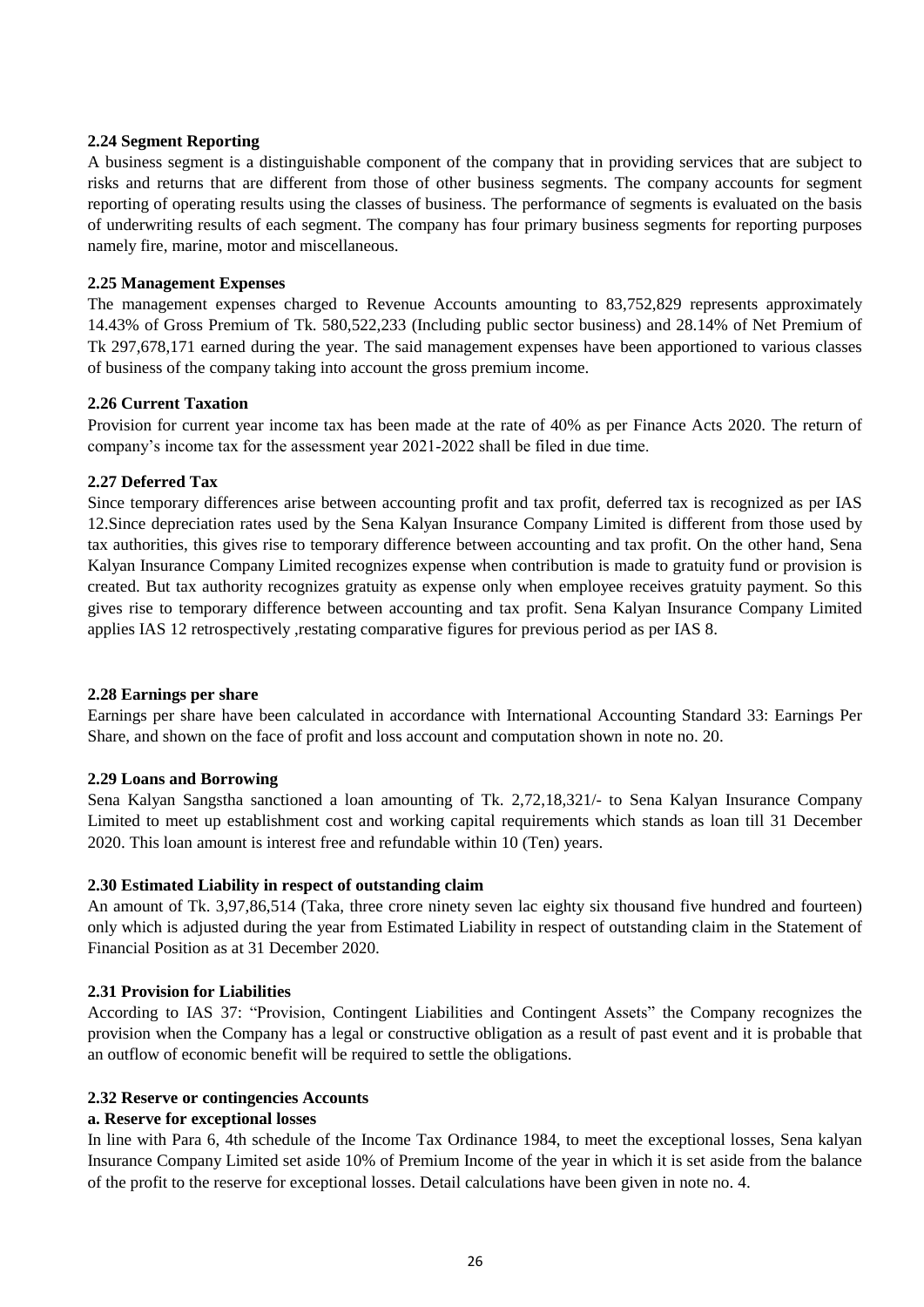### 2.24 Segment Reporting

A business segment is a distinguishable component of the company that in providing services that are subject to risks and returns that are different from those of other business segments. The company accounts for segment reporting of operating results using the classes of business. The performance of segments is evaluated on the basis of underwriting results of each segment. The company has four primary business segments for reporting purposes namely fire, marine, motor and miscellaneous.

### 2.25 Management Expenses

The management expenses charged to Revenue Accounts amounting to 83,752,829 represents approximately 14.43% of Gross Premium of Tk. 580,522,233 (Including public sector business) and 28.14% of Net Premium of Tk 297,678,171 earned during the year. The said management expenses have been apportioned to various classes of business of the company taking into account the gross premium income.

### 2.26 Current Taxation

Provision for current year income tax has been made at the rate of 40% as per Finance Acts 2020. The return of company's income tax for the assessment year 2021-2022 shall be filed in due time.

### 2.27 Deferred Tax

Since temporary differences arise between accounting profit and tax profit, deferred tax is recognized as per IAS 12.Since depreciation rates used by the Sena Kalyan Insurance Company Limited is different from those used by tax authorities, this gives rise to temporary difference between accounting and tax profit. On the other hand, Sena Kalyan Insurance Company Limited recognizes expense when contribution is made to gratuity fund or provision is created. But tax authority recognizes gratuity as expense only when employee receives gratuity payment. So this gives rise to temporary difference between accounting and tax profit. Sena Kalyan Insurance Company Limited applies IAS 12 retrospectively ,restating comparative figures for previous period as per IAS 8.

### 2.28 Earnings per share

Earnings per share have been calculated in accordance with International Accounting Standard 33: Earnings Per Share, and shown on the face of profit and loss account and computation shown in note no. 20.

### 2.29 Loans and Borrowing

Sena Kalyan Sangstha sanctioned a loan amounting of Tk. 2,72,18,321/- to Sena Kalyan Insurance Company Limited to meet up establishment cost and working capital requirements which stands as loan till 31 December 2020. This loan amount is interest free and refundable within 10 (Ten) years.

### 2.30 Estimated Liability in respect of outstanding claim

An amount of Tk. 3,97,86,514 (Taka, three crore ninety seven lac eighty six thousand five hundred and fourteen) only which is adjusted during the year from Estimated Liability in respect of outstanding claim in the Statement of Financial Position as at 31 December 2020.

### 2.31 Provision for Liabilities

According to IAS 37: "Provision, Contingent Liabilities and Contingent Assets" the Company recognizes the provision when the Company has a legal or constructive obligation as a result of past event and it is probable that an outflow of economic benefit will be required to settle the obligations.

### 2.32 Reserve or contingencies Accounts

**a. Reserve for exceptional losses**

In line with Para 6, 4th schedule of the Income Tax Ordinance 1984, to meet the exceptional losses, Sena kalyan Insurance Company Limited set aside 10% of Premium Income of the year in which it is set aside from the balance of the profit to the reserve for exceptional losses. Detail calculations have been given in note no. 4.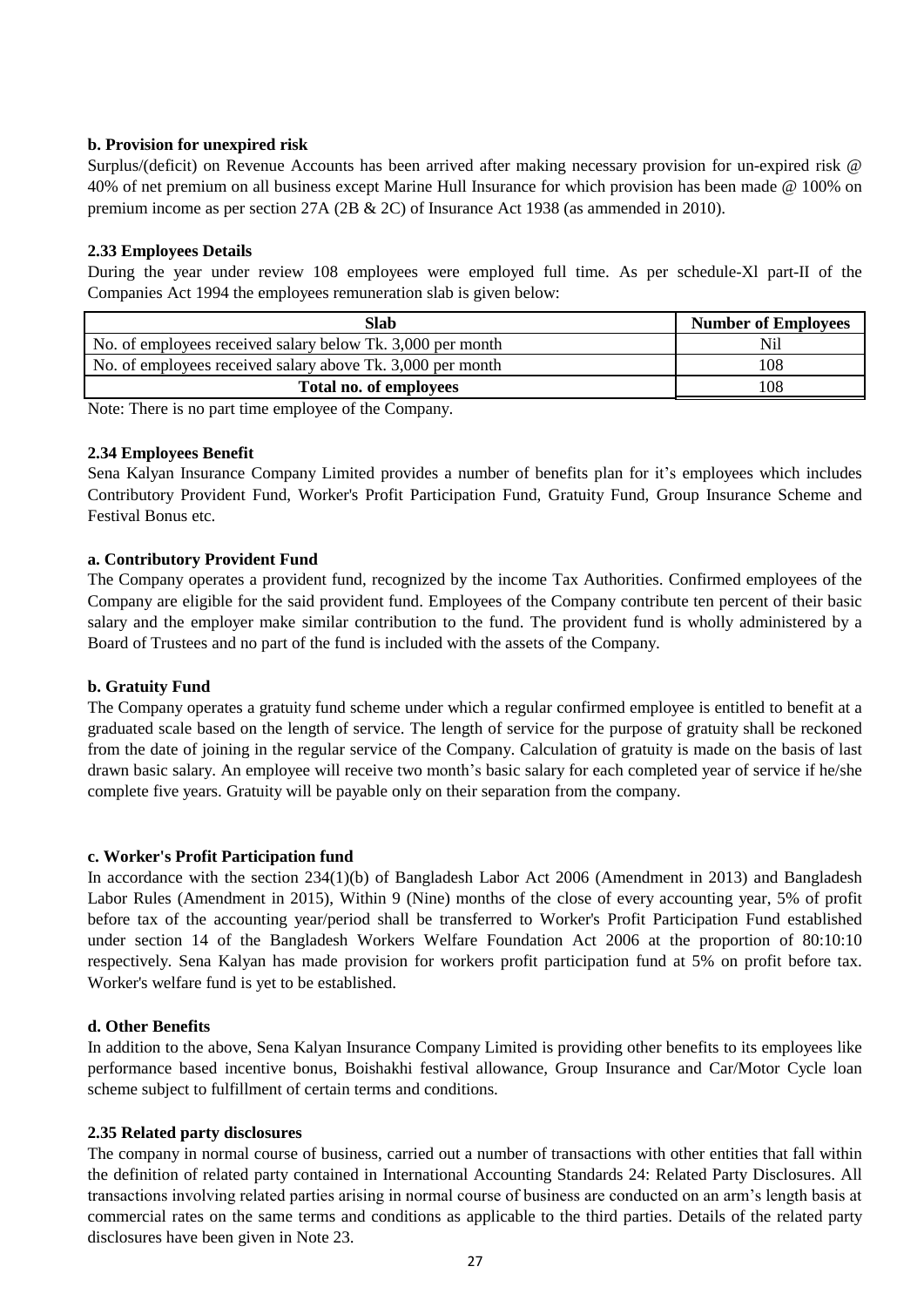**b. Provision for unexpired risk**

Surplus/(deficit) on Revenue Accounts has been arrived after making necessary provision for un-expired risk @ 40% of net premium on all business except Marine Hull Insurance for which provision has been made @ 100% on premium income as per section 27A (2B & 2C) of Insurance Act 1938 (as ammended in 2010).

**2.33 Employees Details**

During the year under review 108 employees were employed full time. As per schedule-Xl part-II of the Companies Act 1994 the employees remuneration slab is given below:

| Slab | Number of Employees |
|---|---|
| No. of employees received salary below Tk. 3,000 per month | Nil |
| No. of employees received salary above Tk. 3,000 per month | 108 |
| **Total no. of employees** | 108 |

Note: There is no part time employee of the Company.

**2.34 Employees Benefit**

Sena Kalyan Insurance Company Limited provides a number of benefits plan for it's employees which includes Contributory Provident Fund, Worker's Profit Participation Fund, Gratuity Fund, Group Insurance Scheme and Festival Bonus etc.

**a. Contributory Provident Fund**

The Company operates a provident fund, recognized by the income Tax Authorities. Confirmed employees of the Company are eligible for the said provident fund. Employees of the Company contribute ten percent of their basic salary and the employer make similar contribution to the fund. The provident fund is wholly administered by a Board of Trustees and no part of the fund is included with the assets of the Company.

**b. Gratuity Fund**

The Company operates a gratuity fund scheme under which a regular confirmed employee is entitled to benefit at a graduated scale based on the length of service. The length of service for the purpose of gratuity shall be reckoned from the date of joining in the regular service of the Company. Calculation of gratuity is made on the basis of last drawn basic salary. An employee will receive two month's basic salary for each completed year of service if he/she complete five years. Gratuity will be payable only on their separation from the company.

**c. Worker's Profit Participation fund**

In accordance with the section 234(1)(b) of Bangladesh Labor Act 2006 (Amendment in 2013) and Bangladesh Labor Rules (Amendment in 2015), Within 9 (Nine) months of the close of every accounting year, 5% of profit before tax of the accounting year/period shall be transferred to Worker's Profit Participation Fund established under section 14 of the Bangladesh Workers Welfare Foundation Act 2006 at the proportion of 80:10:10 respectively. Sena Kalyan has made provision for workers profit participation fund at 5% on profit before tax. Worker's welfare fund is yet to be established.

**d. Other Benefits**

In addition to the above, Sena Kalyan Insurance Company Limited is providing other benefits to its employees like performance based incentive bonus, Boishakhi festival allowance, Group Insurance and Car/Motor Cycle loan scheme subject to fulfillment of certain terms and conditions.

**2.35 Related party disclosures**

The company in normal course of business, carried out a number of transactions with other entities that fall within the definition of related party contained in International Accounting Standards 24: Related Party Disclosures. All transactions involving related parties arising in normal course of business are conducted on an arm's length basis at commercial rates on the same terms and conditions as applicable to the third parties. Details of the related party disclosures have been given in Note 23.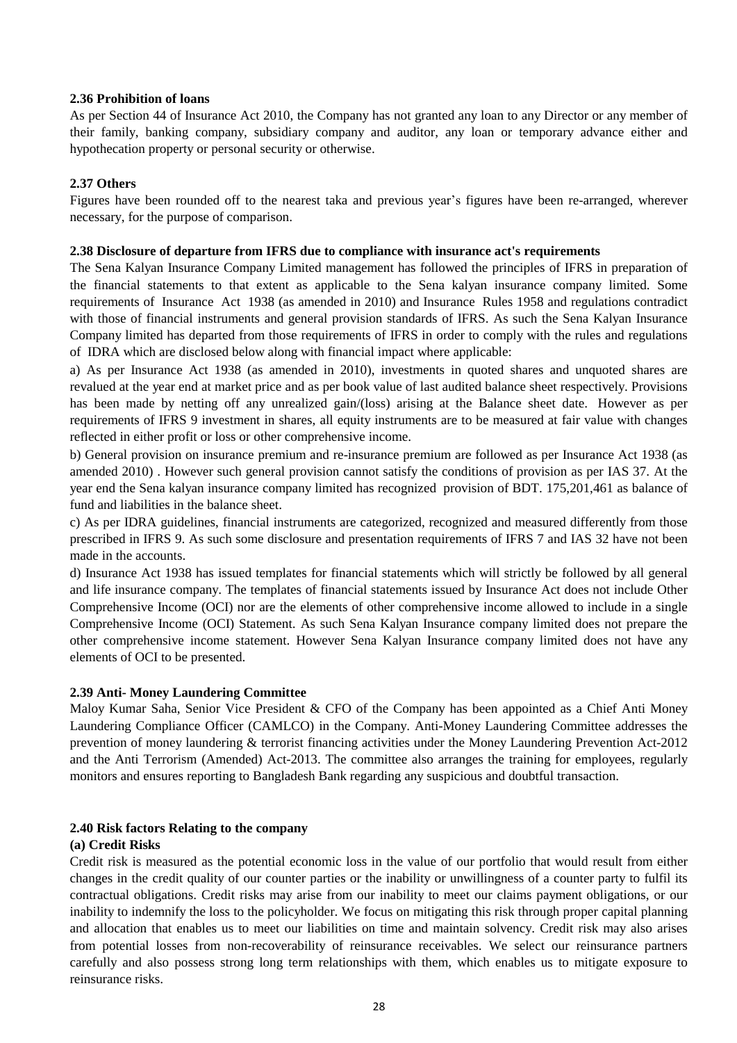**2.36 Prohibition of loans**

As per Section 44 of Insurance Act 2010, the Company has not granted any loan to any Director or any member of their family, banking company, subsidiary company and auditor, any loan or temporary advance either and hypothecation property or personal security or otherwise.

**2.37 Others**

Figures have been rounded off to the nearest taka and previous year's figures have been re-arranged, wherever necessary, for the purpose of comparison.

**2.38 Disclosure of departure from IFRS due to compliance with insurance act's requirements**

The Sena Kalyan Insurance Company Limited management has followed the principles of IFRS in preparation of the financial statements to that extent as applicable to the Sena kalyan insurance company limited. Some requirements of Insurance Act 1938 (as amended in 2010) and Insurance Rules 1958 and regulations contradict with those of financial instruments and general provision standards of IFRS. As such the Sena Kalyan Insurance Company limited has departed from those requirements of IFRS in order to comply with the rules and regulations of IDRA which are disclosed below along with financial impact where applicable:

a) As per Insurance Act 1938 (as amended in 2010), investments in quoted shares and unquoted shares are revalued at the year end at market price and as per book value of last audited balance sheet respectively. Provisions has been made by netting off any unrealized gain/(loss) arising at the Balance sheet date. However as per requirements of IFRS 9 investment in shares, all equity instruments are to be measured at fair value with changes reflected in either profit or loss or other comprehensive income.

b) General provision on insurance premium and re-insurance premium are followed as per Insurance Act 1938 (as amended 2010) . However such general provision cannot satisfy the conditions of provision as per IAS 37. At the year end the Sena kalyan insurance company limited has recognized provision of BDT. 175,201,461 as balance of fund and liabilities in the balance sheet.

c) As per IDRA guidelines, financial instruments are categorized, recognized and measured differently from those prescribed in IFRS 9. As such some disclosure and presentation requirements of IFRS 7 and IAS 32 have not been made in the accounts.

d) Insurance Act 1938 has issued templates for financial statements which will strictly be followed by all general and life insurance company. The templates of financial statements issued by Insurance Act does not include Other Comprehensive Income (OCI) nor are the elements of other comprehensive income allowed to include in a single Comprehensive Income (OCI) Statement. As such Sena Kalyan Insurance company limited does not prepare the other comprehensive income statement. However Sena Kalyan Insurance company limited does not have any elements of OCI to be presented.

**2.39 Anti- Money Laundering Committee**

Maloy Kumar Saha, Senior Vice President & CFO of the Company has been appointed as a Chief Anti Money Laundering Compliance Officer (CAMLCO) in the Company. Anti-Money Laundering Committee addresses the prevention of money laundering & terrorist financing activities under the Money Laundering Prevention Act-2012 and the Anti Terrorism (Amended) Act-2013. The committee also arranges the training for employees, regularly monitors and ensures reporting to Bangladesh Bank regarding any suspicious and doubtful transaction.

**2.40 Risk factors Relating to the company**

**(a) Credit Risks**

Credit risk is measured as the potential economic loss in the value of our portfolio that would result from either changes in the credit quality of our counter parties or the inability or unwillingness of a counter party to fulfil its contractual obligations. Credit risks may arise from our inability to meet our claims payment obligations, or our inability to indemnify the loss to the policyholder. We focus on mitigating this risk through proper capital planning and allocation that enables us to meet our liabilities on time and maintain solvency. Credit risk may also arises from potential losses from non-recoverability of reinsurance receivables. We select our reinsurance partners carefully and also possess strong long term relationships with them, which enables us to mitigate exposure to reinsurance risks.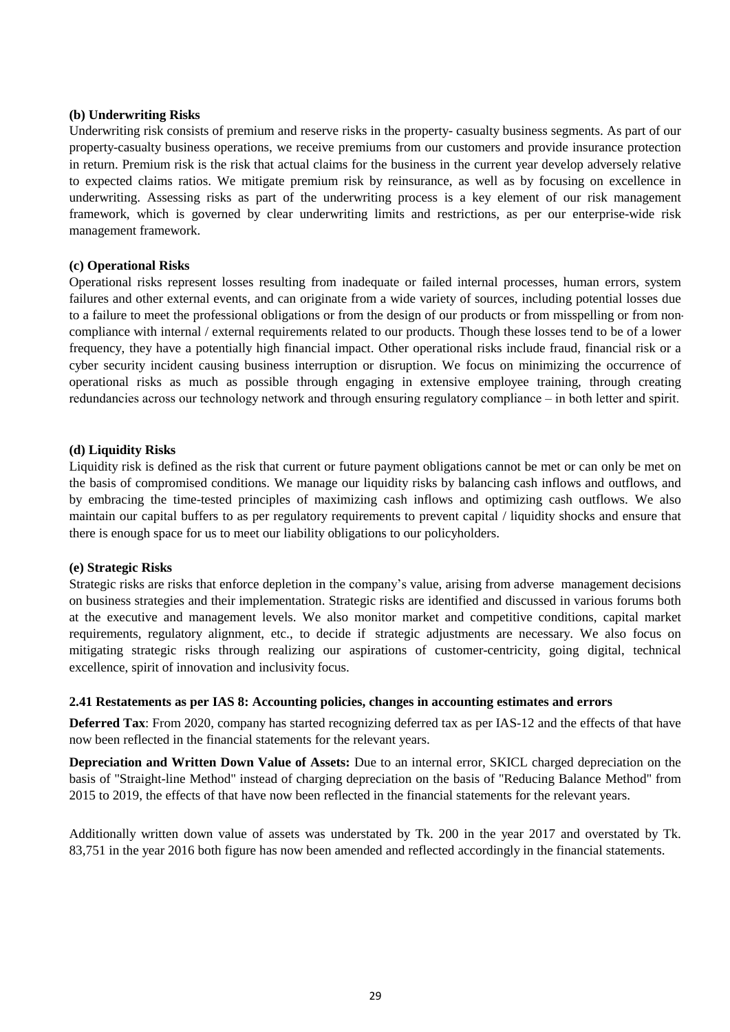**(b) Underwriting Risks**

Underwriting risk consists of premium and reserve risks in the property- casualty business segments. As part of our property-casualty business operations, we receive premiums from our customers and provide insurance protection in return. Premium risk is the risk that actual claims for the business in the current year develop adversely relative to expected claims ratios. We mitigate premium risk by reinsurance, as well as by focusing on excellence in underwriting. Assessing risks as part of the underwriting process is a key element of our risk management framework, which is governed by clear underwriting limits and restrictions, as per our enterprise-wide risk management framework.

**(c) Operational Risks**

Operational risks represent losses resulting from inadequate or failed internal processes, human errors, system failures and other external events, and can originate from a wide variety of sources, including potential losses due to a failure to meet the professional obligations or from the design of our products or from misspelling or from non-compliance with internal / external requirements related to our products. Though these losses tend to be of a lower frequency, they have a potentially high financial impact. Other operational risks include fraud, financial risk or a cyber security incident causing business interruption or disruption. We focus on minimizing the occurrence of operational risks as much as possible through engaging in extensive employee training, through creating redundancies across our technology network and through ensuring regulatory compliance – in both letter and spirit.

**(d) Liquidity Risks**

Liquidity risk is defined as the risk that current or future payment obligations cannot be met or can only be met on the basis of compromised conditions. We manage our liquidity risks by balancing cash inflows and outflows, and by embracing the time-tested principles of maximizing cash inflows and optimizing cash outflows. We also maintain our capital buffers to as per regulatory requirements to prevent capital / liquidity shocks and ensure that there is enough space for us to meet our liability obligations to our policyholders.

**(e) Strategic Risks**

Strategic risks are risks that enforce depletion in the company's value, arising from adverse management decisions on business strategies and their implementation. Strategic risks are identified and discussed in various forums both at the executive and management levels. We also monitor market and competitive conditions, capital market requirements, regulatory alignment, etc., to decide if strategic adjustments are necessary. We also focus on mitigating strategic risks through realizing our aspirations of customer-centricity, going digital, technical excellence, spirit of innovation and inclusivity focus.

**2.41 Restatements as per IAS 8: Accounting policies, changes in accounting estimates and errors**

**Deferred Tax**: From 2020, company has started recognizing deferred tax as per IAS-12 and the effects of that have now been reflected in the financial statements for the relevant years.

**Depreciation and Written Down Value of Assets:** Due to an internal error, SKICL charged depreciation on the basis of "Straight-line Method" instead of charging depreciation on the basis of "Reducing Balance Method" from 2015 to 2019, the effects of that have now been reflected in the financial statements for the relevant years.

Additionally written down value of assets was understated by Tk. 200 in the year 2017 and overstated by Tk. 83,751 in the year 2016 both figure has now been amended and reflected accordingly in the financial statements.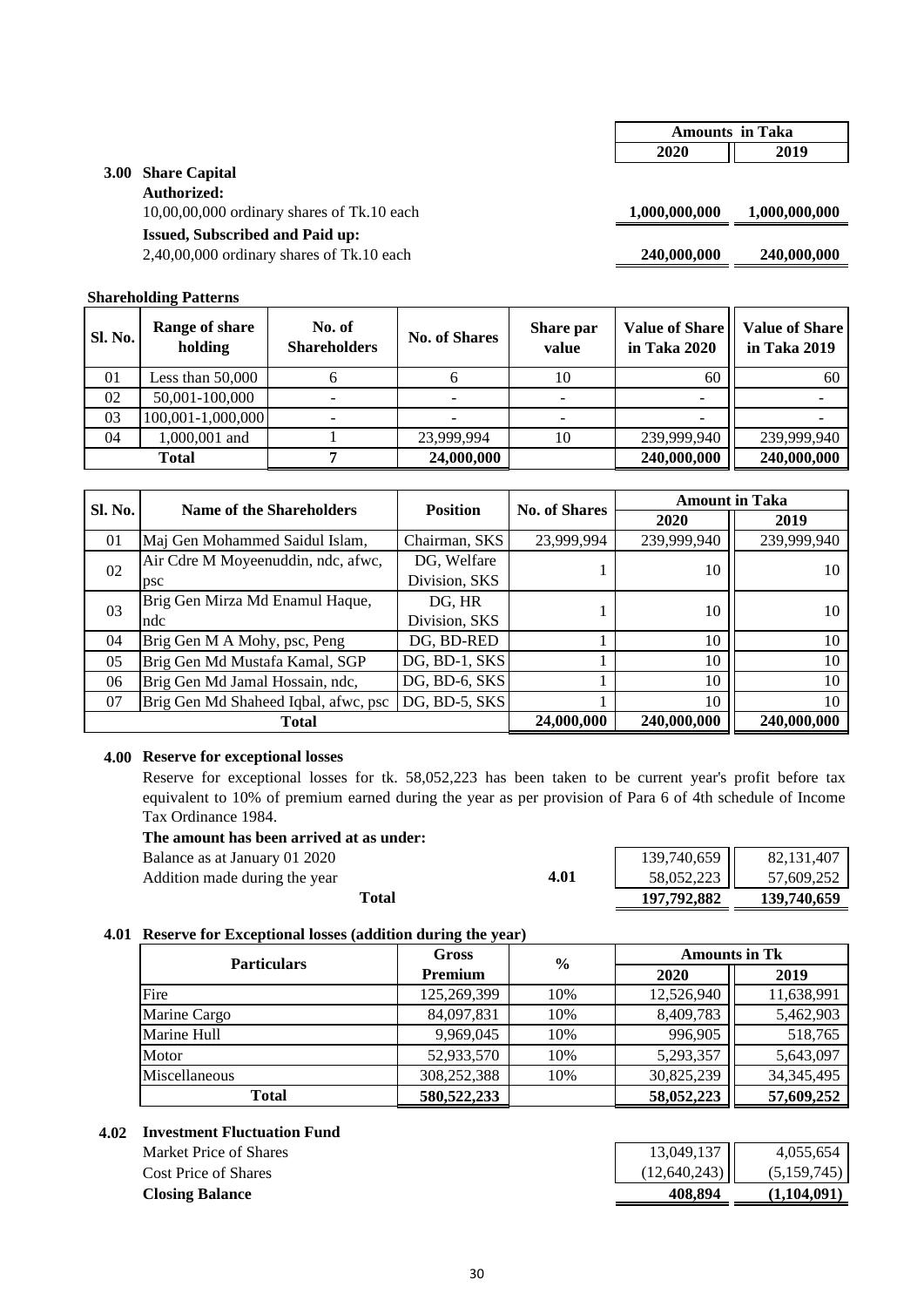| | Amounts in Taka | |
|---|---|---|
| | 2020 | 2019 |

### 3.00 Share Capital

**Authorized:**

| | 2020 | 2019 |
|---|---|---|
| 10,00,00,000 ordinary shares of Tk.10 each | 1,000,000,000 | 1,000,000,000 |

**Issued, Subscribed and Paid up:**

| | 2020 | 2019 |
|---|---|---|
| 2,40,00,000 ordinary shares of Tk.10 each | 240,000,000 | 240,000,000 |

**Shareholding Patterns**

| Sl. No. | Range of share holding | No. of Shareholders | No. of Shares | Share par value | Value of Share in Taka 2020 | Value of Share in Taka 2019 |
|---|---|---|---|---|---|---|
| 01 | Less than 50,000 | 6 | 6 | 10 | 60 | 60 |
| 02 | 50,001-100,000 | - | - | - | - | - |
| 03 | 100,001-1,000,000 | - | - | - | - | - |
| 04 | 1,000,001 and | 1 | 23,999,994 | 10 | 239,999,940 | 239,999,940 |
| **Total** | | **7** | **24,000,000** | | **240,000,000** | **240,000,000** |

| Sl. No. | Name of the Shareholders | Position | No. of Shares | Amount in Taka | |
|---|---|---|---|---|---|
| | | | | 2020 | 2019 |
| 01 | Maj Gen Mohammed Saidul Islam, | Chairman, SKS | 23,999,994 | 239,999,940 | 239,999,940 |
| 02 | Air Cdre M Moyeenuddin, ndc, afwc, psc | DG, Welfare Division, SKS | 1 | 10 | 10 |
| 03 | Brig Gen Mirza Md Enamul Haque, ndc | DG, HR Division, SKS | 1 | 10 | 10 |
| 04 | Brig Gen M A Mohy, psc, Peng | DG, BD-RED | 1 | 10 | 10 |
| 05 | Brig Gen Md Mustafa Kamal, SGP | DG, BD-1, SKS | 1 | 10 | 10 |
| 06 | Brig Gen Md Jamal Hossain, ndc, | DG, BD-6, SKS | 1 | 10 | 10 |
| 07 | Brig Gen Md Shaheed Iqbal, afwc, psc | DG, BD-5, SKS | 1 | 10 | 10 |
| **Total** | | | **24,000,000** | **240,000,000** | **240,000,000** |

### 4.00 Reserve for exceptional losses

Reserve for exceptional losses for tk. 58,052,223 has been taken to be current year's profit before tax equivalent to 10% of premium earned during the year as per provision of Para 6 of 4th schedule of Income Tax Ordinance 1984.

**The amount has been arrived at as under:**

| | | 2020 | 2019 |
|---|---|---|---|
| Balance as at January 01 2020 | | 139,740,659 | 82,131,407 |
| Addition made during the year | 4.01 | 58,052,223 | 57,609,252 |
| **Total** | | **197,792,882** | **139,740,659** |

### 4.01 Reserve for Exceptional losses (addition during the year)

| Particulars | Gross Premium | % | Amounts in Tk | |
|---|---|---|---|---|
| | | | 2020 | 2019 |
| Fire | 125,269,399 | 10% | 12,526,940 | 11,638,991 |
| Marine Cargo | 84,097,831 | 10% | 8,409,783 | 5,462,903 |
| Marine Hull | 9,969,045 | 10% | 996,905 | 518,765 |
| Motor | 52,933,570 | 10% | 5,293,357 | 5,643,097 |
| Miscellaneous | 308,252,388 | 10% | 30,825,239 | 34,345,495 |
| **Total** | **580,522,233** | | **58,052,223** | **57,609,252** |

### 4.02 Investment Fluctuation Fund

| | 2020 | 2019 |
|---|---|---|
| Market Price of Shares | 13,049,137 | 4,055,654 |
| Cost Price of Shares | (12,640,243) | (5,159,745) |
| **Closing Balance** | **408,894** | **(1,104,091)** |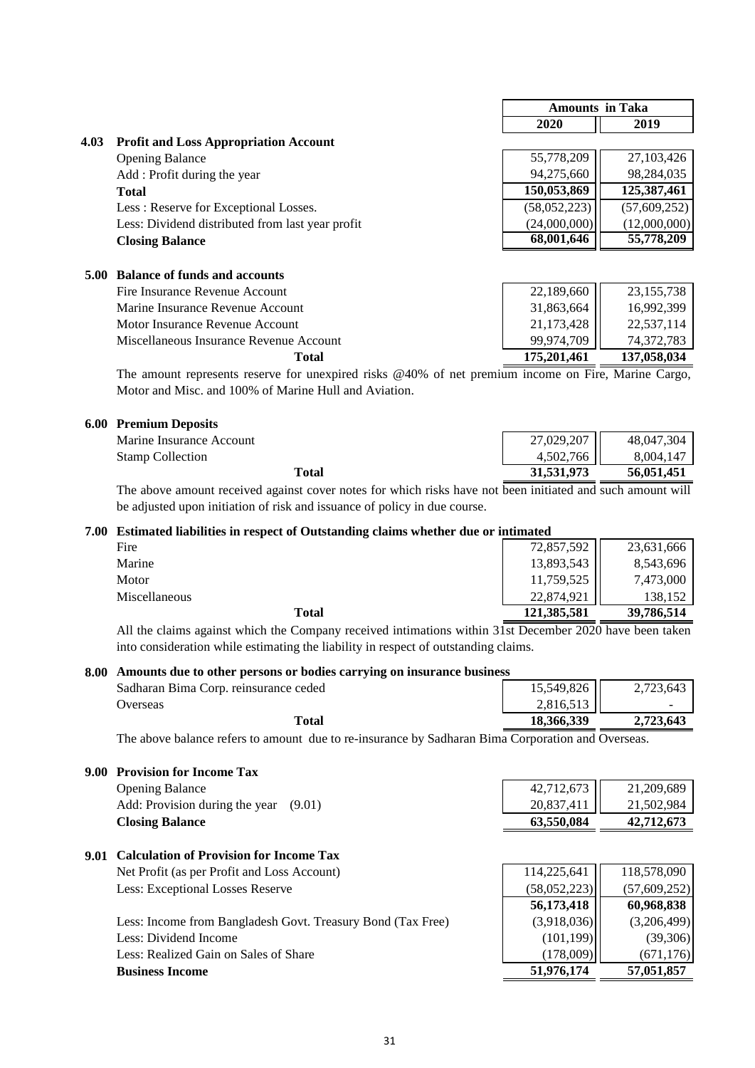| | | Amounts in Taka | |
|---|---|---|---|
| | | **2020** | **2019** |
| **4.03** | **Profit and Loss Appropriation Account** | | |
| | Opening Balance | 55,778,209 | 27,103,426 |
| | Add : Profit during the year | 94,275,660 | 98,284,035 |
| | **Total** | **150,053,869** | **125,387,461** |
| | Less : Reserve for Exceptional Losses. | (58,052,223) | (57,609,252) |
| | Less: Dividend distributed from last year profit | (24,000,000) | (12,000,000) |
| | **Closing Balance** | **68,001,646** | **55,778,209** |

**5.00 Balance of funds and accounts**

| | 2020 | 2019 |
|---|---|---|
| Fire Insurance Revenue Account | 22,189,660 | 23,155,738 |
| Marine Insurance Revenue Account | 31,863,664 | 16,992,399 |
| Motor Insurance Revenue Account | 21,173,428 | 22,537,114 |
| Miscellaneous Insurance Revenue Account | 99,974,709 | 74,372,783 |
| **Total** | **175,201,461** | **137,058,034** |

The amount represents reserve for unexpired risks @40% of net premium income on Fire, Marine Cargo, Motor and Misc. and 100% of Marine Hull and Aviation.

**6.00 Premium Deposits**

| | 2020 | 2019 |
|---|---|---|
| Marine Insurance Account | 27,029,207 | 48,047,304 |
| Stamp Collection | 4,502,766 | 8,004,147 |
| **Total** | **31,531,973** | **56,051,451** |

The above amount received against cover notes for which risks have not been initiated and such amount will be adjusted upon initiation of risk and issuance of policy in due course.

**7.00 Estimated liabilities in respect of Outstanding claims whether due or intimated**

| | 2020 | 2019 |
|---|---|---|
| Fire | 72,857,592 | 23,631,666 |
| Marine | 13,893,543 | 8,543,696 |
| Motor | 11,759,525 | 7,473,000 |
| Miscellaneous | 22,874,921 | 138,152 |
| **Total** | **121,385,581** | **39,786,514** |

All the claims against which the Company received intimations within 31st December 2020 have been taken into consideration while estimating the liability in respect of outstanding claims.

**8.00 Amounts due to other persons or bodies carrying on insurance business**

| | 2020 | 2019 |
|---|---|---|
| Sadharan Bima Corp. reinsurance ceded | 15,549,826 | 2,723,643 |
| Overseas | 2,816,513 | - |
| **Total** | **18,366,339** | **2,723,643** |

The above balance refers to amount due to re-insurance by Sadharan Bima Corporation and Overseas.

**9.00 Provision for Income Tax**

| | 2020 | 2019 |
|---|---|---|
| Opening Balance | 42,712,673 | 21,209,689 |
| Add: Provision during the year (9.01) | 20,837,411 | 21,502,984 |
| **Closing Balance** | **63,550,084** | **42,712,673** |

**9.01 Calculation of Provision for Income Tax**

| | 2020 | 2019 |
|---|---|---|
| Net Profit (as per Profit and Loss Account) | 114,225,641 | 118,578,090 |
| Less: Exceptional Losses Reserve | (58,052,223) | (57,609,252) |
| | **56,173,418** | **60,968,838** |
| Less: Income from Bangladesh Govt. Treasury Bond (Tax Free) | (3,918,036) | (3,206,499) |
| Less: Dividend Income | (101,199) | (39,306) |
| Less: Realized Gain on Sales of Share | (178,009) | (671,176) |
| **Business Income** | **51,976,174** | **57,051,857** |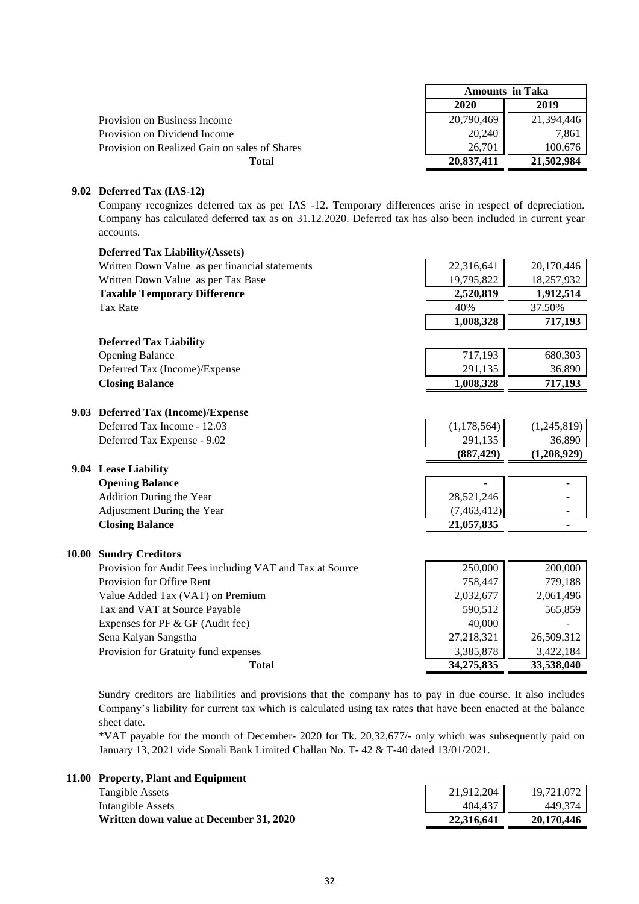| | Amounts in Taka | |
|---|---|---|
| | 2020 | 2019 |
| Provision on Business Income | 20,790,469 | 21,394,446 |
| Provision on Dividend Income | 20,240 | 7,861 |
| Provision on Realized Gain on sales of Shares | 26,701 | 100,676 |
| **Total** | **20,837,411** | **21,502,984** |

### 9.02 Deferred Tax (IAS-12)

Company recognizes deferred tax as per IAS -12. Temporary differences arise in respect of depreciation. Company has calculated deferred tax as on 31.12.2020. Deferred tax has also been included in current year accounts.

| **Deferred Tax Liability/(Assets)** | | |
|---|---|---|
| Written Down Value as per financial statements | 22,316,641 | 20,170,446 |
| Written Down Value as per Tax Base | 19,795,822 | 18,257,932 |
| **Taxable Temporary Difference** | **2,520,819** | **1,912,514** |
| Tax Rate | 40% | 37.50% |
| | **1,008,328** | **717,193** |

| **Deferred Tax Liability** | | |
|---|---|---|
| Opening Balance | 717,193 | 680,303 |
| Deferred Tax (Income)/Expense | 291,135 | 36,890 |
| **Closing Balance** | **1,008,328** | **717,193** |

### 9.03 Deferred Tax (Income)/Expense

| | | |
|---|---|---|
| Deferred Tax Income - 12.03 | (1,178,564) | (1,245,819) |
| Deferred Tax Expense - 9.02 | 291,135 | 36,890 |
| | **(887,429)** | **(1,208,929)** |

### 9.04 Lease Liability

| | | |
|---|---|---|
| **Opening Balance** | - | - |
| Addition During the Year | 28,521,246 | - |
| Adjustment During the Year | (7,463,412) | - |
| **Closing Balance** | **21,057,835** | **-** |

## 10.00 Sundry Creditors

| | | |
|---|---|---|
| Provision for Audit Fees including VAT and Tax at Source | 250,000 | 200,000 |
| Provision for Office Rent | 758,447 | 779,188 |
| Value Added Tax (VAT) on Premium | 2,032,677 | 2,061,496 |
| Tax and VAT at Source Payable | 590,512 | 565,859 |
| Expenses for PF & GF (Audit fee) | 40,000 | - |
| Sena Kalyan Sangstha | 27,218,321 | 26,509,312 |
| Provision for Gratuity fund expenses | 3,385,878 | 3,422,184 |
| **Total** | **34,275,835** | **33,538,040** |

Sundry creditors are liabilities and provisions that the company has to pay in due course. It also includes Company's liability for current tax which is calculated using tax rates that have been enacted at the balance sheet date.

*VAT payable for the month of December- 2020 for Tk. 20,32,677/- only which was subsequently paid on January 13, 2021 vide Sonali Bank Limited Challan No. T- 42 & T-40 dated 13/01/2021.

## 11.00 Property, Plant and Equipment

| | | |
|---|---|---|
| Tangible Assets | 21,912,204 | 19,721,072 |
| Intangible Assets | 404,437 | 449,374 |
| **Written down value at December 31, 2020** | **22,316,641** | **20,170,446** |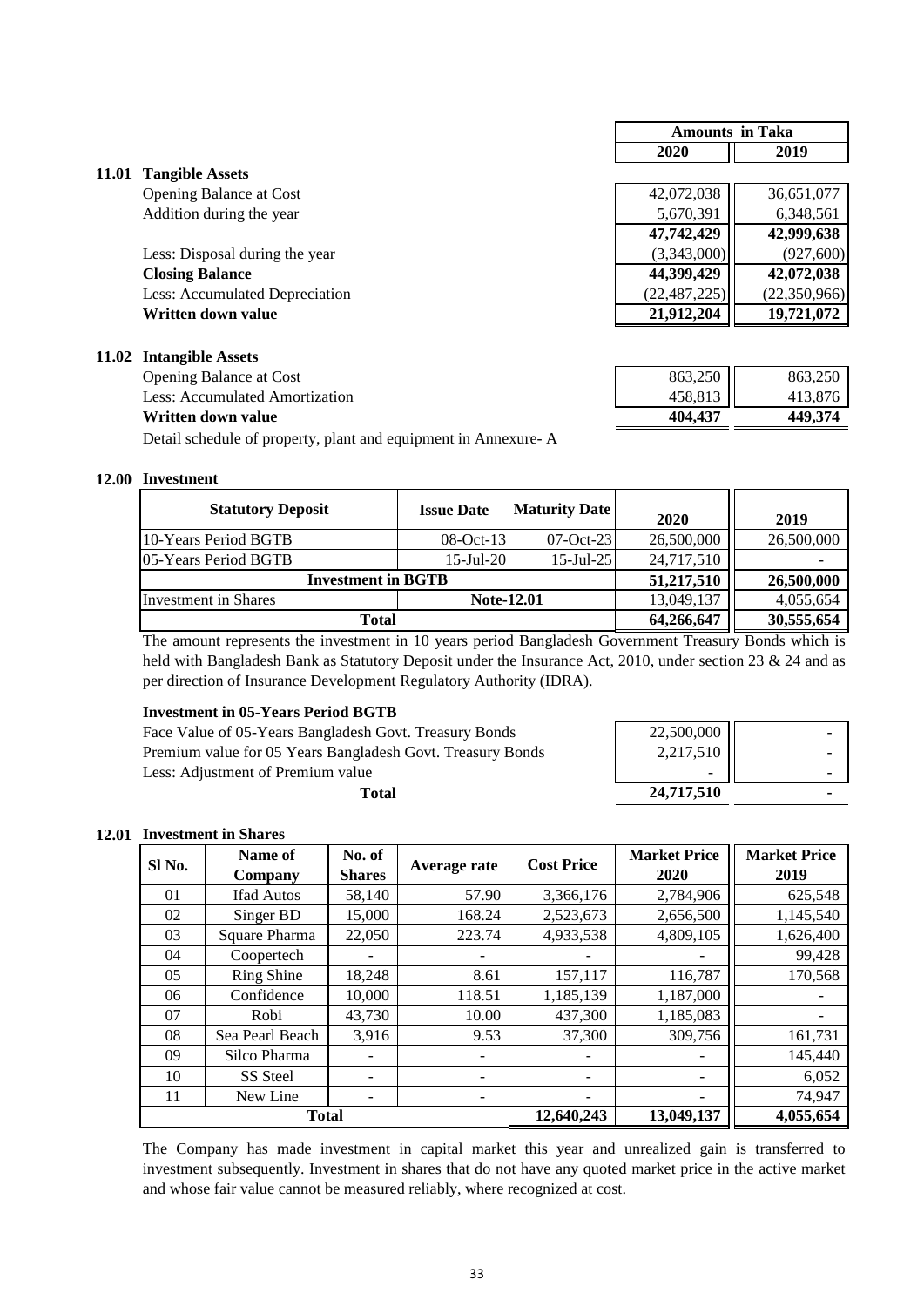| | Amounts in Taka | |
|---|---|---|
| | **2020** | **2019** |

### 11.01 Tangible Assets

| | 2020 | 2019 |
|---|---|---|
| Opening Balance at Cost | 42,072,038 | 36,651,077 |
| Addition during the year | 5,670,391 | 6,348,561 |
| | **47,742,429** | **42,999,638** |
| Less: Disposal during the year | (3,343,000) | (927,600) |
| **Closing Balance** | **44,399,429** | **42,072,038** |
| Less: Accumulated Depreciation | (22,487,225) | (22,350,966) |
| **Written down value** | **21,912,204** | **19,721,072** |

### 11.02 Intangible Assets

| | 2020 | 2019 |
|---|---|---|
| Opening Balance at Cost | 863,250 | 863,250 |
| Less: Accumulated Amortization | 458,813 | 413,876 |
| **Written down value** | **404,437** | **449,374** |

Detail schedule of property, plant and equipment in Annexure- A

### 12.00 Investment

| Statutory Deposit | Issue Date | Maturity Date | 2020 | 2019 |
|---|---|---|---|---|
| 10-Years Period BGTB | 08-Oct-13 | 07-Oct-23 | 26,500,000 | 26,500,000 |
| 05-Years Period BGTB | 15-Jul-20 | 15-Jul-25 | 24,717,510 | - |
| **Investment in BGTB** | | | **51,217,510** | **26,500,000** |
| Investment in Shares | **Note-12.01** | | 13,049,137 | 4,055,654 |
| **Total** | | | **64,266,647** | **30,555,654** |

The amount represents the investment in 10 years period Bangladesh Government Treasury Bonds which is held with Bangladesh Bank as Statutory Deposit under the Insurance Act, 2010, under section 23 & 24 and as per direction of Insurance Development Regulatory Authority (IDRA).

**Investment in 05-Years Period BGTB**

| | 2020 | 2019 |
|---|---|---|
| Face Value of 05-Years Bangladesh Govt. Treasury Bonds | 22,500,000 | - |
| Premium value for 05 Years Bangladesh Govt. Treasury Bonds | 2,217,510 | - |
| Less: Adjustment of Premium value | - | - |
| **Total** | **24,717,510** | **-** |

### 12.01 Investment in Shares

| Sl No. | Name of Company | No. of Shares | Average rate | Cost Price | Market Price 2020 | Market Price 2019 |
|---|---|---|---|---|---|---|
| 01 | Ifad Autos | 58,140 | 57.90 | 3,366,176 | 2,784,906 | 625,548 |
| 02 | Singer BD | 15,000 | 168.24 | 2,523,673 | 2,656,500 | 1,145,540 |
| 03 | Square Pharma | 22,050 | 223.74 | 4,933,538 | 4,809,105 | 1,626,400 |
| 04 | Coopertech | - | - | - | - | 99,428 |
| 05 | Ring Shine | 18,248 | 8.61 | 157,117 | 116,787 | 170,568 |
| 06 | Confidence | 10,000 | 118.51 | 1,185,139 | 1,187,000 | - |
| 07 | Robi | 43,730 | 10.00 | 437,300 | 1,185,083 | - |
| 08 | Sea Pearl Beach | 3,916 | 9.53 | 37,300 | 309,756 | 161,731 |
| 09 | Silco Pharma | - | - | - | - | 145,440 |
| 10 | SS Steel | - | - | - | - | 6,052 |
| 11 | New Line | - | - | - | - | 74,947 |
| **Total** | | | | **12,640,243** | **13,049,137** | **4,055,654** |

The Company has made investment in capital market this year and unrealized gain is transferred to investment subsequently. Investment in shares that do not have any quoted market price in the active market and whose fair value cannot be measured reliably, where recognized at cost.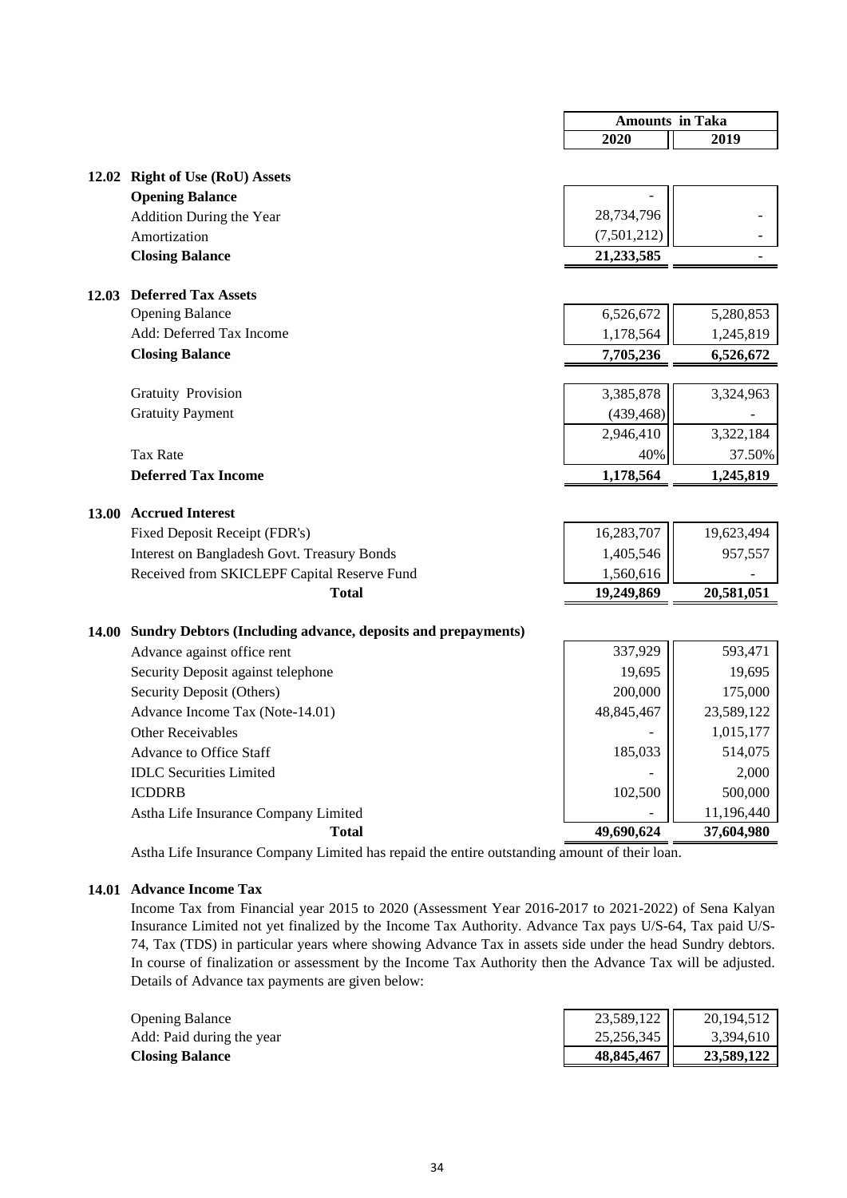| | Amounts in Taka | |
|---|---|---|
| | 2020 | 2019 |
| **12.02 Right of Use (RoU) Assets** | | |
| **Opening Balance** | - | |
| Addition During the Year | 28,734,796 | - |
| Amortization | (7,501,212) | - |
| **Closing Balance** | **21,233,585** | - |
| | | |
| **12.03 Deferred Tax Assets** | | |
| Opening Balance | 6,526,672 | 5,280,853 |
| Add: Deferred Tax Income | 1,178,564 | 1,245,819 |
| **Closing Balance** | **7,705,236** | **6,526,672** |
| | | |
| Gratuity Provision | 3,385,878 | 3,324,963 |
| Gratuity Payment | (439,468) | - |
| | 2,946,410 | 3,322,184 |
| Tax Rate | 40% | 37.50% |
| **Deferred Tax Income** | **1,178,564** | **1,245,819** |
| | | |
| **13.00 Accrued Interest** | | |
| Fixed Deposit Receipt (FDR's) | 16,283,707 | 19,623,494 |
| Interest on Bangladesh Govt. Treasury Bonds | 1,405,546 | 957,557 |
| Received from SKICLEPF Capital Reserve Fund | 1,560,616 | - |
| **Total** | **19,249,869** | **20,581,051** |
| | | |
| **14.00 Sundry Debtors (Including advance, deposits and prepayments)** | | |
| Advance against office rent | 337,929 | 593,471 |
| Security Deposit against telephone | 19,695 | 19,695 |
| Security Deposit (Others) | 200,000 | 175,000 |
| Advance Income Tax (Note-14.01) | 48,845,467 | 23,589,122 |
| Other Receivables | - | 1,015,177 |
| Advance to Office Staff | 185,033 | 514,075 |
| IDLC Securities Limited | - | 2,000 |
| ICDDRB | 102,500 | 500,000 |
| Astha Life Insurance Company Limited | - | 11,196,440 |
| **Total** | **49,690,624** | **37,604,980** |

Astha Life Insurance Company Limited has repaid the entire outstanding amount of their loan.

**14.01 Advance Income Tax**

Income Tax from Financial year 2015 to 2020 (Assessment Year 2016-2017 to 2021-2022) of Sena Kalyan Insurance Limited not yet finalized by the Income Tax Authority. Advance Tax pays U/S-64, Tax paid U/S-74, Tax (TDS) in particular years where showing Advance Tax in assets side under the head Sundry debtors. In course of finalization or assessment by the Income Tax Authority then the Advance Tax will be adjusted. Details of Advance tax payments are given below:

| | 2020 | 2019 |
|---|---|---|
| Opening Balance | 23,589,122 | 20,194,512 |
| Add: Paid during the year | 25,256,345 | 3,394,610 |
| **Closing Balance** | **48,845,467** | **23,589,122** |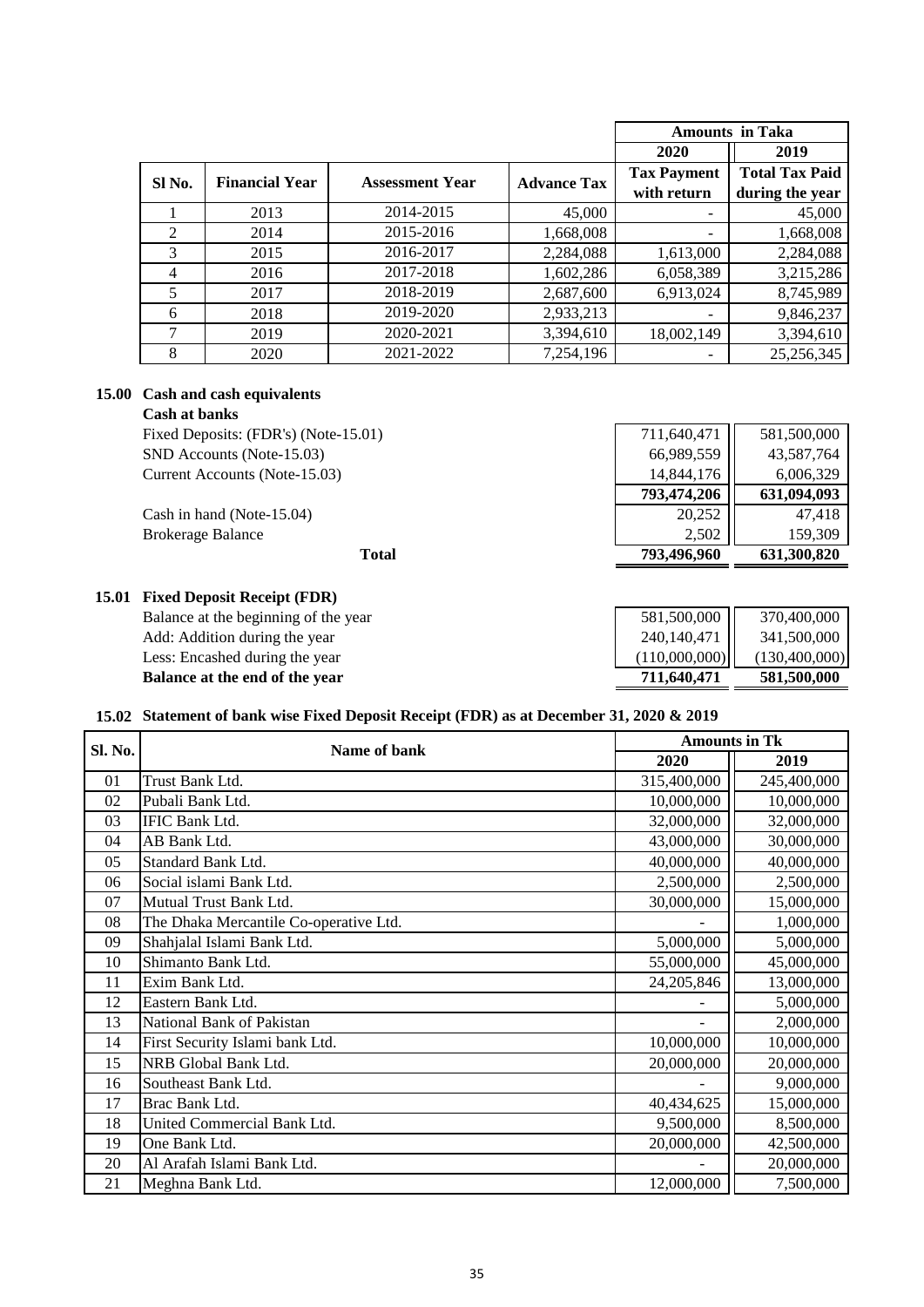| Sl No. | Financial Year | Assessment Year | Advance Tax | Amounts in Taka | |
|---|---|---|---|---|---|
| | | | | 2020 | 2019 |
| | | | | Tax Payment with return | Total Tax Paid during the year |
| 1 | 2013 | 2014-2015 | 45,000 | - | 45,000 |
| 2 | 2014 | 2015-2016 | 1,668,008 | - | 1,668,008 |
| 3 | 2015 | 2016-2017 | 2,284,088 | 1,613,000 | 2,284,088 |
| 4 | 2016 | 2017-2018 | 1,602,286 | 6,058,389 | 3,215,286 |
| 5 | 2017 | 2018-2019 | 2,687,600 | 6,913,024 | 8,745,989 |
| 6 | 2018 | 2019-2020 | 2,933,213 | - | 9,846,237 |
| 7 | 2019 | 2020-2021 | 3,394,610 | 18,002,149 | 3,394,610 |
| 8 | 2020 | 2021-2022 | 7,254,196 | - | 25,256,345 |

## 15.00 Cash and cash equivalents

**Cash at banks**

| | 2020 | 2019 |
|---|---|---|
| Fixed Deposits: (FDR's) (Note-15.01) | 711,640,471 | 581,500,000 |
| SND Accounts (Note-15.03) | 66,989,559 | 43,587,764 |
| Current Accounts (Note-15.03) | 14,844,176 | 6,006,329 |
| | **793,474,206** | **631,094,093** |
| Cash in hand (Note-15.04) | 20,252 | 47,418 |
| Brokerage Balance | 2,502 | 159,309 |
| **Total** | **793,496,960** | **631,300,820** |

## 15.01 Fixed Deposit Receipt (FDR)

| | 2020 | 2019 |
|---|---|---|
| Balance at the beginning of the year | 581,500,000 | 370,400,000 |
| Add: Addition during the year | 240,140,471 | 341,500,000 |
| Less: Encashed during the year | (110,000,000) | (130,400,000) |
| **Balance at the end of the year** | **711,640,471** | **581,500,000** |

## 15.02 Statement of bank wise Fixed Deposit Receipt (FDR) as at December 31, 2020 & 2019

| Sl. No. | Name of bank | Amounts in Tk | |
|---|---|---|---|
| | | 2020 | 2019 |
| 01 | Trust Bank Ltd. | 315,400,000 | 245,400,000 |
| 02 | Pubali Bank Ltd. | 10,000,000 | 10,000,000 |
| 03 | IFIC Bank Ltd. | 32,000,000 | 32,000,000 |
| 04 | AB Bank Ltd. | 43,000,000 | 30,000,000 |
| 05 | Standard Bank Ltd. | 40,000,000 | 40,000,000 |
| 06 | Social islami Bank Ltd. | 2,500,000 | 2,500,000 |
| 07 | Mutual Trust Bank Ltd. | 30,000,000 | 15,000,000 |
| 08 | The Dhaka Mercantile Co-operative Ltd. | - | 1,000,000 |
| 09 | Shahjalal Islami Bank Ltd. | 5,000,000 | 5,000,000 |
| 10 | Shimanto Bank Ltd. | 55,000,000 | 45,000,000 |
| 11 | Exim Bank Ltd. | 24,205,846 | 13,000,000 |
| 12 | Eastern Bank Ltd. | - | 5,000,000 |
| 13 | National Bank of Pakistan | - | 2,000,000 |
| 14 | First Security Islami bank Ltd. | 10,000,000 | 10,000,000 |
| 15 | NRB Global Bank Ltd. | 20,000,000 | 20,000,000 |
| 16 | Southeast Bank Ltd. | - | 9,000,000 |
| 17 | Brac Bank Ltd. | 40,434,625 | 15,000,000 |
| 18 | United Commercial Bank Ltd. | 9,500,000 | 8,500,000 |
| 19 | One Bank Ltd. | 20,000,000 | 42,500,000 |
| 20 | Al Arafah Islami Bank Ltd. | - | 20,000,000 |
| 21 | Meghna Bank Ltd. | 12,000,000 | 7,500,000 |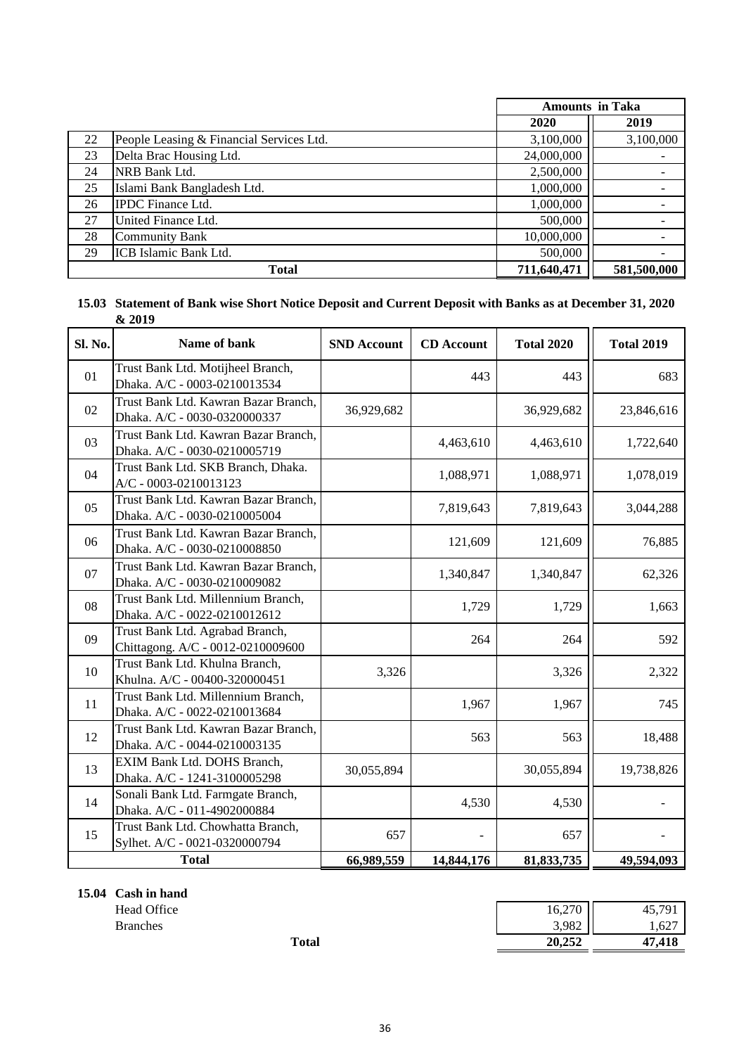| | | Amounts in Taka | |
|---|---|---|---|
| | | 2020 | 2019 |
| 22 | People Leasing & Financial Services Ltd. | 3,100,000 | 3,100,000 |
| 23 | Delta Brac Housing Ltd. | 24,000,000 | - |
| 24 | NRB Bank Ltd. | 2,500,000 | - |
| 25 | Islami Bank Bangladesh Ltd. | 1,000,000 | - |
| 26 | IPDC Finance Ltd. | 1,000,000 | - |
| 27 | United Finance Ltd. | 500,000 | - |
| 28 | Community Bank | 10,000,000 | - |
| 29 | ICB Islamic Bank Ltd. | 500,000 | - |
| | **Total** | **711,640,471** | **581,500,000** |

### 15.03 Statement of Bank wise Short Notice Deposit and Current Deposit with Banks as at December 31, 2020 & 2019

| Sl. No. | Name of bank | SND Account | CD Account | Total 2020 | Total 2019 |
|---|---|---|---|---|---|
| 01 | Trust Bank Ltd. Motijheel Branch, Dhaka. A/C - 0003-0210013534 | | 443 | 443 | 683 |
| 02 | Trust Bank Ltd. Kawran Bazar Branch, Dhaka. A/C - 0030-0320000337 | 36,929,682 | | 36,929,682 | 23,846,616 |
| 03 | Trust Bank Ltd. Kawran Bazar Branch, Dhaka. A/C - 0030-0210005719 | | 4,463,610 | 4,463,610 | 1,722,640 |
| 04 | Trust Bank Ltd. SKB Branch, Dhaka. A/C - 0003-0210013123 | | 1,088,971 | 1,088,971 | 1,078,019 |
| 05 | Trust Bank Ltd. Kawran Bazar Branch, Dhaka. A/C - 0030-0210005004 | | 7,819,643 | 7,819,643 | 3,044,288 |
| 06 | Trust Bank Ltd. Kawran Bazar Branch, Dhaka. A/C - 0030-0210008850 | | 121,609 | 121,609 | 76,885 |
| 07 | Trust Bank Ltd. Kawran Bazar Branch, Dhaka. A/C - 0030-0210009082 | | 1,340,847 | 1,340,847 | 62,326 |
| 08 | Trust Bank Ltd. Millennium Branch, Dhaka. A/C - 0022-0210012612 | | 1,729 | 1,729 | 1,663 |
| 09 | Trust Bank Ltd. Agrabad Branch, Chittagong. A/C - 0012-0210009600 | | 264 | 264 | 592 |
| 10 | Trust Bank Ltd. Khulna Branch, Khulna. A/C - 00400-320000451 | 3,326 | | 3,326 | 2,322 |
| 11 | Trust Bank Ltd. Millennium Branch, Dhaka. A/C - 0022-0210013684 | | 1,967 | 1,967 | 745 |
| 12 | Trust Bank Ltd. Kawran Bazar Branch, Dhaka. A/C - 0044-0210003135 | | 563 | 563 | 18,488 |
| 13 | EXIM Bank Ltd. DOHS Branch, Dhaka. A/C - 1241-3100005298 | 30,055,894 | | 30,055,894 | 19,738,826 |
| 14 | Sonali Bank Ltd. Farmgate Branch, Dhaka. A/C - 011-4902000884 | | 4,530 | 4,530 | - |
| 15 | Trust Bank Ltd. Chowhatta Branch, Sylhet. A/C - 0021-0320000794 | 657 | - | 657 | - |
| | **Total** | **66,989,559** | **14,844,176** | **81,833,735** | **49,594,093** |

### 15.04 Cash in hand

| | 2020 | 2019 |
|---|---|---|
| Head Office | 16,270 | 45,791 |
| Branches | 3,982 | 1,627 |
| **Total** | **20,252** | **47,418** |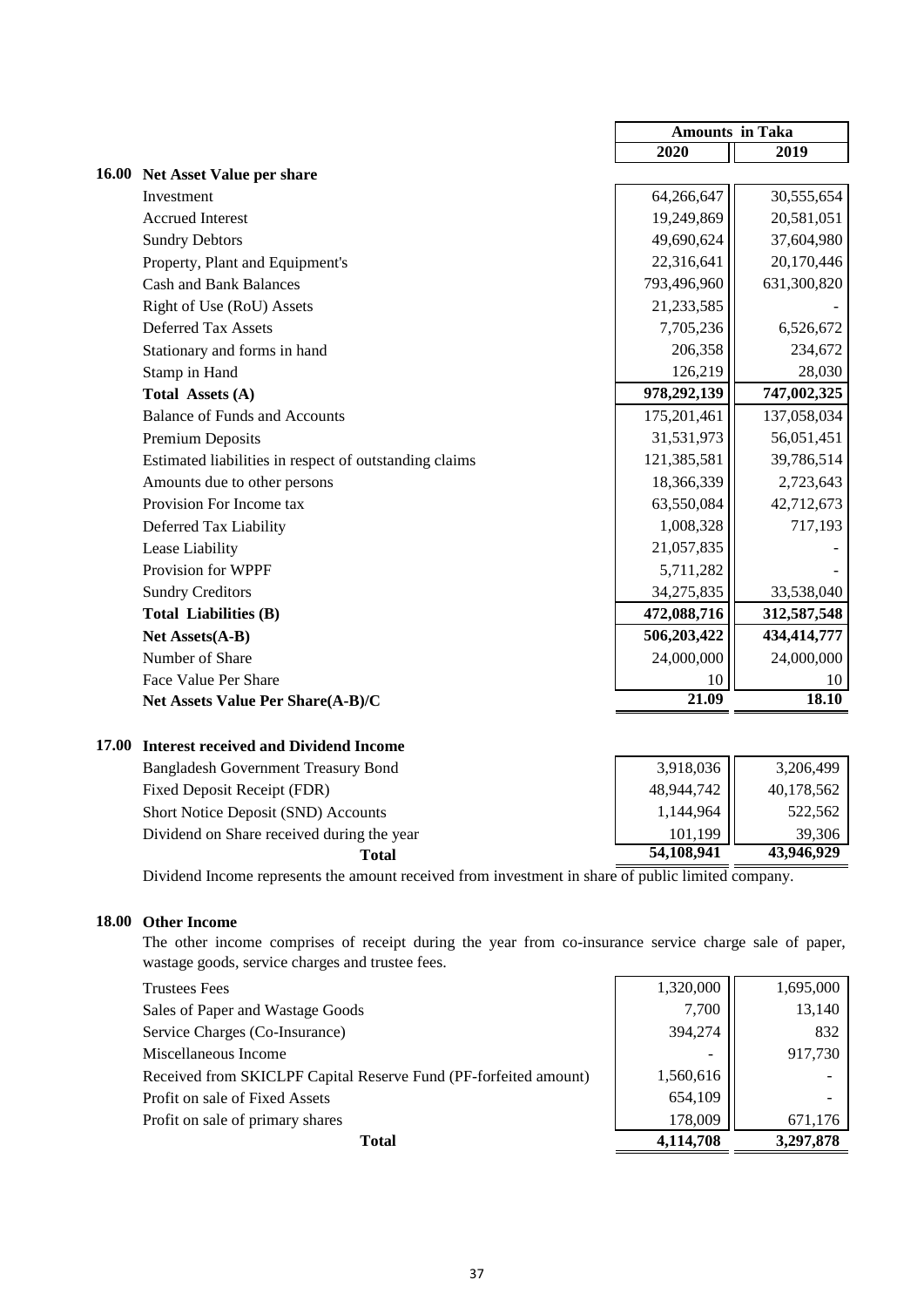| | Amounts in Taka | |
|---|---|---|
| | **2020** | **2019** |

## 16.00 Net Asset Value per share

| Particulars | 2020 | 2019 |
|---|---|---|
| Investment | 64,266,647 | 30,555,654 |
| Accrued Interest | 19,249,869 | 20,581,051 |
| Sundry Debtors | 49,690,624 | 37,604,980 |
| Property, Plant and Equipment's | 22,316,641 | 20,170,446 |
| Cash and Bank Balances | 793,496,960 | 631,300,820 |
| Right of Use (RoU) Assets | 21,233,585 | - |
| Deferred Tax Assets | 7,705,236 | 6,526,672 |
| Stationary and forms in hand | 206,358 | 234,672 |
| Stamp in Hand | 126,219 | 28,030 |
| **Total Assets (A)** | **978,292,139** | **747,002,325** |
| Balance of Funds and Accounts | 175,201,461 | 137,058,034 |
| Premium Deposits | 31,531,973 | 56,051,451 |
| Estimated liabilities in respect of outstanding claims | 121,385,581 | 39,786,514 |
| Amounts due to other persons | 18,366,339 | 2,723,643 |
| Provision For Income tax | 63,550,084 | 42,712,673 |
| Deferred Tax Liability | 1,008,328 | 717,193 |
| Lease Liability | 21,057,835 | - |
| Provision for WPPF | 5,711,282 | - |
| Sundry Creditors | 34,275,835 | 33,538,040 |
| **Total Liabilities (B)** | **472,088,716** | **312,587,548** |
| **Net Assets(A-B)** | **506,203,422** | **434,414,777** |
| Number of Share | 24,000,000 | 24,000,000 |
| Face Value Per Share | 10 | 10 |
| **Net Assets Value Per Share(A-B)/C** | **21.09** | **18.10** |

## 17.00 Interest received and Dividend Income

| Particulars | 2020 | 2019 |
|---|---|---|
| Bangladesh Government Treasury Bond | 3,918,036 | 3,206,499 |
| Fixed Deposit Receipt (FDR) | 48,944,742 | 40,178,562 |
| Short Notice Deposit (SND) Accounts | 1,144,964 | 522,562 |
| Dividend on Share received during the year | 101,199 | 39,306 |
| **Total** | **54,108,941** | **43,946,929** |

Dividend Income represents the amount received from investment in share of public limited company.

## 18.00 Other Income

The other income comprises of receipt during the year from co-insurance service charge sale of paper, wastage goods, service charges and trustee fees.

| Particulars | 2020 | 2019 |
|---|---|---|
| Trustees Fees | 1,320,000 | 1,695,000 |
| Sales of Paper and Wastage Goods | 7,700 | 13,140 |
| Service Charges (Co-Insurance) | 394,274 | 832 |
| Miscellaneous Income | - | 917,730 |
| Received from SKICLPF Capital Reserve Fund (PF-forfeited amount) | 1,560,616 | - |
| Profit on sale of Fixed Assets | 654,109 | - |
| Profit on sale of primary shares | 178,009 | 671,176 |
| **Total** | **4,114,708** | **3,297,878** |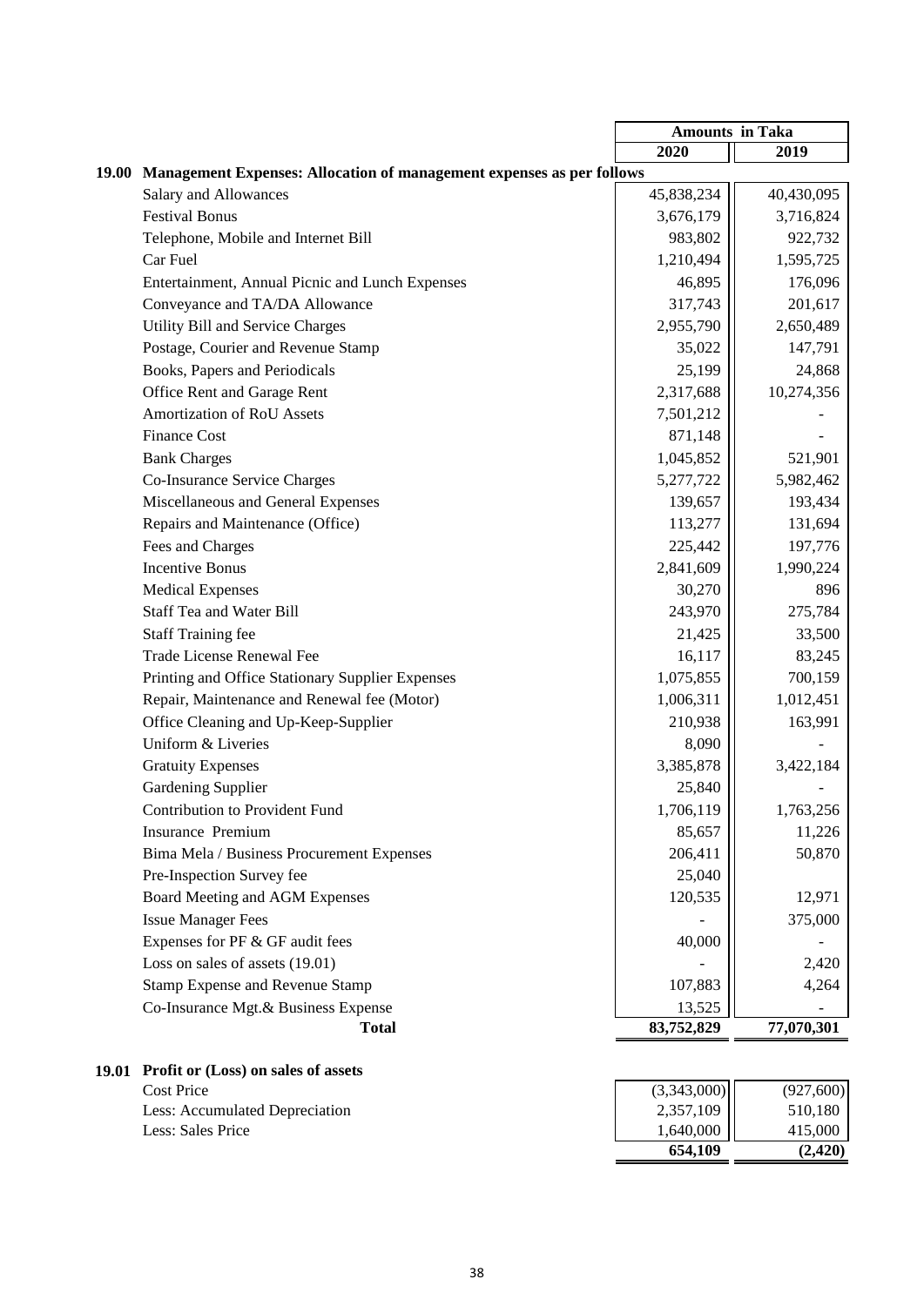| | Amounts in Taka | |
|---|---|---|
| | 2020 | 2019 |
| **19.00 Management Expenses: Allocation of management expenses as per follows** | | |
| Salary and Allowances | 45,838,234 | 40,430,095 |
| Festival Bonus | 3,676,179 | 3,716,824 |
| Telephone, Mobile and Internet Bill | 983,802 | 922,732 |
| Car Fuel | 1,210,494 | 1,595,725 |
| Entertainment, Annual Picnic and Lunch Expenses | 46,895 | 176,096 |
| Conveyance and TA/DA Allowance | 317,743 | 201,617 |
| Utility Bill and Service Charges | 2,955,790 | 2,650,489 |
| Postage, Courier and Revenue Stamp | 35,022 | 147,791 |
| Books, Papers and Periodicals | 25,199 | 24,868 |
| Office Rent and Garage Rent | 2,317,688 | 10,274,356 |
| Amortization of RoU Assets | 7,501,212 | - |
| Finance Cost | 871,148 | - |
| Bank Charges | 1,045,852 | 521,901 |
| Co-Insurance Service Charges | 5,277,722 | 5,982,462 |
| Miscellaneous and General Expenses | 139,657 | 193,434 |
| Repairs and Maintenance (Office) | 113,277 | 131,694 |
| Fees and Charges | 225,442 | 197,776 |
| Incentive Bonus | 2,841,609 | 1,990,224 |
| Medical Expenses | 30,270 | 896 |
| Staff Tea and Water Bill | 243,970 | 275,784 |
| Staff Training fee | 21,425 | 33,500 |
| Trade License Renewal Fee | 16,117 | 83,245 |
| Printing and Office Stationary Supplier Expenses | 1,075,855 | 700,159 |
| Repair, Maintenance and Renewal fee (Motor) | 1,006,311 | 1,012,451 |
| Office Cleaning and Up-Keep-Supplier | 210,938 | 163,991 |
| Uniform & Liveries | 8,090 | - |
| Gratuity Expenses | 3,385,878 | 3,422,184 |
| Gardening Supplier | 25,840 | - |
| Contribution to Provident Fund | 1,706,119 | 1,763,256 |
| Insurance Premium | 85,657 | 11,226 |
| Bima Mela / Business Procurement Expenses | 206,411 | 50,870 |
| Pre-Inspection Survey fee | 25,040 | |
| Board Meeting and AGM Expenses | 120,535 | 12,971 |
| Issue Manager Fees | - | 375,000 |
| Expenses for PF & GF audit fees | 40,000 | - |
| Loss on sales of assets (19.01) | - | 2,420 |
| Stamp Expense and Revenue Stamp | 107,883 | 4,264 |
| Co-Insurance Mgt.& Business Expense | 13,525 | - |
| **Total** | **83,752,829** | **77,070,301** |

**19.01 Profit or (Loss) on sales of assets**

| | 2020 | 2019 |
|---|---|---|
| Cost Price | (3,343,000) | (927,600) |
| Less: Accumulated Depreciation | 2,357,109 | 510,180 |
| Less: Sales Price | 1,640,000 | 415,000 |
| | **654,109** | **(2,420)** |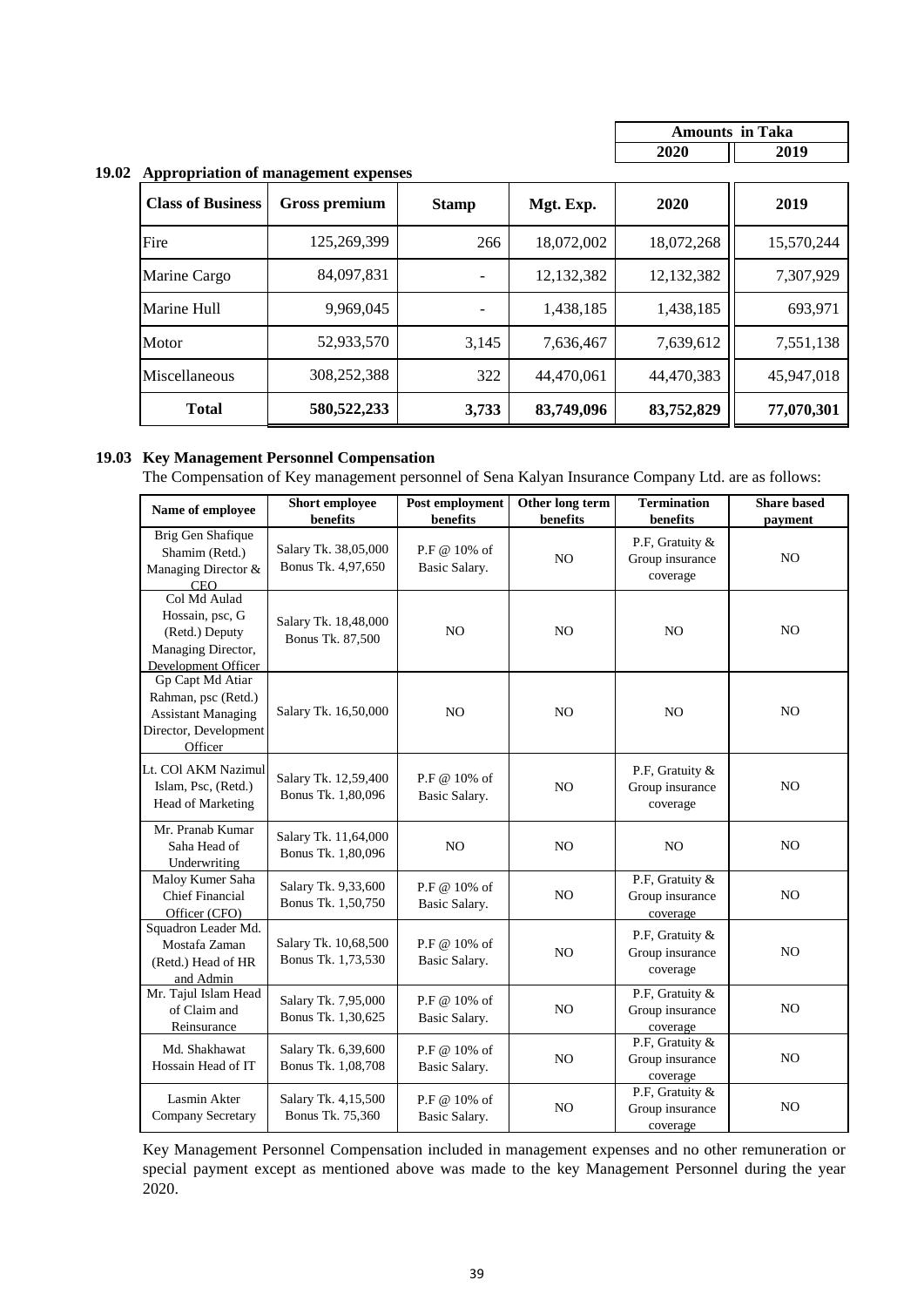| | Amounts in Taka | |
|---|---|---|
| | 2020 | 2019 |

### 19.02 Appropriation of management expenses

| Class of Business | Gross premium | Stamp | Mgt. Exp. | 2020 | 2019 |
|---|---|---|---|---|---|
| Fire | 125,269,399 | 266 | 18,072,002 | 18,072,268 | 15,570,244 |
| Marine Cargo | 84,097,831 | - | 12,132,382 | 12,132,382 | 7,307,929 |
| Marine Hull | 9,969,045 | - | 1,438,185 | 1,438,185 | 693,971 |
| Motor | 52,933,570 | 3,145 | 7,636,467 | 7,639,612 | 7,551,138 |
| Miscellaneous | 308,252,388 | 322 | 44,470,061 | 44,470,383 | 45,947,018 |
| **Total** | **580,522,233** | **3,733** | **83,749,096** | **83,752,829** | **77,070,301** |

### 19.03 Key Management Personnel Compensation

The Compensation of Key management personnel of Sena Kalyan Insurance Company Ltd. are as follows:

| Name of employee | Short employee benefits | Post employment benefits | Other long term benefits | Termination benefits | Share based payment |
|---|---|---|---|---|---|
| Brig Gen Shafique Shamim (Retd.) Managing Director & CEO | Salary Tk. 38,05,000 Bonus Tk. 4,97,650 | P.F @ 10% of Basic Salary. | NO | P.F, Gratuity & Group insurance coverage | NO |
| Col Md Aulad Hossain, psc, G (Retd.) Deputy Managing Director, Development Officer | Salary Tk. 18,48,000 Bonus Tk. 87,500 | NO | NO | NO | NO |
| Gp Capt Md Atiar Rahman, psc (Retd.) Assistant Managing Director, Development Officer | Salary Tk. 16,50,000 | NO | NO | NO | NO |
| Lt. COl AKM Nazimul Islam, Psc, (Retd.) Head of Marketing | Salary Tk. 12,59,400 Bonus Tk. 1,80,096 | P.F @ 10% of Basic Salary. | NO | P.F, Gratuity & Group insurance coverage | NO |
| Mr. Pranab Kumar Saha Head of Underwriting | Salary Tk. 11,64,000 Bonus Tk. 1,80,096 | NO | NO | NO | NO |
| Maloy Kumer Saha Chief Financial Officer (CFO) | Salary Tk. 9,33,600 Bonus Tk. 1,50,750 | P.F @ 10% of Basic Salary. | NO | P.F, Gratuity & Group insurance coverage | NO |
| Squadron Leader Md. Mostafa Zaman (Retd.) Head of HR and Admin | Salary Tk. 10,68,500 Bonus Tk. 1,73,530 | P.F @ 10% of Basic Salary. | NO | P.F, Gratuity & Group insurance coverage | NO |
| Mr. Tajul Islam Head of Claim and Reinsurance | Salary Tk. 7,95,000 Bonus Tk. 1,30,625 | P.F @ 10% of Basic Salary. | NO | P.F, Gratuity & Group insurance coverage | NO |
| Md. Shakhawat Hossain Head of IT | Salary Tk. 6,39,600 Bonus Tk. 1,08,708 | P.F @ 10% of Basic Salary. | NO | P.F, Gratuity & Group insurance coverage | NO |
| Lasmin Akter Company Secretary | Salary Tk. 4,15,500 Bonus Tk. 75,360 | P.F @ 10% of Basic Salary. | NO | P.F, Gratuity & Group insurance coverage | NO |

Key Management Personnel Compensation included in management expenses and no other remuneration or special payment except as mentioned above was made to the key Management Personnel during the year 2020.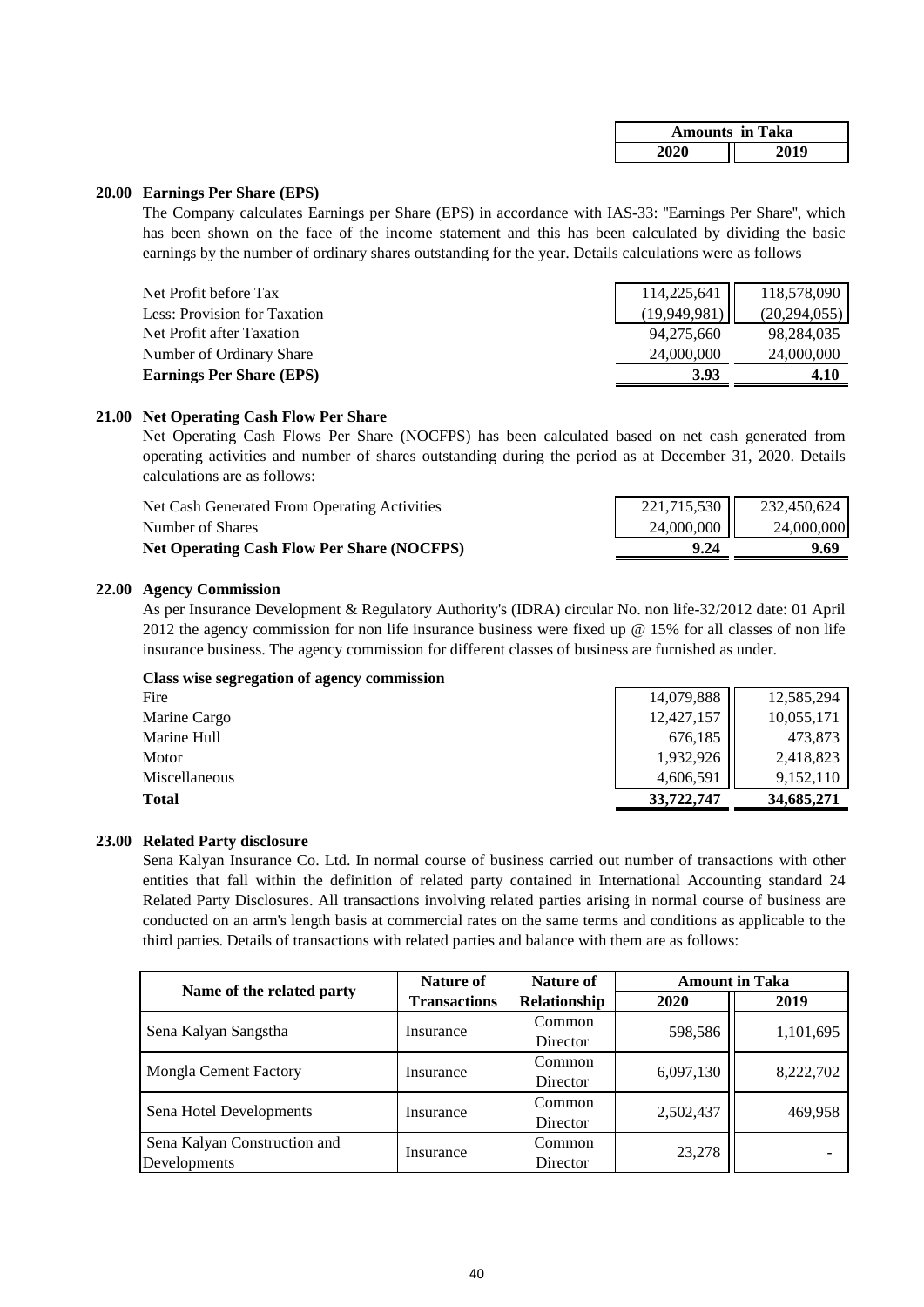| | Amounts in Taka | |
|---|---|---|
| | 2020 | 2019 |

## 20.00 Earnings Per Share (EPS)

The Company calculates Earnings per Share (EPS) in accordance with IAS-33: "Earnings Per Share", which has been shown on the face of the income statement and this has been calculated by dividing the basic earnings by the number of ordinary shares outstanding for the year. Details calculations were as follows

| | 2020 | 2019 |
|---|---|---|
| Net Profit before Tax | 114,225,641 | 118,578,090 |
| Less: Provision for Taxation | (19,949,981) | (20,294,055) |
| Net Profit after Taxation | 94,275,660 | 98,284,035 |
| Number of Ordinary Share | 24,000,000 | 24,000,000 |
| **Earnings Per Share (EPS)** | **3.93** | **4.10** |

## 21.00 Net Operating Cash Flow Per Share

Net Operating Cash Flows Per Share (NOCFPS) has been calculated based on net cash generated from operating activities and number of shares outstanding during the period as at December 31, 2020. Details calculations are as follows:

| | 2020 | 2019 |
|---|---|---|
| Net Cash Generated From Operating Activities | 221,715,530 | 232,450,624 |
| Number of Shares | 24,000,000 | 24,000,000 |
| **Net Operating Cash Flow Per Share (NOCFPS)** | **9.24** | **9.69** |

## 22.00 Agency Commission

As per Insurance Development & Regulatory Authority's (IDRA) circular No. non life-32/2012 date: 01 April 2012 the agency commission for non life insurance business were fixed up @ 15% for all classes of non life insurance business. The agency commission for different classes of business are furnished as under.

**Class wise segregation of agency commission**

| | 2020 | 2019 |
|---|---|---|
| Fire | 14,079,888 | 12,585,294 |
| Marine Cargo | 12,427,157 | 10,055,171 |
| Marine Hull | 676,185 | 473,873 |
| Motor | 1,932,926 | 2,418,823 |
| Miscellaneous | 4,606,591 | 9,152,110 |
| **Total** | **33,722,747** | **34,685,271** |

## 23.00 Related Party disclosure

Sena Kalyan Insurance Co. Ltd. In normal course of business carried out number of transactions with other entities that fall within the definition of related party contained in International Accounting standard 24 Related Party Disclosures. All transactions involving related parties arising in normal course of business are conducted on an arm's length basis at commercial rates on the same terms and conditions as applicable to the third parties. Details of transactions with related parties and balance with them are as follows:

| Name of the related party | Nature of Transactions | Nature of Relationship | Amount in Taka | |
|---|---|---|---|---|
| | | | 2020 | 2019 |
| Sena Kalyan Sangstha | Insurance | Common Director | 598,586 | 1,101,695 |
| Mongla Cement Factory | Insurance | Common Director | 6,097,130 | 8,222,702 |
| Sena Hotel Developments | Insurance | Common Director | 2,502,437 | 469,958 |
| Sena Kalyan Construction and Developments | Insurance | Common Director | 23,278 | - |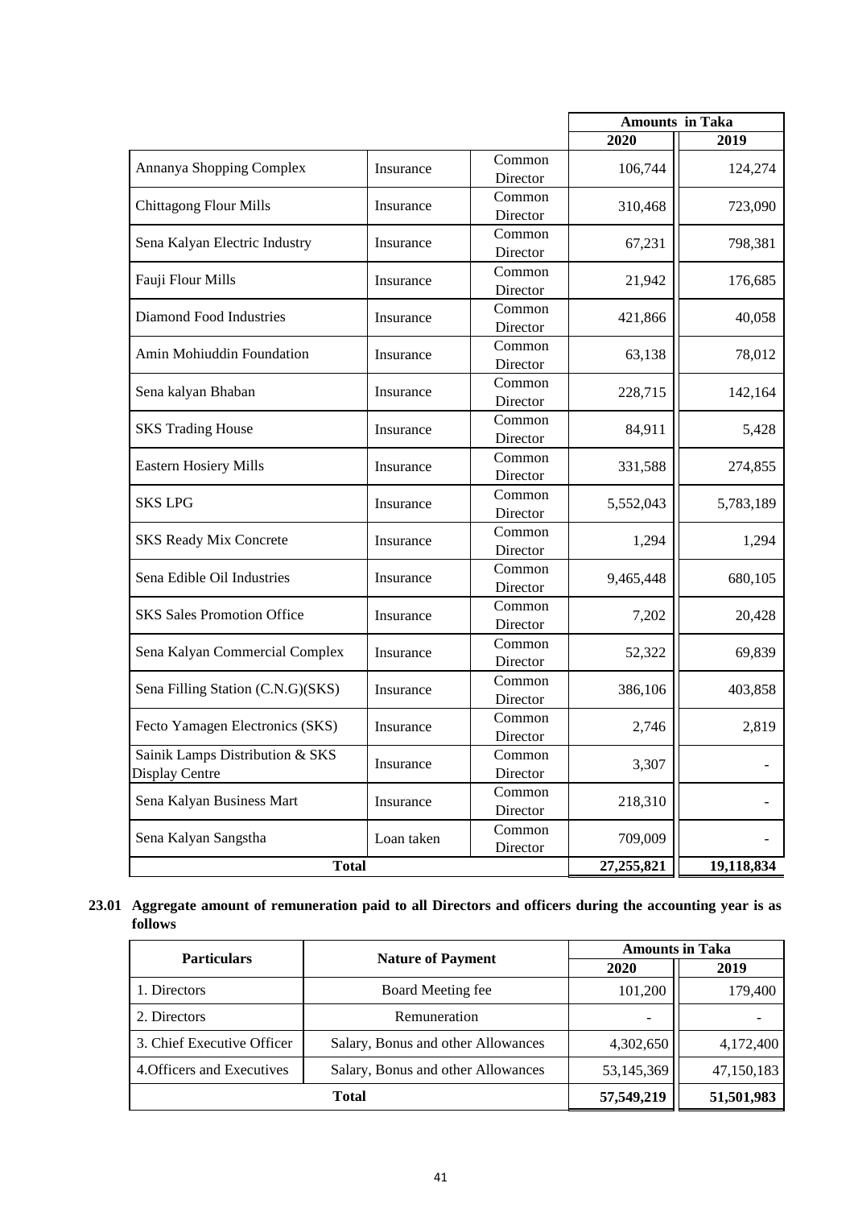| | | | Amounts in Taka | |
|---|---|---|---|---|
| | | | 2020 | 2019 |
| Annanya Shopping Complex | Insurance | Common Director | 106,744 | 124,274 |
| Chittagong Flour Mills | Insurance | Common Director | 310,468 | 723,090 |
| Sena Kalyan Electric Industry | Insurance | Common Director | 67,231 | 798,381 |
| Fauji Flour Mills | Insurance | Common Director | 21,942 | 176,685 |
| Diamond Food Industries | Insurance | Common Director | 421,866 | 40,058 |
| Amin Mohiuddin Foundation | Insurance | Common Director | 63,138 | 78,012 |
| Sena kalyan Bhaban | Insurance | Common Director | 228,715 | 142,164 |
| SKS Trading House | Insurance | Common Director | 84,911 | 5,428 |
| Eastern Hosiery Mills | Insurance | Common Director | 331,588 | 274,855 |
| SKS LPG | Insurance | Common Director | 5,552,043 | 5,783,189 |
| SKS Ready Mix Concrete | Insurance | Common Director | 1,294 | 1,294 |
| Sena Edible Oil Industries | Insurance | Common Director | 9,465,448 | 680,105 |
| SKS Sales Promotion Office | Insurance | Common Director | 7,202 | 20,428 |
| Sena Kalyan Commercial Complex | Insurance | Common Director | 52,322 | 69,839 |
| Sena Filling Station (C.N.G)(SKS) | Insurance | Common Director | 386,106 | 403,858 |
| Fecto Yamagen Electronics (SKS) | Insurance | Common Director | 2,746 | 2,819 |
| Sainik Lamps Distribution & SKS Display Centre | Insurance | Common Director | 3,307 | - |
| Sena Kalyan Business Mart | Insurance | Common Director | 218,310 | - |
| Sena Kalyan Sangstha | Loan taken | Common Director | 709,009 | - |
| **Total** | | | **27,255,821** | **19,118,834** |

**23.01 Aggregate amount of remuneration paid to all Directors and officers during the accounting year is as follows**

| Particulars | Nature of Payment | Amounts in Taka | |
|---|---|---|---|
| | | 2020 | 2019 |
| 1. Directors | Board Meeting fee | 101,200 | 179,400 |
| 2. Directors | Remuneration | - | - |
| 3. Chief Executive Officer | Salary, Bonus and other Allowances | 4,302,650 | 4,172,400 |
| 4.Officers and Executives | Salary, Bonus and other Allowances | 53,145,369 | 47,150,183 |
| **Total** | | **57,549,219** | **51,501,983** |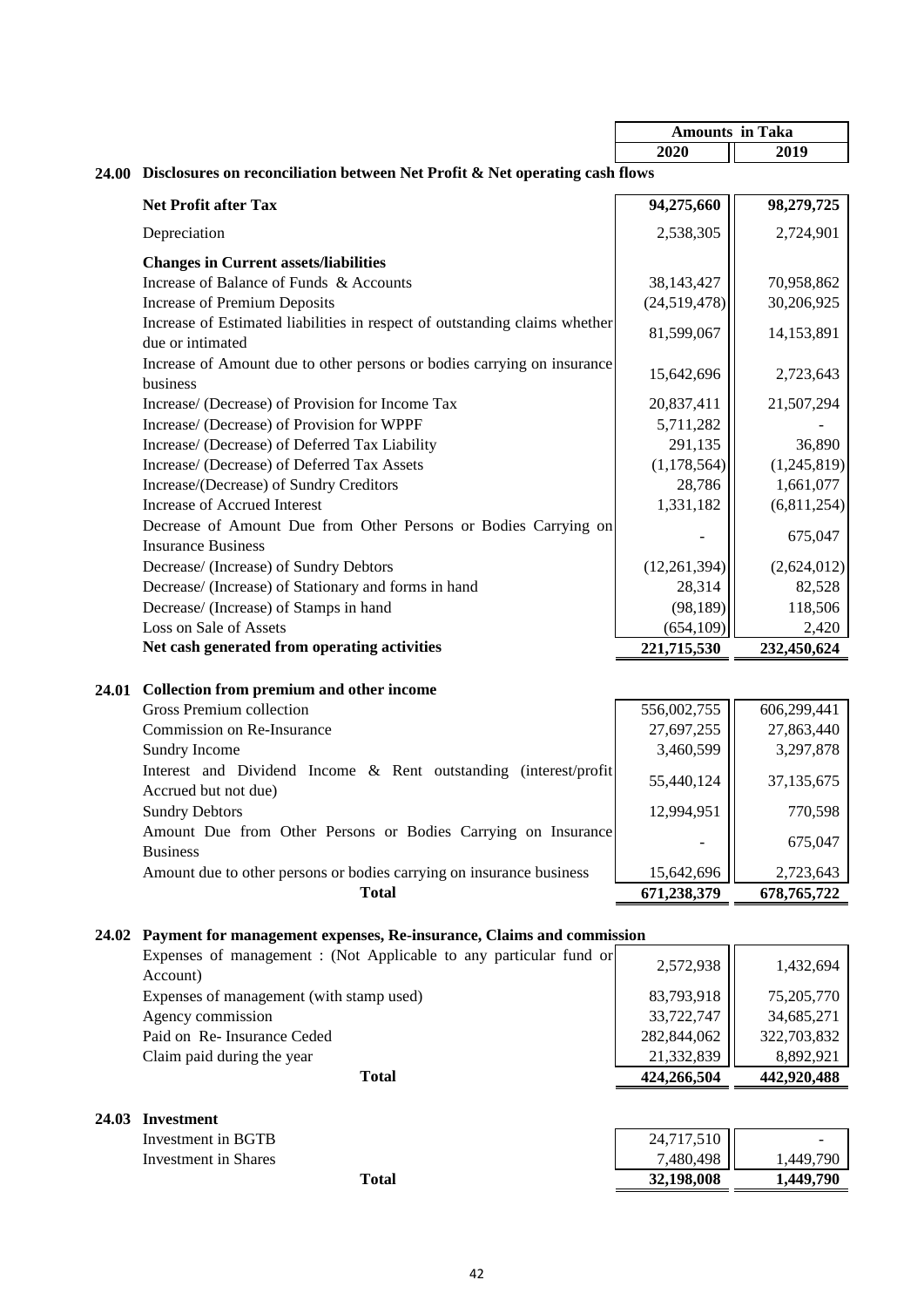| | Amounts in Taka | |
|---|---|---|
| | 2020 | 2019 |

## 24.00 Disclosures on reconciliation between Net Profit & Net operating cash flows

| | 2020 | 2019 |
|---|---|---|
| **Net Profit after Tax** | **94,275,660** | **98,279,725** |
| Depreciation | 2,538,305 | 2,724,901 |
| **Changes in Current assets/liabilities** | | |
| Increase of Balance of Funds & Accounts | 38,143,427 | 70,958,862 |
| Increase of Premium Deposits | (24,519,478) | 30,206,925 |
| Increase of Estimated liabilities in respect of outstanding claims whether due or intimated | 81,599,067 | 14,153,891 |
| Increase of Amount due to other persons or bodies carrying on insurance business | 15,642,696 | 2,723,643 |
| Increase/ (Decrease) of Provision for Income Tax | 20,837,411 | 21,507,294 |
| Increase/ (Decrease) of Provision for WPPF | 5,711,282 | - |
| Increase/ (Decrease) of Deferred Tax Liability | 291,135 | 36,890 |
| Increase/ (Decrease) of Deferred Tax Assets | (1,178,564) | (1,245,819) |
| Increase/(Decrease) of Sundry Creditors | 28,786 | 1,661,077 |
| Increase of Accrued Interest | 1,331,182 | (6,811,254) |
| Decrease of Amount Due from Other Persons or Bodies Carrying on Insurance Business | - | 675,047 |
| Decrease/ (Increase) of Sundry Debtors | (12,261,394) | (2,624,012) |
| Decrease/ (Increase) of Stationary and forms in hand | 28,314 | 82,528 |
| Decrease/ (Increase) of Stamps in hand | (98,189) | 118,506 |
| Loss on Sale of Assets | (654,109) | 2,420 |
| **Net cash generated from operating activities** | **221,715,530** | **232,450,624** |

## 24.01 Collection from premium and other income

| | 2020 | 2019 |
|---|---|---|
| Gross Premium collection | 556,002,755 | 606,299,441 |
| Commission on Re-Insurance | 27,697,255 | 27,863,440 |
| Sundry Income | 3,460,599 | 3,297,878 |
| Interest and Dividend Income & Rent outstanding (interest/profit Accrued but not due) | 55,440,124 | 37,135,675 |
| Sundry Debtors | 12,994,951 | 770,598 |
| Amount Due from Other Persons or Bodies Carrying on Insurance Business | - | 675,047 |
| Amount due to other persons or bodies carrying on insurance business | 15,642,696 | 2,723,643 |
| **Total** | **671,238,379** | **678,765,722** |

## 24.02 Payment for management expenses, Re-insurance, Claims and commission

| | 2020 | 2019 |
|---|---|---|
| Expenses of management : (Not Applicable to any particular fund or Account) | 2,572,938 | 1,432,694 |
| Expenses of management (with stamp used) | 83,793,918 | 75,205,770 |
| Agency commission | 33,722,747 | 34,685,271 |
| Paid on Re- Insurance Ceded | 282,844,062 | 322,703,832 |
| Claim paid during the year | 21,332,839 | 8,892,921 |
| **Total** | **424,266,504** | **442,920,488** |

## 24.03 Investment

| | 2020 | 2019 |
|---|---|---|
| Investment in BGTB | 24,717,510 | - |
| Investment in Shares | 7,480,498 | 1,449,790 |
| **Total** | **32,198,008** | **1,449,790** |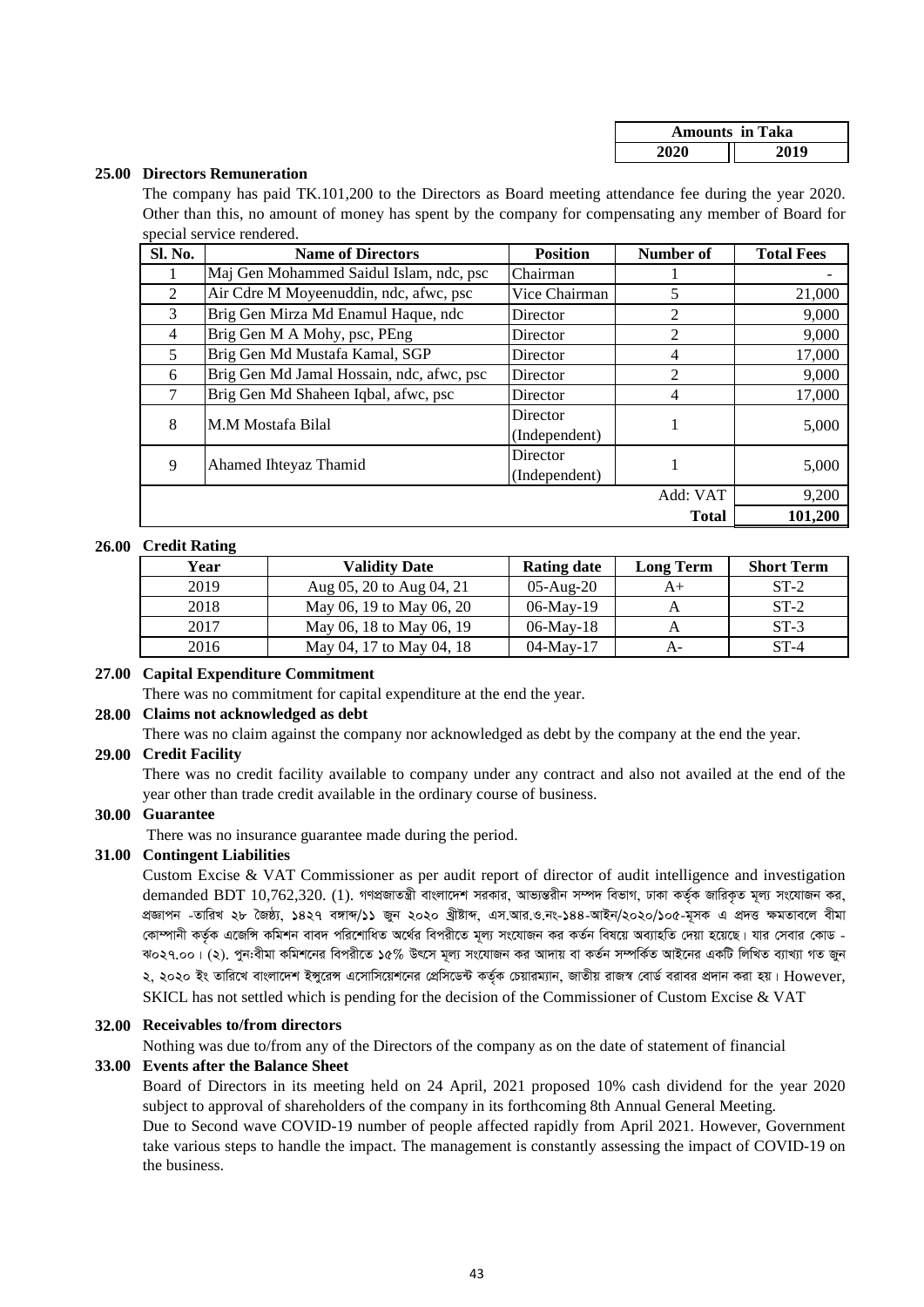| Amounts in Taka | |
|---|---|
| 2020 | 2019 |

**25.00 Directors Remuneration**

The company has paid TK.101,200 to the Directors as Board meeting attendance fee during the year 2020. Other than this, no amount of money has spent by the company for compensating any member of Board for special service rendered.

| Sl. No. | Name of Directors | Position | Number of | Total Fees |
|---|---|---|---|---|
| 1 | Maj Gen Mohammed Saidul Islam, ndc, psc | Chairman | 1 | - |
| 2 | Air Cdre M Moyeenuddin, ndc, afwc, psc | Vice Chairman | 5 | 21,000 |
| 3 | Brig Gen Mirza Md Enamul Haque, ndc | Director | 2 | 9,000 |
| 4 | Brig Gen M A Mohy, psc, PEng | Director | 2 | 9,000 |
| 5 | Brig Gen Md Mustafa Kamal, SGP | Director | 4 | 17,000 |
| 6 | Brig Gen Md Jamal Hossain, ndc, afwc, psc | Director | 2 | 9,000 |
| 7 | Brig Gen Md Shaheen Iqbal, afwc, psc | Director | 4 | 17,000 |
| 8 | M.M Mostafa Bilal | Director (Independent) | 1 | 5,000 |
| 9 | Ahamed Ihteyaz Thamid | Director (Independent) | 1 | 5,000 |
| | | | Add: VAT | 9,200 |
| | | | **Total** | **101,200** |

**26.00 Credit Rating**

| Year | Validity Date | Rating date | Long Term | Short Term |
|---|---|---|---|---|
| 2019 | Aug 05, 20 to Aug 04, 21 | 05-Aug-20 | A+ | ST-2 |
| 2018 | May 06, 19 to May 06, 20 | 06-May-19 | A | ST-2 |
| 2017 | May 06, 18 to May 06, 19 | 06-May-18 | A | ST-3 |
| 2016 | May 04, 17 to May 04, 18 | 04-May-17 | A- | ST-4 |

**27.00 Capital Expenditure Commitment**

There was no commitment for capital expenditure at the end the year.

**28.00 Claims not acknowledged as debt**

There was no claim against the company nor acknowledged as debt by the company at the end the year.

**29.00 Credit Facility**

There was no credit facility available to company under any contract and also not availed at the end of the year other than trade credit available in the ordinary course of business.

**30.00 Guarantee**

There was no insurance guarantee made during the period.

**31.00 Contingent Liabilities**

Custom Excise & VAT Commissioner as per audit report of director of audit intelligence and investigation demanded BDT 10,762,320. (1). গণপ্রজাতন্ত্রী বাংলাদেশ সরকার, আভ্যন্তরীন সম্পদ বিভাগ, ঢাকা কর্তৃক জারিকৃত মূল্য সংযোজন কর, প্রজ্ঞাপন -তারিখ ২৮ জৈষ্ঠ্য, ১৪২৭ বঙ্গাব্দ/১১ জুন ২০২০ খ্রীষ্টাব্দ, এস.আর.ও.নং-১৪৪-আইন/২০২০/১০৫-মূসক এ প্রদত্ত ক্ষমতাবলে বীমা কোম্পানী কর্তৃক এজেন্সি কমিশন বাবদ পরিশোধিত অর্থের বিপরীতে মূল্য সংযোজন কর কর্তন বিষয়ে অব্যাহতি দেয়া হয়েছে। যার সেবার কোড - ঝ০২৭.০০। (২). পুন:বীমা কমিশনের বিপরীতে ১৫% উৎসে মূল্য সংযোজন কর আদায় বা কর্তন সম্পর্কিত আইনের একটি লিখিত ব্যাখ্যা গত জুন ২, ২০২০ ইং তারিখে বাংলাদেশ ইন্সুরেন্স এসোসিয়েশনের প্রেসিডেন্ট কর্তৃক চেয়ারম্যান, জাতীয় রাজস্ব বোর্ড বরাবর প্রদান করা হয়। However, SKICL has not settled which is pending for the decision of the Commissioner of Custom Excise & VAT

**32.00 Receivables to/from directors**

Nothing was due to/from any of the Directors of the company as on the date of statement of financial

**33.00 Events after the Balance Sheet**

Board of Directors in its meeting held on 24 April, 2021 proposed 10% cash dividend for the year 2020 subject to approval of shareholders of the company in its forthcoming 8th Annual General Meeting.

Due to Second wave COVID-19 number of people affected rapidly from April 2021. However, Government take various steps to handle the impact. The management is constantly assessing the impact of COVID-19 on the business.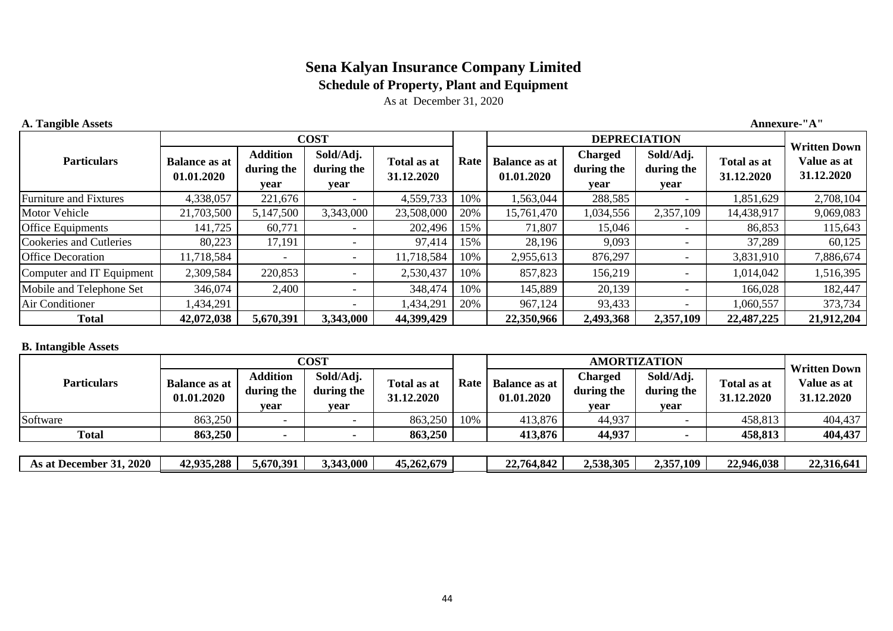# Sena Kalyan Insurance Company Limited

## Schedule of Property, Plant and Equipment

As at December 31, 2020

**A. Tangible Assets** **Annexure-"A"**

| Particulars | COST | | | | Rate | DEPRECIATION | | | | Written Down Value as at 31.12.2020 |
|---|---|---|---|---|---|---|---|---|---|---|
| | Balance as at 01.01.2020 | Addition during the year | Sold/Adj. during the year | Total as at 31.12.2020 | | Balance as at 01.01.2020 | Charged during the year | Sold/Adj. during the year | Total as at 31.12.2020 | |
| Furniture and Fixtures | 4,338,057 | 221,676 | - | 4,559,733 | 10% | 1,563,044 | 288,585 | - | 1,851,629 | 2,708,104 |
| Motor Vehicle | 21,703,500 | 5,147,500 | 3,343,000 | 23,508,000 | 20% | 15,761,470 | 1,034,556 | 2,357,109 | 14,438,917 | 9,069,083 |
| Office Equipments | 141,725 | 60,771 | - | 202,496 | 15% | 71,807 | 15,046 | - | 86,853 | 115,643 |
| Cookeries and Cutleries | 80,223 | 17,191 | - | 97,414 | 15% | 28,196 | 9,093 | - | 37,289 | 60,125 |
| Office Decoration | 11,718,584 | - | - | 11,718,584 | 10% | 2,955,613 | 876,297 | - | 3,831,910 | 7,886,674 |
| Computer and IT Equipment | 2,309,584 | 220,853 | - | 2,530,437 | 10% | 857,823 | 156,219 | - | 1,014,042 | 1,516,395 |
| Mobile and Telephone Set | 346,074 | 2,400 | - | 348,474 | 10% | 145,889 | 20,139 | - | 166,028 | 182,447 |
| Air Conditioner | 1,434,291 | | - | 1,434,291 | 20% | 967,124 | 93,433 | - | 1,060,557 | 373,734 |
| **Total** | **42,072,038** | **5,670,391** | **3,343,000** | **44,399,429** | | **22,350,966** | **2,493,368** | **2,357,109** | **22,487,225** | **21,912,204** |

**B. Intangible Assets**

| Particulars | COST | | | | Rate | AMORTIZATION | | | | Written Down Value as at 31.12.2020 |
|---|---|---|---|---|---|---|---|---|---|---|
| | Balance as at 01.01.2020 | Addition during the year | Sold/Adj. during the year | Total as at 31.12.2020 | | Balance as at 01.01.2020 | Charged during the year | Sold/Adj. during the year | Total as at 31.12.2020 | |
| Software | 863,250 | - | - | 863,250 | 10% | 413,876 | 44,937 | - | 458,813 | 404,437 |
| **Total** | **863,250** | **-** | **-** | **863,250** | | **413,876** | **44,937** | **-** | **458,813** | **404,437** |
| **As at December 31, 2020** | **42,935,288** | **5,670,391** | **3,343,000** | **45,262,679** | | **22,764,842** | **2,538,305** | **2,357,109** | **22,946,038** | **22,316,641** |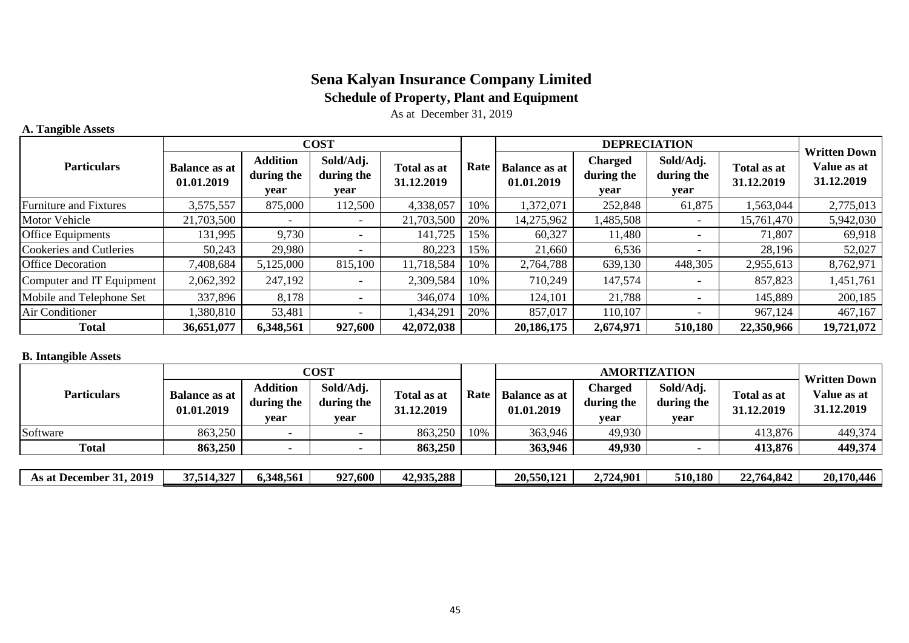# Sena Kalyan Insurance Company Limited

## Schedule of Property, Plant and Equipment

As at December 31, 2019

**A. Tangible Assets**

| Particulars | COST | | | | Rate | DEPRECIATION | | | | Written Down Value as at 31.12.2019 |
|---|---|---|---|---|---|---|---|---|---|---|
| | Balance as at 01.01.2019 | Addition during the year | Sold/Adj. during the year | Total as at 31.12.2019 | | Balance as at 01.01.2019 | Charged during the year | Sold/Adj. during the year | Total as at 31.12.2019 | |
| Furniture and Fixtures | 3,575,557 | 875,000 | 112,500 | 4,338,057 | 10% | 1,372,071 | 252,848 | 61,875 | 1,563,044 | 2,775,013 |
| Motor Vehicle | 21,703,500 | - | - | 21,703,500 | 20% | 14,275,962 | 1,485,508 | - | 15,761,470 | 5,942,030 |
| Office Equipments | 131,995 | 9,730 | - | 141,725 | 15% | 60,327 | 11,480 | - | 71,807 | 69,918 |
| Cookeries and Cutleries | 50,243 | 29,980 | - | 80,223 | 15% | 21,660 | 6,536 | - | 28,196 | 52,027 |
| Office Decoration | 7,408,684 | 5,125,000 | 815,100 | 11,718,584 | 10% | 2,764,788 | 639,130 | 448,305 | 2,955,613 | 8,762,971 |
| Computer and IT Equipment | 2,062,392 | 247,192 | - | 2,309,584 | 10% | 710,249 | 147,574 | - | 857,823 | 1,451,761 |
| Mobile and Telephone Set | 337,896 | 8,178 | - | 346,074 | 10% | 124,101 | 21,788 | - | 145,889 | 200,185 |
| Air Conditioner | 1,380,810 | 53,481 | - | 1,434,291 | 20% | 857,017 | 110,107 | - | 967,124 | 467,167 |
| **Total** | **36,651,077** | **6,348,561** | **927,600** | **42,072,038** | | **20,186,175** | **2,674,971** | **510,180** | **22,350,966** | **19,721,072** |

**B. Intangible Assets**

| Particulars | COST | | | | Rate | AMORTIZATION | | | | Written Down Value as at 31.12.2019 |
|---|---|---|---|---|---|---|---|---|---|---|
| | Balance as at 01.01.2019 | Addition during the year | Sold/Adj. during the year | Total as at 31.12.2019 | | Balance as at 01.01.2019 | Charged during the year | Sold/Adj. during the year | Total as at 31.12.2019 | |
| Software | 863,250 | - | - | 863,250 | 10% | 363,946 | 49,930 | | 413,876 | 449,374 |
| **Total** | **863,250** | **-** | **-** | **863,250** | | **363,946** | **49,930** | **-** | **413,876** | **449,374** |
| **As at December 31, 2019** | **37,514,327** | **6,348,561** | **927,600** | **42,935,288** | | **20,550,121** | **2,724,901** | **510,180** | **22,764,842** | **20,170,446** |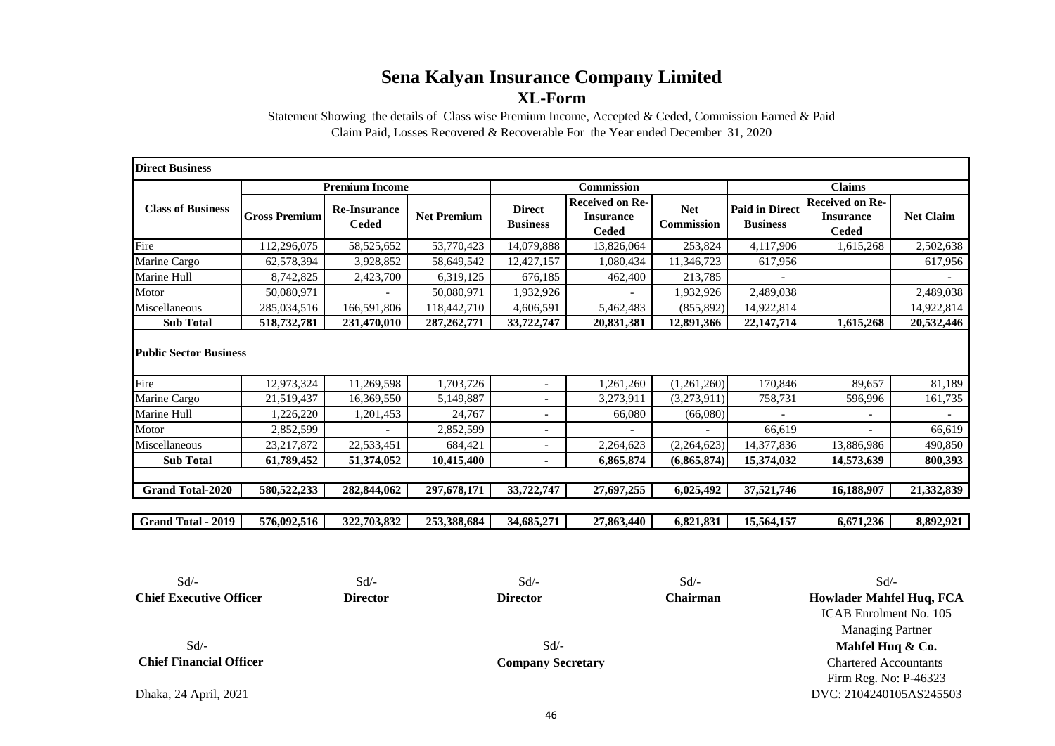# Sena Kalyan Insurance Company Limited

## XL-Form

Statement Showing the details of Class wise Premium Income, Accepted & Ceded, Commission Earned & Paid
Claim Paid, Losses Recovered & Recoverable For the Year ended December 31, 2020

| Class of Business | Premium Income | | | Commission | | | Claims | | |
|---|---|---|---|---|---|---|---|---|---|
| | Gross Premium | Re-Insurance Ceded | Net Premium | Direct Business | Received on Re-Insurance Ceded | Net Commission | Paid in Direct Business | Received on Re-Insurance Ceded | Net Claim |
| **Direct Business** | | | | | | | | | |
| Fire | 112,296,075 | 58,525,652 | 53,770,423 | 14,079,888 | 13,826,064 | 253,824 | 4,117,906 | 1,615,268 | 2,502,638 |
| Marine Cargo | 62,578,394 | 3,928,852 | 58,649,542 | 12,427,157 | 1,080,434 | 11,346,723 | 617,956 | | 617,956 |
| Marine Hull | 8,742,825 | 2,423,700 | 6,319,125 | 676,185 | 462,400 | 213,785 | - | | - |
| Motor | 50,080,971 | - | 50,080,971 | 1,932,926 | - | 1,932,926 | 2,489,038 | | 2,489,038 |
| Miscellaneous | 285,034,516 | 166,591,806 | 118,442,710 | 4,606,591 | 5,462,483 | (855,892) | 14,922,814 | | 14,922,814 |
| **Sub Total** | **518,732,781** | **231,470,010** | **287,262,771** | **33,722,747** | **20,831,381** | **12,891,366** | **22,147,714** | **1,615,268** | **20,532,446** |
| **Public Sector Business** | | | | | | | | | |
| Fire | 12,973,324 | 11,269,598 | 1,703,726 | - | 1,261,260 | (1,261,260) | 170,846 | 89,657 | 81,189 |
| Marine Cargo | 21,519,437 | 16,369,550 | 5,149,887 | - | 3,273,911 | (3,273,911) | 758,731 | 596,996 | 161,735 |
| Marine Hull | 1,226,220 | 1,201,453 | 24,767 | - | 66,080 | (66,080) | - | - | - |
| Motor | 2,852,599 | - | 2,852,599 | - | - | - | 66,619 | - | 66,619 |
| Miscellaneous | 23,217,872 | 22,533,451 | 684,421 | - | 2,264,623 | (2,264,623) | 14,377,836 | 13,886,986 | 490,850 |
| **Sub Total** | **61,789,452** | **51,374,052** | **10,415,400** | **-** | **6,865,874** | **(6,865,874)** | **15,374,032** | **14,573,639** | **800,393** |
| **Grand Total-2020** | **580,522,233** | **282,844,062** | **297,678,171** | **33,722,747** | **27,697,255** | **6,025,492** | **37,521,746** | **16,188,907** | **21,332,839** |
| **Grand Total - 2019** | **576,092,516** | **322,703,832** | **253,388,684** | **34,685,271** | **27,863,440** | **6,821,831** | **15,564,157** | **6,671,236** | **8,892,921** |

Sd/-
**Chief Executive Officer**

Sd/-
**Director**

Sd/-
**Director**

Sd/-
**Chairman**

Sd/-
**Howlader Mahfel Huq, FCA**
ICAB Enrolment No. 105
Managing Partner
**Mahfel Huq & Co.**
Chartered Accountants
Firm Reg. No: P-46323
DVC: 2104240105AS245503

Sd/-
**Chief Financial Officer**

Sd/-
**Company Secretary**

Dhaka, 24 April, 2021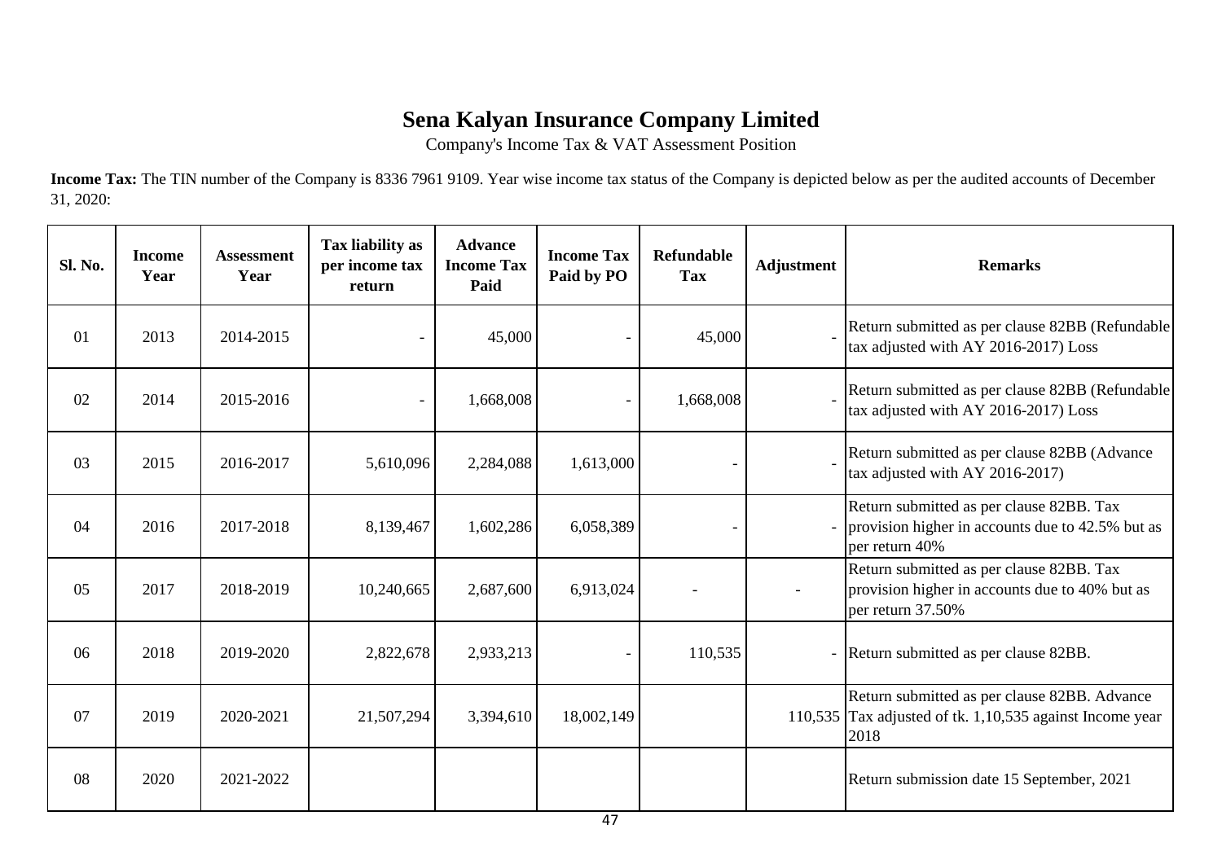# Sena Kalyan Insurance Company Limited

Company's Income Tax & VAT Assessment Position

**Income Tax:** The TIN number of the Company is 8336 7961 9109. Year wise income tax status of the Company is depicted below as per the audited accounts of December 31, 2020:

| Sl. No. | Income Year | Assessment Year | Tax liability as per income tax return | Advance Income Tax Paid | Income Tax Paid by PO | Refundable Tax | Adjustment | Remarks |
|---|---|---|---|---|---|---|---|---|
| 01 | 2013 | 2014-2015 | - | 45,000 | - | 45,000 | - | Return submitted as per clause 82BB (Refundable tax adjusted with AY 2016-2017) Loss |
| 02 | 2014 | 2015-2016 | - | 1,668,008 | - | 1,668,008 | - | Return submitted as per clause 82BB (Refundable tax adjusted with AY 2016-2017) Loss |
| 03 | 2015 | 2016-2017 | 5,610,096 | 2,284,088 | 1,613,000 | - | - | Return submitted as per clause 82BB (Advance tax adjusted with AY 2016-2017) |
| 04 | 2016 | 2017-2018 | 8,139,467 | 1,602,286 | 6,058,389 | - | - | Return submitted as per clause 82BB. Tax provision higher in accounts due to 42.5% but as per return 40% |
| 05 | 2017 | 2018-2019 | 10,240,665 | 2,687,600 | 6,913,024 | - | - | Return submitted as per clause 82BB. Tax provision higher in accounts due to 40% but as per return 37.50% |
| 06 | 2018 | 2019-2020 | 2,822,678 | 2,933,213 | - | 110,535 | - | Return submitted as per clause 82BB. |
| 07 | 2019 | 2020-2021 | 21,507,294 | 3,394,610 | 18,002,149 | | 110,535 | Return submitted as per clause 82BB. Advance Tax adjusted of tk. 1,10,535 against Income year 2018 |
| 08 | 2020 | 2021-2022 | | | | | | Return submission date 15 September, 2021 |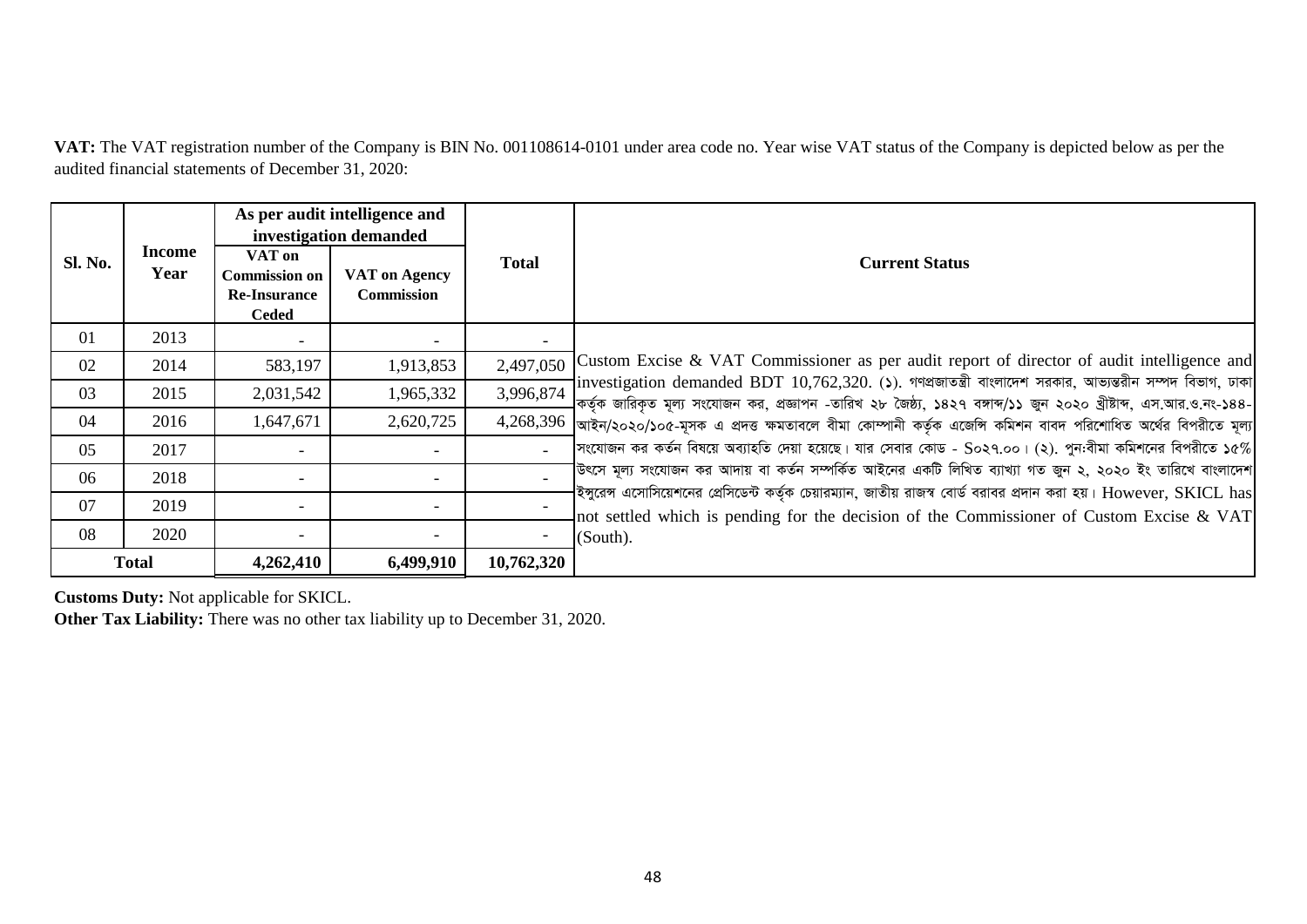**VAT:** The VAT registration number of the Company is BIN No. 001108614-0101 under area code no. Year wise VAT status of the Company is depicted below as per the audited financial statements of December 31, 2020:

| Sl. No. | Income Year | As per audit intelligence and investigation demanded | | Total | Current Status |
|---|---|---|---|---|---|
| | | VAT on Commission on Re-Insurance Ceded | VAT on Agency Commission | | |
| 01 | 2013 | - | - | - | Custom Excise & VAT Commissioner as per audit report of director of audit intelligence and investigation demanded BDT 10,762,320. (১). গণপ্রজাতন্ত্রী বাংলাদেশ সরকার, আভ্যন্তরীন সম্পদ বিভাগ, ঢাকা কর্তৃক জারিকৃত মূল্য সংযোজন কর, প্রজ্ঞাপন -তারিখ ২৮ জৈষ্ঠ্য, ১৪২৭ বঙ্গাব্দ/১১ জুন ২০২০ খ্রীষ্টাব্দ, এস.আর.ও.নং-১৪৪-আইন/২০২০/১০৫-মূসক এ প্রদত্ত ক্ষমতাবলে বীমা কোম্পানী কর্তৃক এজেন্সি কমিশন বাবদ পরিশোধিত অর্থের বিপরীতে মূল্য সংযোজন কর কর্তন বিষয়ে অব্যাহতি দেয়া হয়েছে। যার সেবার কোড - S০২৭.০০। (২). পুনঃবীমা কমিশনের বিপরীতে ১৫% উৎসে মূল্য সংযোজন কর আদায় বা কর্তন সম্পর্কিত আইনের একটি লিখিত ব্যাখ্যা গত জুন ২, ২০২০ ইং তারিখে বাংলাদেশ ইন্সুরেন্স এসোসিয়েশনের প্রেসিডেন্ট কর্তৃক চেয়ারম্যান, জাতীয় রাজস্ব বোর্ড বরাবর প্রদান করা হয়। However, SKICL has not settled which is pending for the decision of the Commissioner of Custom Excise & VAT (South). |
| 02 | 2014 | 583,197 | 1,913,853 | 2,497,050 | |
| 03 | 2015 | 2,031,542 | 1,965,332 | 3,996,874 | |
| 04 | 2016 | 1,647,671 | 2,620,725 | 4,268,396 | |
| 05 | 2017 | - | - | - | |
| 06 | 2018 | - | - | - | |
| 07 | 2019 | - | - | - | |
| 08 | 2020 | - | - | - | |
| **Total** | | **4,262,410** | **6,499,910** | **10,762,320** | |

**Customs Duty:** Not applicable for SKICL.

**Other Tax Liability:** There was no other tax liability up to December 31, 2020.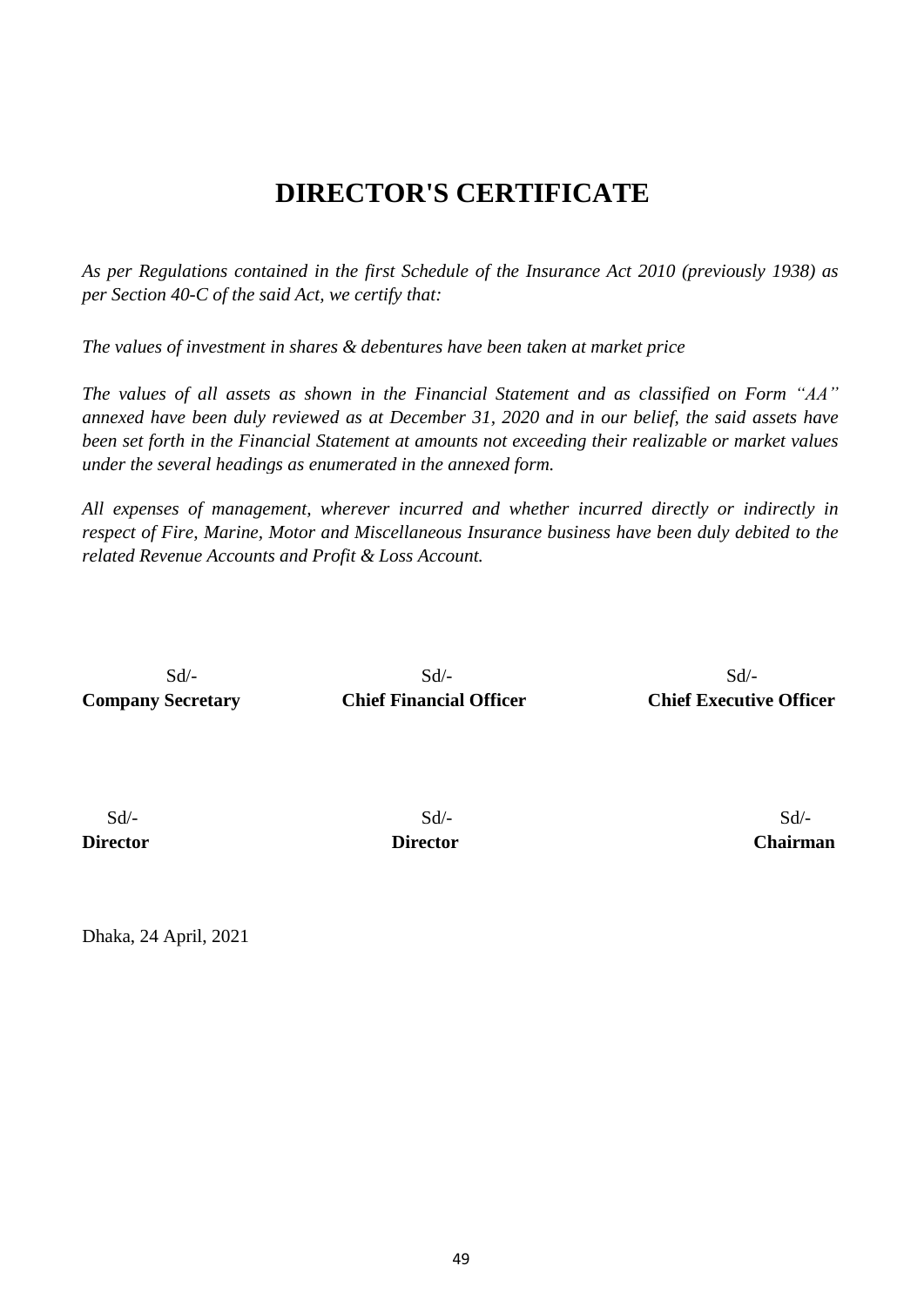# DIRECTOR'S CERTIFICATE

*As per Regulations contained in the first Schedule of the Insurance Act 2010 (previously 1938) as per Section 40-C of the said Act, we certify that:*

*The values of investment in shares & debentures have been taken at market price*

*The values of all assets as shown in the Financial Statement and as classified on Form "AA" annexed have been duly reviewed as at December 31, 2020 and in our belief, the said assets have been set forth in the Financial Statement at amounts not exceeding their realizable or market values under the several headings as enumerated in the annexed form.*

*All expenses of management, wherever incurred and whether incurred directly or indirectly in respect of Fire, Marine, Motor and Miscellaneous Insurance business have been duly debited to the related Revenue Accounts and Profit & Loss Account.*

| | | |
|---|---|---|
| Sd/- | Sd/- | Sd/- |
| **Company Secretary** | **Chief Financial Officer** | **Chief Executive Officer** |
| Sd/- | Sd/- | Sd/- |
| **Director** | **Director** | **Chairman** |

Dhaka, 24 April, 2021